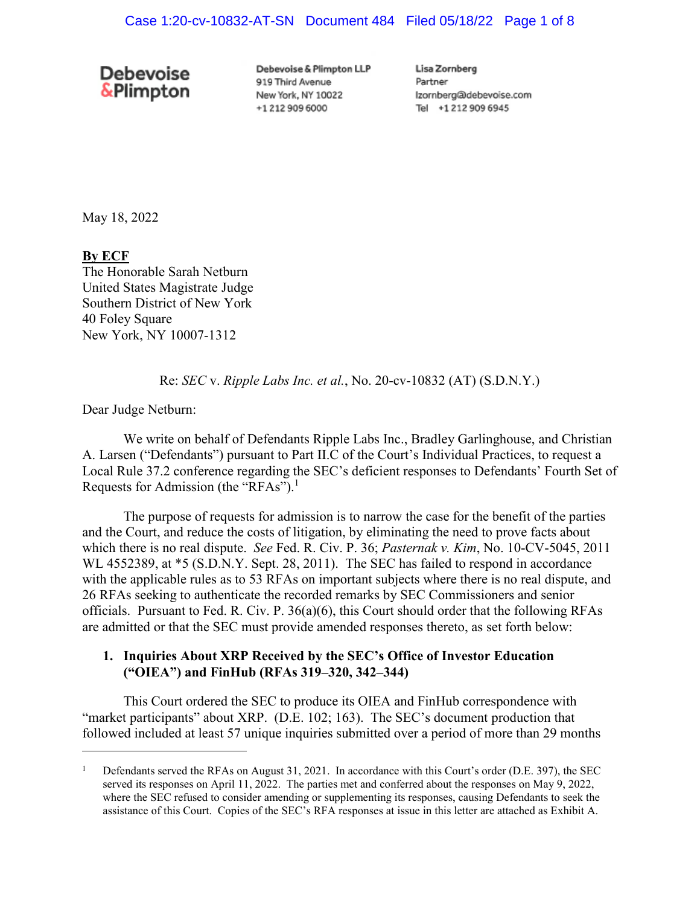Debevoise & Plimpton

Debevoise & Plimpton LLP
919 Third Avenue
New York, NY 10022
+1 212 909 6000

Lisa Zornberg
Partner
lzornberg@debevoise.com
Tel +1 212 909 6945

May 18, 2022

**By ECF**
The Honorable Sarah Netburn
United States Magistrate Judge
Southern District of New York
40 Foley Square
New York, NY 10007-1312

Re: *SEC* v. *Ripple Labs Inc. et al.*, No. 20-cv-10832 (AT) (S.D.N.Y.)

Dear Judge Netburn:

We write on behalf of Defendants Ripple Labs Inc., Bradley Garlinghouse, and Christian A. Larsen ("Defendants") pursuant to Part II.C of the Court's Individual Practices, to request a Local Rule 37.2 conference regarding the SEC's deficient responses to Defendants' Fourth Set of Requests for Admission (the "RFAs").[1]

The purpose of requests for admission is to narrow the case for the benefit of the parties and the Court, and reduce the costs of litigation, by eliminating the need to prove facts about which there is no real dispute. *See* Fed. R. Civ. P. 36; *Pasternak v. Kim*, No. 10-CV-5045, 2011 WL 4552389, at *5 (S.D.N.Y. Sept. 28, 2011). The SEC has failed to respond in accordance with the applicable rules as to 53 RFAs on important subjects where there is no real dispute, and 26 RFAs seeking to authenticate the recorded remarks by SEC Commissioners and senior officials. Pursuant to Fed. R. Civ. P. 36(a)(6), this Court should order that the following RFAs are admitted or that the SEC must provide amended responses thereto, as set forth below:

## 1. Inquiries About XRP Received by the SEC's Office of Investor Education ("OIEA") and FinHub (RFAs 319–320, 342–344)

This Court ordered the SEC to produce its OIEA and FinHub correspondence with "market participants" about XRP. (D.E. 102; 163). The SEC's document production that followed included at least 57 unique inquiries submitted over a period of more than 29 months

[1] Defendants served the RFAs on August 31, 2021. In accordance with this Court's order (D.E. 397), the SEC served its responses on April 11, 2022. The parties met and conferred about the responses on May 9, 2022, where the SEC refused to consider amending or supplementing its responses, causing Defendants to seek the assistance of this Court. Copies of the SEC's RFA responses at issue in this letter are attached as Exhibit A.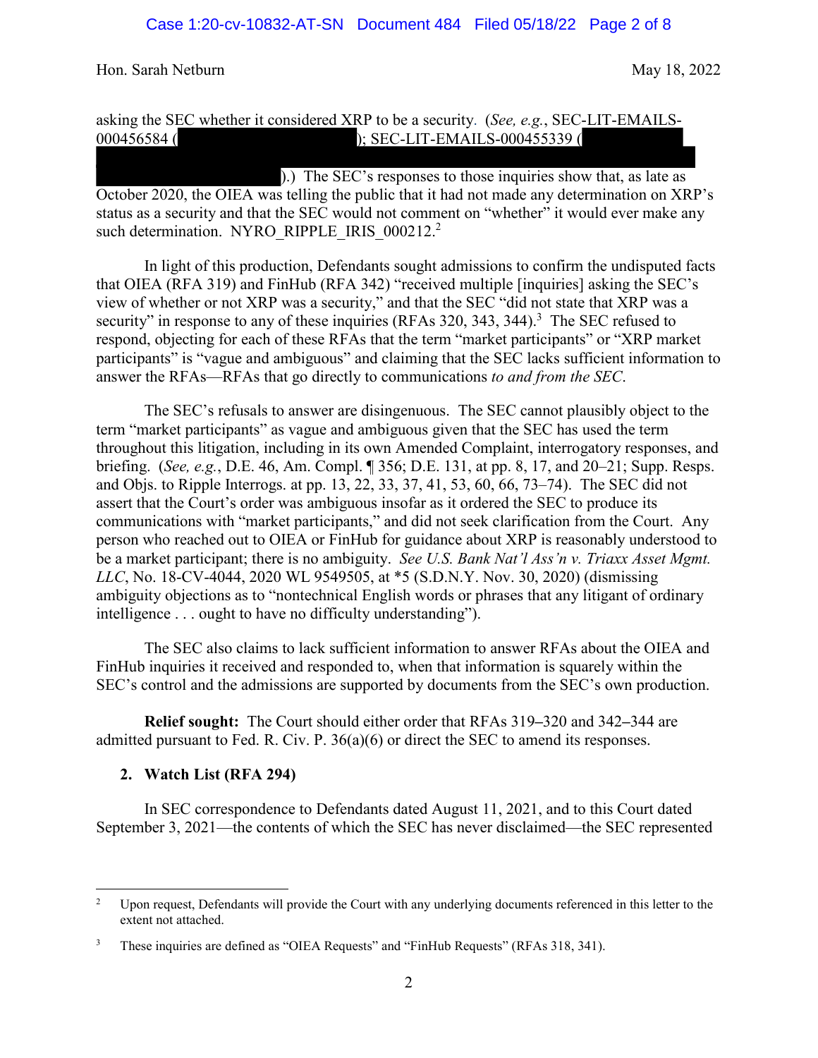asking the SEC whether it considered XRP to be a security. (*See, e.g.*, SEC-LIT-EMAILS-000456584 ( ); SEC-LIT-EMAILS-000455339 ( ).) The SEC's responses to those inquiries show that, as late as October 2020, the OIEA was telling the public that it had not made any determination on XRP's status as a security and that the SEC would not comment on "whether" it would ever make any such determination. NYRO_RIPPLE_IRIS_000212.[2]

In light of this production, Defendants sought admissions to confirm the undisputed facts that OIEA (RFA 319) and FinHub (RFA 342) "received multiple [inquiries] asking the SEC's view of whether or not XRP was a security," and that the SEC "did not state that XRP was a security" in response to any of these inquiries (RFAs 320, 343, 344).[3] The SEC refused to respond, objecting for each of these RFAs that the term "market participants" or "XRP market participants" is "vague and ambiguous" and claiming that the SEC lacks sufficient information to answer the RFAs—RFAs that go directly to communications *to and from the SEC*.

The SEC's refusals to answer are disingenuous. The SEC cannot plausibly object to the term "market participants" as vague and ambiguous given that the SEC has used the term throughout this litigation, including in its own Amended Complaint, interrogatory responses, and briefing. (*See, e.g.*, D.E. 46, Am. Compl. ¶ 356; D.E. 131, at pp. 8, 17, and 20–21; Supp. Resps. and Objs. to Ripple Interrogs. at pp. 13, 22, 33, 37, 41, 53, 60, 66, 73–74). The SEC did not assert that the Court's order was ambiguous insofar as it ordered the SEC to produce its communications with "market participants," and did not seek clarification from the Court. Any person who reached out to OIEA or FinHub for guidance about XRP is reasonably understood to be a market participant; there is no ambiguity. *See U.S. Bank Nat'l Ass'n v. Triaxx Asset Mgmt. LLC*, No. 18-CV-4044, 2020 WL 9549505, at *5 (S.D.N.Y. Nov. 30, 2020) (dismissing ambiguity objections as to "nontechnical English words or phrases that any litigant of ordinary intelligence . . . ought to have no difficulty understanding").

The SEC also claims to lack sufficient information to answer RFAs about the OIEA and FinHub inquiries it received and responded to, when that information is squarely within the SEC's control and the admissions are supported by documents from the SEC's own production.

**Relief sought:** The Court should either order that RFAs 319–320 and 342–344 are admitted pursuant to Fed. R. Civ. P. 36(a)(6) or direct the SEC to amend its responses.

### 2. Watch List (RFA 294)

In SEC correspondence to Defendants dated August 11, 2021, and to this Court dated September 3, 2021—the contents of which the SEC has never disclaimed—the SEC represented

---

[2] Upon request, Defendants will provide the Court with any underlying documents referenced in this letter to the extent not attached.

[3] These inquiries are defined as "OIEA Requests" and "FinHub Requests" (RFAs 318, 341).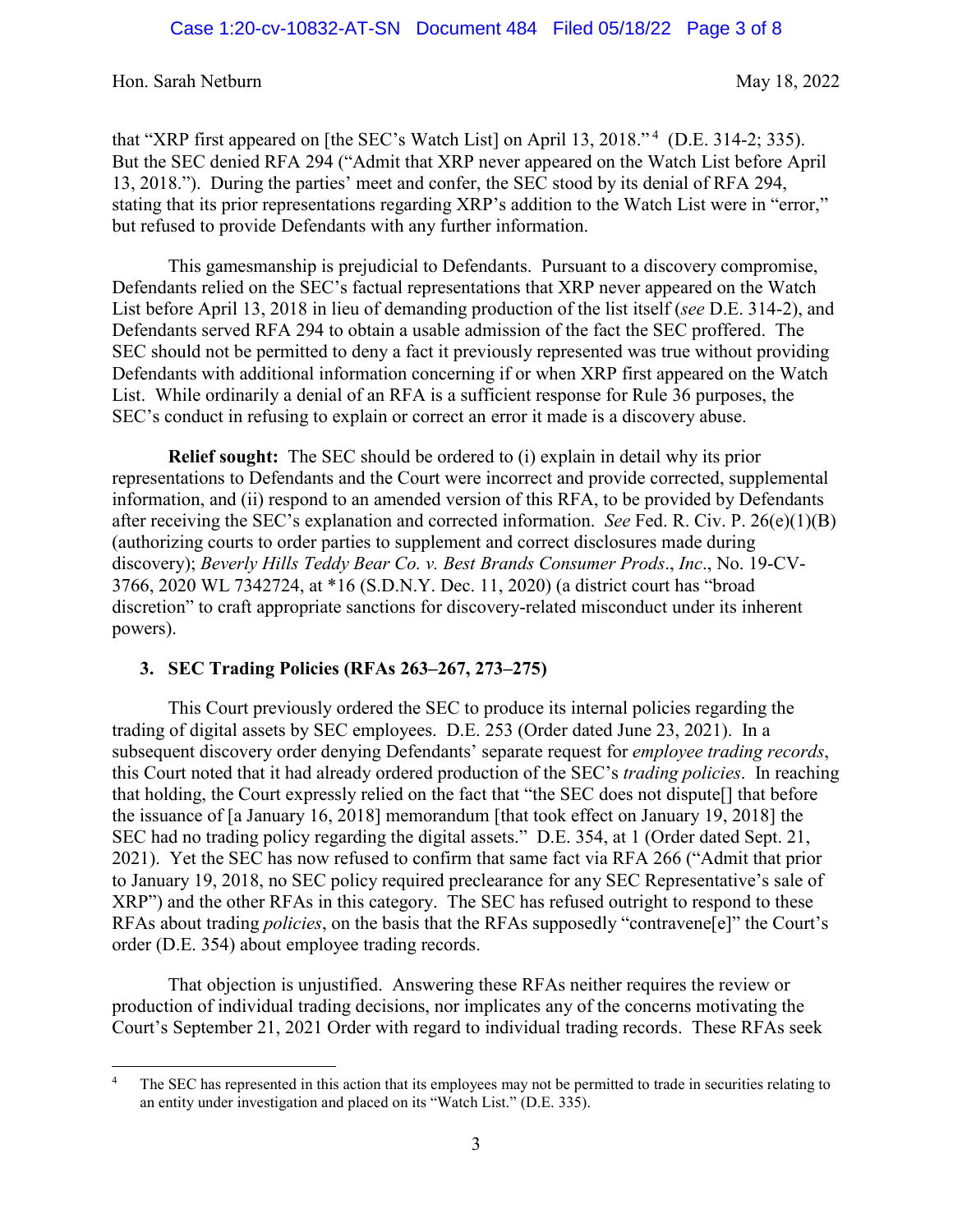Hon. Sarah Netburn May 18, 2022

that "XRP first appeared on [the SEC's Watch List] on April 13, 2018."[4] (D.E. 314-2; 335). But the SEC denied RFA 294 ("Admit that XRP never appeared on the Watch List before April 13, 2018."). During the parties' meet and confer, the SEC stood by its denial of RFA 294, stating that its prior representations regarding XRP's addition to the Watch List were in "error," but refused to provide Defendants with any further information.

This gamesmanship is prejudicial to Defendants. Pursuant to a discovery compromise, Defendants relied on the SEC's factual representations that XRP never appeared on the Watch List before April 13, 2018 in lieu of demanding production of the list itself (*see* D.E. 314-2), and Defendants served RFA 294 to obtain a usable admission of the fact the SEC proffered. The SEC should not be permitted to deny a fact it previously represented was true without providing Defendants with additional information concerning if or when XRP first appeared on the Watch List. While ordinarily a denial of an RFA is a sufficient response for Rule 36 purposes, the SEC's conduct in refusing to explain or correct an error it made is a discovery abuse.

**Relief sought:** The SEC should be ordered to (i) explain in detail why its prior representations to Defendants and the Court were incorrect and provide corrected, supplemental information, and (ii) respond to an amended version of this RFA, to be provided by Defendants after receiving the SEC's explanation and corrected information. *See* Fed. R. Civ. P. 26(e)(1)(B) (authorizing courts to order parties to supplement and correct disclosures made during discovery); *Beverly Hills Teddy Bear Co. v. Best Brands Consumer Prods.*, *Inc.*, No. 19-CV-3766, 2020 WL 7342724, at *16 (S.D.N.Y. Dec. 11, 2020) (a district court has "broad discretion" to craft appropriate sanctions for discovery-related misconduct under its inherent powers).

### 3. SEC Trading Policies (RFAs 263–267, 273–275)

This Court previously ordered the SEC to produce its internal policies regarding the trading of digital assets by SEC employees. D.E. 253 (Order dated June 23, 2021). In a subsequent discovery order denying Defendants' separate request for *employee trading records*, this Court noted that it had already ordered production of the SEC's *trading policies*. In reaching that holding, the Court expressly relied on the fact that "the SEC does not dispute[] that before the issuance of [a January 16, 2018] memorandum [that took effect on January 19, 2018] the SEC had no trading policy regarding the digital assets." D.E. 354, at 1 (Order dated Sept. 21, 2021). Yet the SEC has now refused to confirm that same fact via RFA 266 ("Admit that prior to January 19, 2018, no SEC policy required preclearance for any SEC Representative's sale of XRP") and the other RFAs in this category. The SEC has refused outright to respond to these RFAs about trading *policies*, on the basis that the RFAs supposedly "contravene[e]" the Court's order (D.E. 354) about employee trading records.

That objection is unjustified. Answering these RFAs neither requires the review or production of individual trading decisions, nor implicates any of the concerns motivating the Court's September 21, 2021 Order with regard to individual trading records. These RFAs seek

[4] The SEC has represented in this action that its employees may not be permitted to trade in securities relating to an entity under investigation and placed on its "Watch List." (D.E. 335).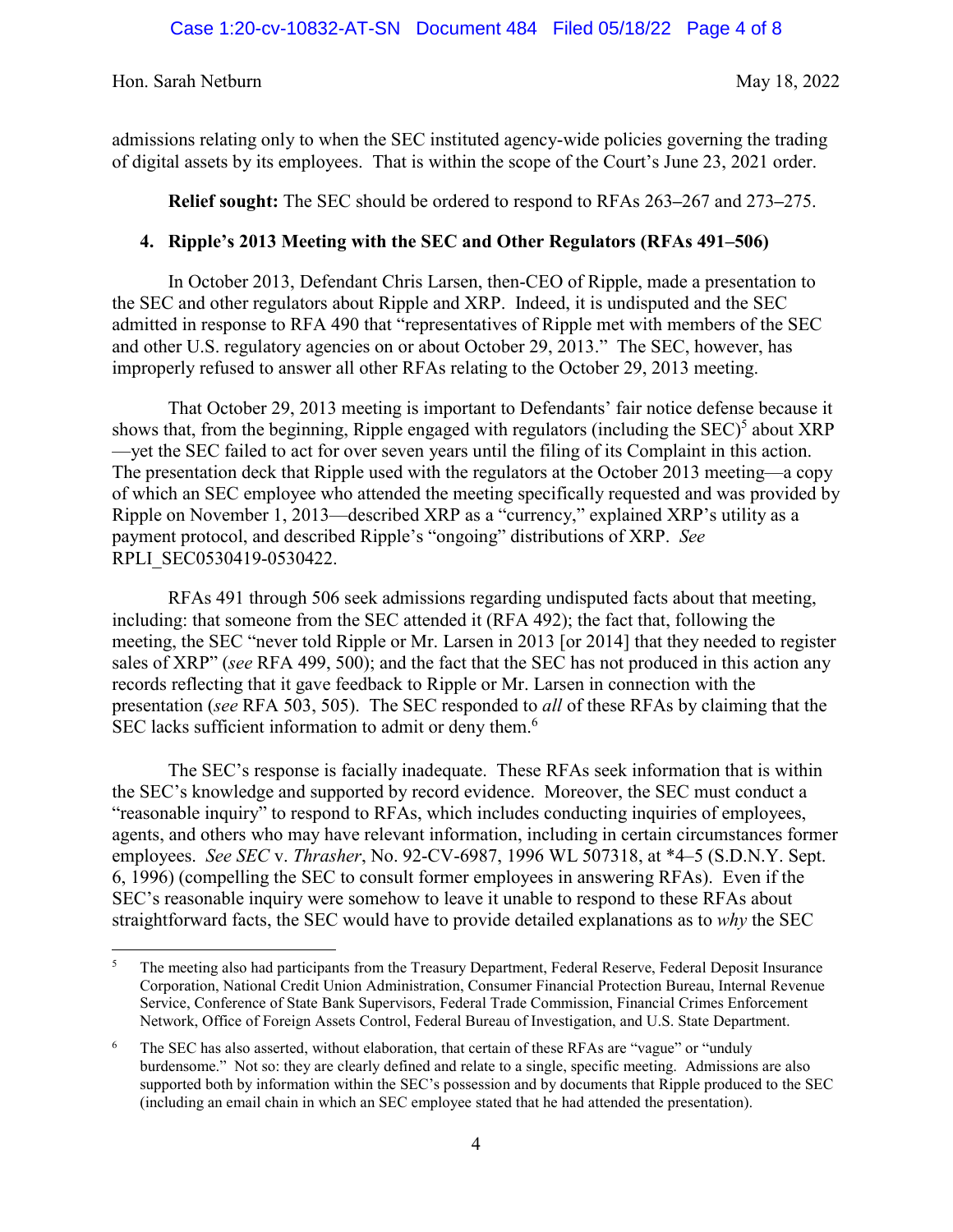Hon. Sarah Netburn May 18, 2022

admissions relating only to when the SEC instituted agency-wide policies governing the trading of digital assets by its employees. That is within the scope of the Court's June 23, 2021 order.

**Relief sought:** The SEC should be ordered to respond to RFAs 263–267 and 273–275.

**4. Ripple's 2013 Meeting with the SEC and Other Regulators (RFAs 491–506)**

In October 2013, Defendant Chris Larsen, then-CEO of Ripple, made a presentation to the SEC and other regulators about Ripple and XRP. Indeed, it is undisputed and the SEC admitted in response to RFA 490 that "representatives of Ripple met with members of the SEC and other U.S. regulatory agencies on or about October 29, 2013." The SEC, however, has improperly refused to answer all other RFAs relating to the October 29, 2013 meeting.

That October 29, 2013 meeting is important to Defendants' fair notice defense because it shows that, from the beginning, Ripple engaged with regulators (including the SEC)[5] about XRP—yet the SEC failed to act for over seven years until the filing of its Complaint in this action. The presentation deck that Ripple used with the regulators at the October 2013 meeting—a copy of which an SEC employee who attended the meeting specifically requested and was provided by Ripple on November 1, 2013—described XRP as a "currency," explained XRP's utility as a payment protocol, and described Ripple's "ongoing" distributions of XRP. *See* RPLI_SEC0530419-0530422.

RFAs 491 through 506 seek admissions regarding undisputed facts about that meeting, including: that someone from the SEC attended it (RFA 492); the fact that, following the meeting, the SEC "never told Ripple or Mr. Larsen in 2013 [or 2014] that they needed to register sales of XRP" (*see* RFA 499, 500); and the fact that the SEC has not produced in this action any records reflecting that it gave feedback to Ripple or Mr. Larsen in connection with the presentation (*see* RFA 503, 505). The SEC responded to *all* of these RFAs by claiming that the SEC lacks sufficient information to admit or deny them.[6]

The SEC's response is facially inadequate. These RFAs seek information that is within the SEC's knowledge and supported by record evidence. Moreover, the SEC must conduct a "reasonable inquiry" to respond to RFAs, which includes conducting inquiries of employees, agents, and others who may have relevant information, including in certain circumstances former employees. *See SEC* v. *Thrasher*, No. 92-CV-6987, 1996 WL 507318, at *4–5 (S.D.N.Y. Sept. 6, 1996) (compelling the SEC to consult former employees in answering RFAs). Even if the SEC's reasonable inquiry were somehow to leave it unable to respond to these RFAs about straightforward facts, the SEC would have to provide detailed explanations as to *why* the SEC

---

[5] The meeting also had participants from the Treasury Department, Federal Reserve, Federal Deposit Insurance Corporation, National Credit Union Administration, Consumer Financial Protection Bureau, Internal Revenue Service, Conference of State Bank Supervisors, Federal Trade Commission, Financial Crimes Enforcement Network, Office of Foreign Assets Control, Federal Bureau of Investigation, and U.S. State Department.

[6] The SEC has also asserted, without elaboration, that certain of these RFAs are "vague" or "unduly burdensome." Not so: they are clearly defined and relate to a single, specific meeting. Admissions are also supported both by information within the SEC's possession and by documents that Ripple produced to the SEC (including an email chain in which an SEC employee stated that he had attended the presentation).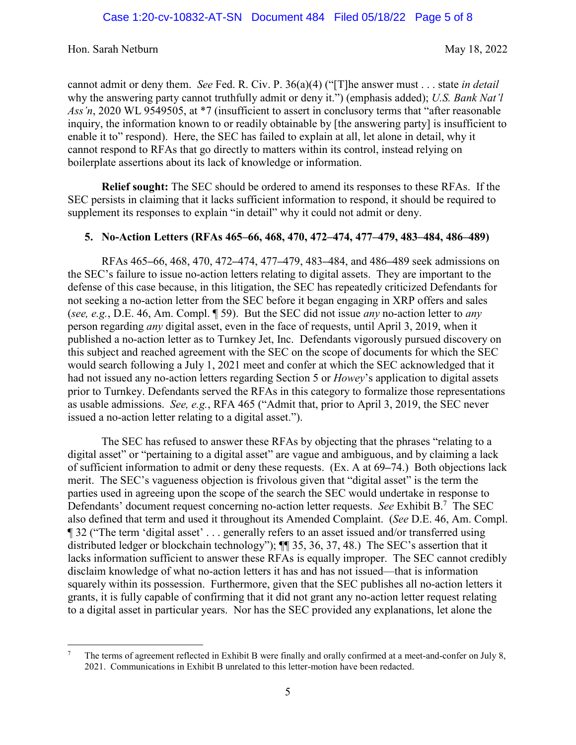cannot admit or deny them. *See* Fed. R. Civ. P. 36(a)(4) ("[T]he answer must . . . state *in detail* why the answering party cannot truthfully admit or deny it.") (emphasis added); *U.S. Bank Nat'l Ass'n*, 2020 WL 9549505, at *7 (insufficient to assert in conclusory terms that "after reasonable inquiry, the information known to or readily obtainable by [the answering party] is insufficient to enable it to" respond). Here, the SEC has failed to explain at all, let alone in detail, why it cannot respond to RFAs that go directly to matters within its control, instead relying on boilerplate assertions about its lack of knowledge or information.

**Relief sought:** The SEC should be ordered to amend its responses to these RFAs. If the SEC persists in claiming that it lacks sufficient information to respond, it should be required to supplement its responses to explain "in detail" why it could not admit or deny.

**5. No-Action Letters (RFAs 465–66, 468, 470, 472–474, 477–479, 483–484, 486–489)**

RFAs 465–66, 468, 470, 472–474, 477–479, 483–484, and 486–489 seek admissions on the SEC's failure to issue no-action letters relating to digital assets. They are important to the defense of this case because, in this litigation, the SEC has repeatedly criticized Defendants for not seeking a no-action letter from the SEC before it began engaging in XRP offers and sales (*see, e.g.*, D.E. 46, Am. Compl. ¶ 59). But the SEC did not issue *any* no-action letter to *any* person regarding *any* digital asset, even in the face of requests, until April 3, 2019, when it published a no-action letter as to Turnkey Jet, Inc. Defendants vigorously pursued discovery on this subject and reached agreement with the SEC on the scope of documents for which the SEC would search following a July 1, 2021 meet and confer at which the SEC acknowledged that it had not issued any no-action letters regarding Section 5 or *Howey*'s application to digital assets prior to Turnkey. Defendants served the RFAs in this category to formalize those representations as usable admissions. *See, e.g.*, RFA 465 ("Admit that, prior to April 3, 2019, the SEC never issued a no-action letter relating to a digital asset.").

The SEC has refused to answer these RFAs by objecting that the phrases "relating to a digital asset" or "pertaining to a digital asset" are vague and ambiguous, and by claiming a lack of sufficient information to admit or deny these requests. (Ex. A at 69–74.) Both objections lack merit. The SEC's vagueness objection is frivolous given that "digital asset" is the term the parties used in agreeing upon the scope of the search the SEC would undertake in response to Defendants' document request concerning no-action letter requests. *See* Exhibit B.[7] The SEC also defined that term and used it throughout its Amended Complaint. (*See* D.E. 46, Am. Compl. ¶ 32 ("The term 'digital asset' . . . generally refers to an asset issued and/or transferred using distributed ledger or blockchain technology"); ¶¶ 35, 36, 37, 48.) The SEC's assertion that it lacks information sufficient to answer these RFAs is equally improper. The SEC cannot credibly disclaim knowledge of what no-action letters it has and has not issued—that is information squarely within its possession. Furthermore, given that the SEC publishes all no-action letters it grants, it is fully capable of confirming that it did not grant any no-action letter request relating to a digital asset in particular years. Nor has the SEC provided any explanations, let alone the

---

[7] The terms of agreement reflected in Exhibit B were finally and orally confirmed at a meet-and-confer on July 8, 2021. Communications in Exhibit B unrelated to this letter-motion have been redacted.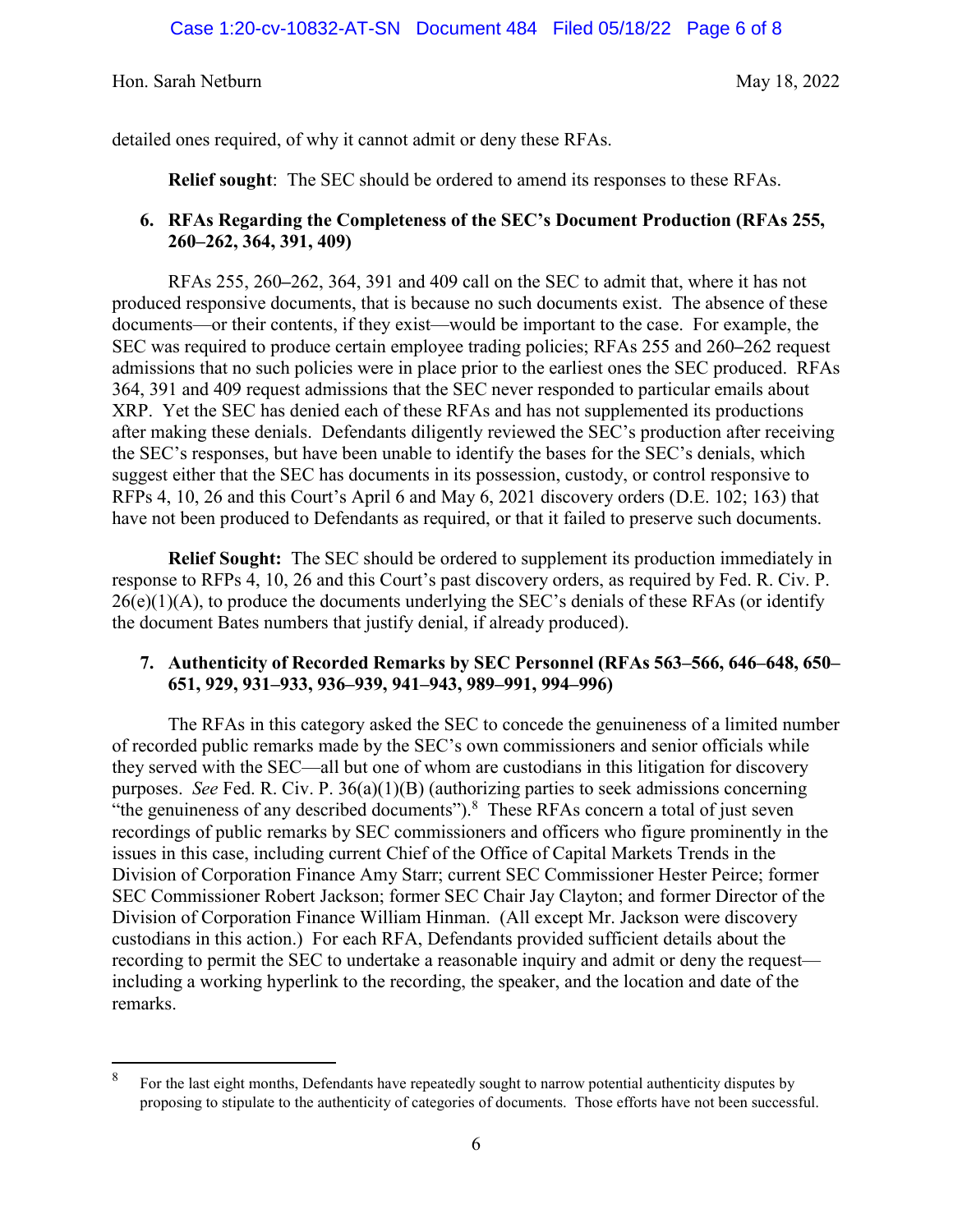detailed ones required, of why it cannot admit or deny these RFAs.

**Relief sought**: The SEC should be ordered to amend its responses to these RFAs.

### 6. RFAs Regarding the Completeness of the SEC's Document Production (RFAs 255, 260–262, 364, 391, 409)

RFAs 255, 260–262, 364, 391 and 409 call on the SEC to admit that, where it has not produced responsive documents, that is because no such documents exist. The absence of these documents—or their contents, if they exist—would be important to the case. For example, the SEC was required to produce certain employee trading policies; RFAs 255 and 260–262 request admissions that no such policies were in place prior to the earliest ones the SEC produced. RFAs 364, 391 and 409 request admissions that the SEC never responded to particular emails about XRP. Yet the SEC has denied each of these RFAs and has not supplemented its productions after making these denials. Defendants diligently reviewed the SEC's production after receiving the SEC's responses, but have been unable to identify the bases for the SEC's denials, which suggest either that the SEC has documents in its possession, custody, or control responsive to RFPs 4, 10, 26 and this Court's April 6 and May 6, 2021 discovery orders (D.E. 102; 163) that have not been produced to Defendants as required, or that it failed to preserve such documents.

**Relief Sought:** The SEC should be ordered to supplement its production immediately in response to RFPs 4, 10, 26 and this Court's past discovery orders, as required by Fed. R. Civ. P. 26(e)(1)(A), to produce the documents underlying the SEC's denials of these RFAs (or identify the document Bates numbers that justify denial, if already produced).

### 7. Authenticity of Recorded Remarks by SEC Personnel (RFAs 563–566, 646–648, 650–651, 929, 931–933, 936–939, 941–943, 989–991, 994–996)

The RFAs in this category asked the SEC to concede the genuineness of a limited number of recorded public remarks made by the SEC's own commissioners and senior officials while they served with the SEC—all but one of whom are custodians in this litigation for discovery purposes. *See* Fed. R. Civ. P. 36(a)(1)(B) (authorizing parties to seek admissions concerning "the genuineness of any described documents").[8] These RFAs concern a total of just seven recordings of public remarks by SEC commissioners and officers who figure prominently in the issues in this case, including current Chief of the Office of Capital Markets Trends in the Division of Corporation Finance Amy Starr; current SEC Commissioner Hester Peirce; former SEC Commissioner Robert Jackson; former SEC Chair Jay Clayton; and former Director of the Division of Corporation Finance William Hinman. (All except Mr. Jackson were discovery custodians in this action.) For each RFA, Defendants provided sufficient details about the recording to permit the SEC to undertake a reasonable inquiry and admit or deny the request—including a working hyperlink to the recording, the speaker, and the location and date of the remarks.

---

[8] For the last eight months, Defendants have repeatedly sought to narrow potential authenticity disputes by proposing to stipulate to the authenticity of categories of documents. Those efforts have not been successful.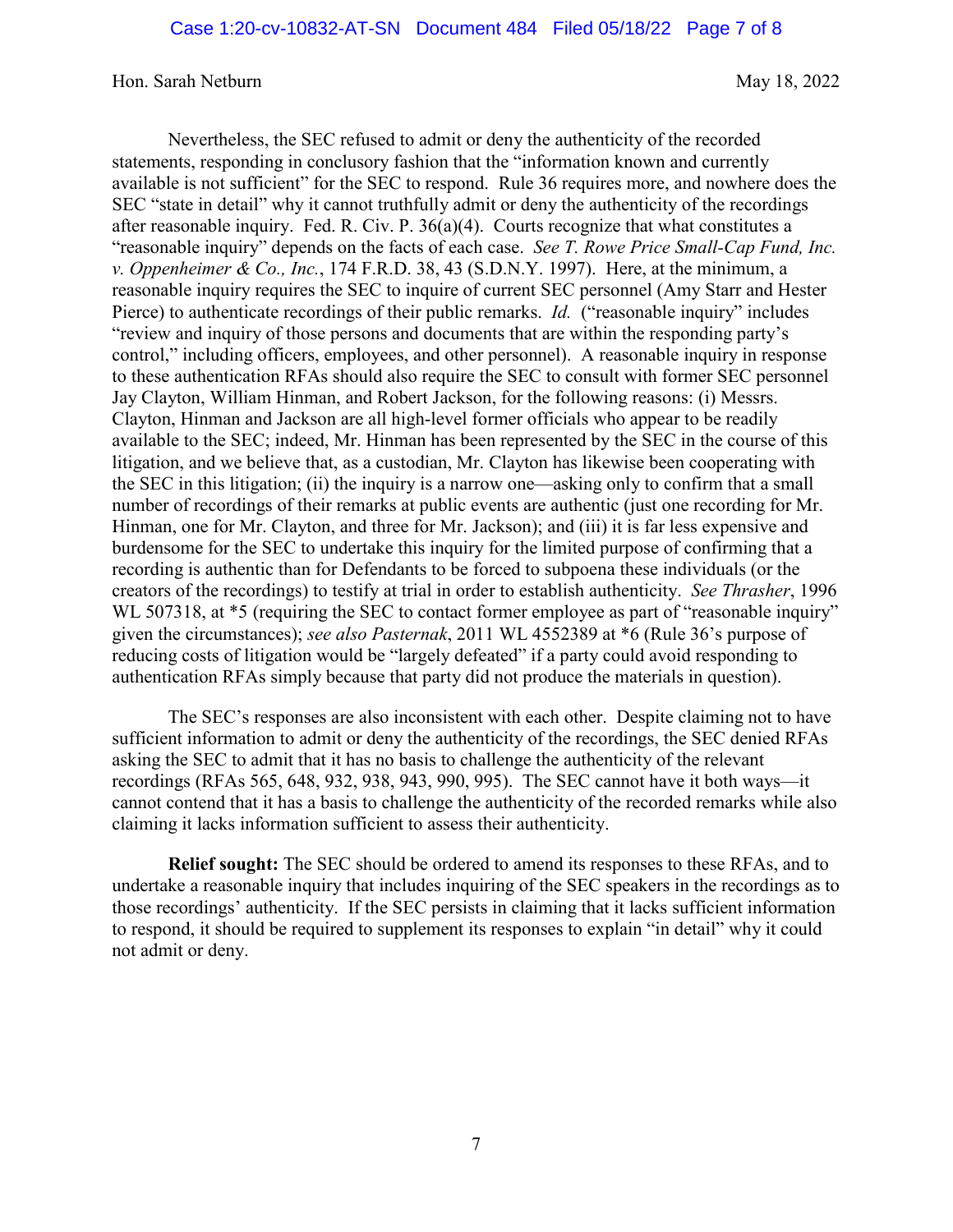Hon. Sarah Netburn May 18, 2022

Nevertheless, the SEC refused to admit or deny the authenticity of the recorded statements, responding in conclusory fashion that the "information known and currently available is not sufficient" for the SEC to respond. Rule 36 requires more, and nowhere does the SEC "state in detail" why it cannot truthfully admit or deny the authenticity of the recordings after reasonable inquiry. Fed. R. Civ. P. 36(a)(4). Courts recognize that what constitutes a "reasonable inquiry" depends on the facts of each case. *See T. Rowe Price Small-Cap Fund, Inc. v. Oppenheimer & Co., Inc.*, 174 F.R.D. 38, 43 (S.D.N.Y. 1997). Here, at the minimum, a reasonable inquiry requires the SEC to inquire of current SEC personnel (Amy Starr and Hester Pierce) to authenticate recordings of their public remarks. *Id.* ("reasonable inquiry" includes "review and inquiry of those persons and documents that are within the responding party's control," including officers, employees, and other personnel). A reasonable inquiry in response to these authentication RFAs should also require the SEC to consult with former SEC personnel Jay Clayton, William Hinman, and Robert Jackson, for the following reasons: (i) Messrs. Clayton, Hinman and Jackson are all high-level former officials who appear to be readily available to the SEC; indeed, Mr. Hinman has been represented by the SEC in the course of this litigation, and we believe that, as a custodian, Mr. Clayton has likewise been cooperating with the SEC in this litigation; (ii) the inquiry is a narrow one—asking only to confirm that a small number of recordings of their remarks at public events are authentic (just one recording for Mr. Hinman, one for Mr. Clayton, and three for Mr. Jackson); and (iii) it is far less expensive and burdensome for the SEC to undertake this inquiry for the limited purpose of confirming that a recording is authentic than for Defendants to be forced to subpoena these individuals (or the creators of the recordings) to testify at trial in order to establish authenticity. *See Thrasher*, 1996 WL 507318, at *5 (requiring the SEC to contact former employee as part of "reasonable inquiry" given the circumstances); *see also Pasternak*, 2011 WL 4552389 at *6 (Rule 36's purpose of reducing costs of litigation would be "largely defeated" if a party could avoid responding to authentication RFAs simply because that party did not produce the materials in question).

The SEC's responses are also inconsistent with each other. Despite claiming not to have sufficient information to admit or deny the authenticity of the recordings, the SEC denied RFAs asking the SEC to admit that it has no basis to challenge the authenticity of the relevant recordings (RFAs 565, 648, 932, 938, 943, 990, 995). The SEC cannot have it both ways—it cannot contend that it has a basis to challenge the authenticity of the recorded remarks while also claiming it lacks information sufficient to assess their authenticity.

**Relief sought:** The SEC should be ordered to amend its responses to these RFAs, and to undertake a reasonable inquiry that includes inquiring of the SEC speakers in the recordings as to those recordings' authenticity. If the SEC persists in claiming that it lacks sufficient information to respond, it should be required to supplement its responses to explain "in detail" why it could not admit or deny.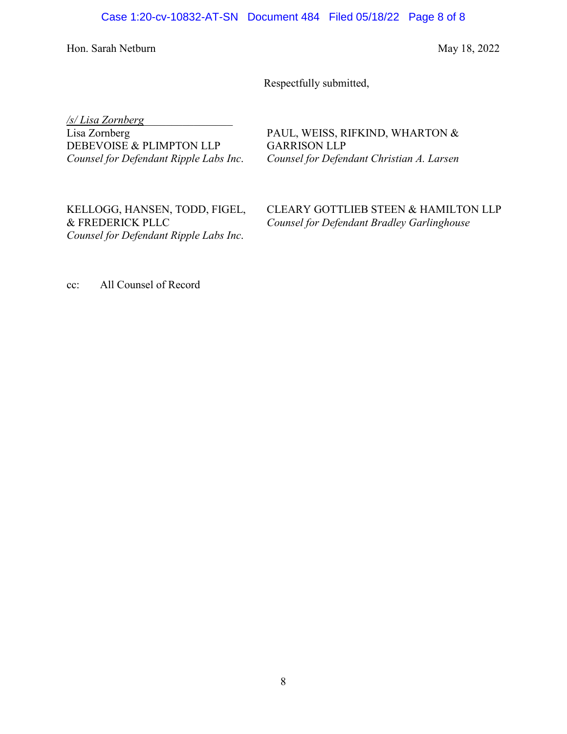Hon. Sarah Netburn May 18, 2022

Respectfully submitted,

*/s/ Lisa Zornberg*
Lisa Zornberg
DEBEVOISE & PLIMPTON LLP
*Counsel for Defendant Ripple Labs Inc.*

PAUL, WEISS, RIFKIND, WHARTON & GARRISON LLP
*Counsel for Defendant Christian A. Larsen*

KELLOGG, HANSEN, TODD, FIGEL, & FREDERICK PLLC
*Counsel for Defendant Ripple Labs Inc.*

CLEARY GOTTLIEB STEEN & HAMILTON LLP
*Counsel for Defendant Bradley Garlinghouse*

cc: All Counsel of Record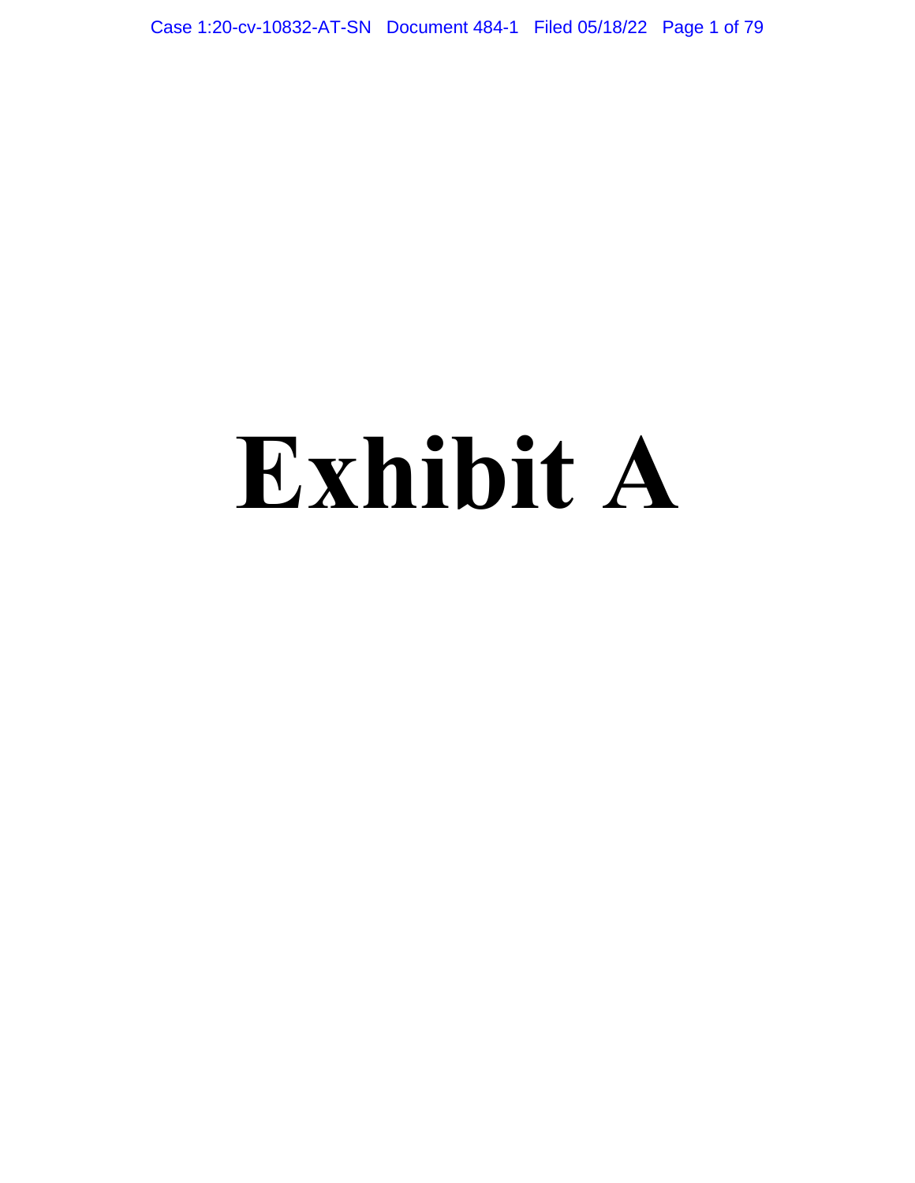# Exhibit A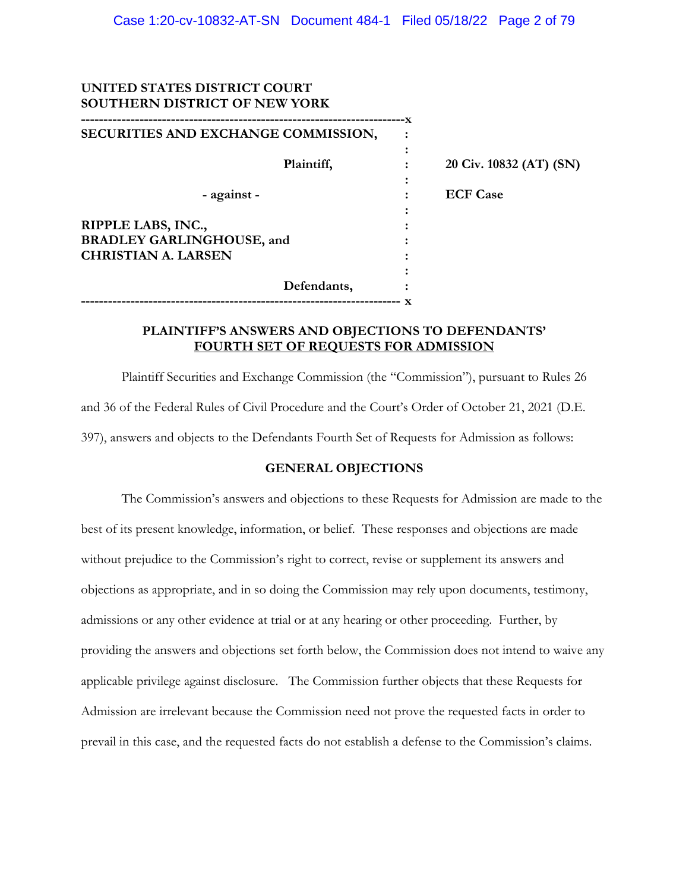**UNITED STATES DISTRICT COURT**
**SOUTHERN DISTRICT OF NEW YORK**

| | | |
|---|---|---|
| **SECURITIES AND EXCHANGE COMMISSION,** | : | |
| **Plaintiff,** | : | **20 Civ. 10832 (AT) (SN)** |
| **- against -** | : | **ECF Case** |
| **RIPPLE LABS, INC., BRADLEY GARLINGHOUSE, and CHRISTIAN A. LARSEN** | : | |
| **Defendants,** | : | |

## PLAINTIFF'S ANSWERS AND OBJECTIONS TO DEFENDANTS' FOURTH SET OF REQUESTS FOR ADMISSION

Plaintiff Securities and Exchange Commission (the "Commission"), pursuant to Rules 26 and 36 of the Federal Rules of Civil Procedure and the Court's Order of October 21, 2021 (D.E. 397), answers and objects to the Defendants Fourth Set of Requests for Admission as follows:

### GENERAL OBJECTIONS

The Commission's answers and objections to these Requests for Admission are made to the best of its present knowledge, information, or belief. These responses and objections are made without prejudice to the Commission's right to correct, revise or supplement its answers and objections as appropriate, and in so doing the Commission may rely upon documents, testimony, admissions or any other evidence at trial or at any hearing or other proceeding. Further, by providing the answers and objections set forth below, the Commission does not intend to waive any applicable privilege against disclosure. The Commission further objects that these Requests for Admission are irrelevant because the Commission need not prove the requested facts in order to prevail in this case, and the requested facts do not establish a defense to the Commission's claims.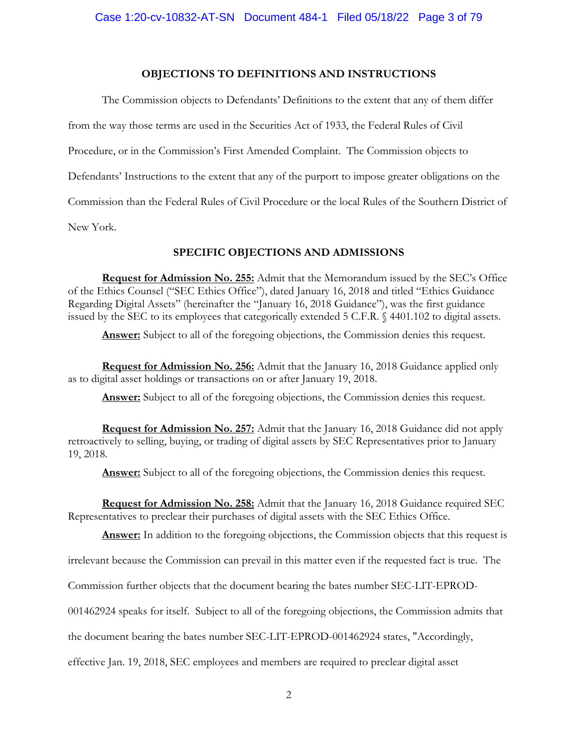## OBJECTIONS TO DEFINITIONS AND INSTRUCTIONS

The Commission objects to Defendants' Definitions to the extent that any of them differ from the way those terms are used in the Securities Act of 1933, the Federal Rules of Civil Procedure, or in the Commission's First Amended Complaint. The Commission objects to Defendants' Instructions to the extent that any of the purport to impose greater obligations on the Commission than the Federal Rules of Civil Procedure or the local Rules of the Southern District of New York.

## SPECIFIC OBJECTIONS AND ADMISSIONS

**Request for Admission No. 255:** Admit that the Memorandum issued by the SEC's Office of the Ethics Counsel ("SEC Ethics Office"), dated January 16, 2018 and titled "Ethics Guidance Regarding Digital Assets" (hereinafter the "January 16, 2018 Guidance"), was the first guidance issued by the SEC to its employees that categorically extended 5 C.F.R. § 4401.102 to digital assets.

**Answer:** Subject to all of the foregoing objections, the Commission denies this request.

**Request for Admission No. 256:** Admit that the January 16, 2018 Guidance applied only as to digital asset holdings or transactions on or after January 19, 2018.

**Answer:** Subject to all of the foregoing objections, the Commission denies this request.

**Request for Admission No. 257:** Admit that the January 16, 2018 Guidance did not apply retroactively to selling, buying, or trading of digital assets by SEC Representatives prior to January 19, 2018.

**Answer:** Subject to all of the foregoing objections, the Commission denies this request.

**Request for Admission No. 258:** Admit that the January 16, 2018 Guidance required SEC Representatives to preclear their purchases of digital assets with the SEC Ethics Office.

**Answer:** In addition to the foregoing objections, the Commission objects that this request is irrelevant because the Commission can prevail in this matter even if the requested fact is true. The Commission further objects that the document bearing the bates number SEC-LIT-EPROD-001462924 speaks for itself. Subject to all of the foregoing objections, the Commission admits that the document bearing the bates number SEC-LIT-EPROD-001462924 states, "Accordingly, effective Jan. 19, 2018, SEC employees and members are required to preclear digital asset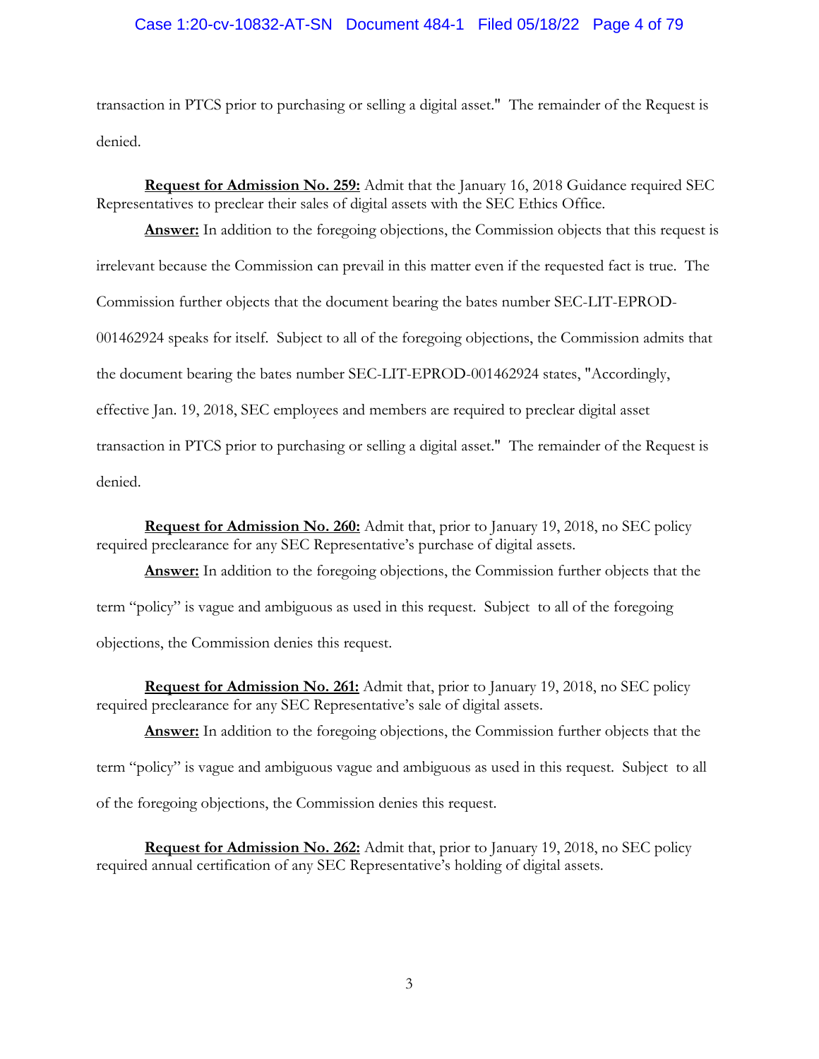transaction in PTCS prior to purchasing or selling a digital asset." The remainder of the Request is denied.

**Request for Admission No. 259:** Admit that the January 16, 2018 Guidance required SEC Representatives to preclear their sales of digital assets with the SEC Ethics Office.

**Answer:** In addition to the foregoing objections, the Commission objects that this request is irrelevant because the Commission can prevail in this matter even if the requested fact is true. The Commission further objects that the document bearing the bates number SEC-LIT-EPROD-001462924 speaks for itself. Subject to all of the foregoing objections, the Commission admits that the document bearing the bates number SEC-LIT-EPROD-001462924 states, "Accordingly, effective Jan. 19, 2018, SEC employees and members are required to preclear digital asset transaction in PTCS prior to purchasing or selling a digital asset." The remainder of the Request is denied.

**Request for Admission No. 260:** Admit that, prior to January 19, 2018, no SEC policy required preclearance for any SEC Representative's purchase of digital assets.

**Answer:** In addition to the foregoing objections, the Commission further objects that the term "policy" is vague and ambiguous as used in this request. Subject to all of the foregoing objections, the Commission denies this request.

**Request for Admission No. 261:** Admit that, prior to January 19, 2018, no SEC policy required preclearance for any SEC Representative's sale of digital assets.

**Answer:** In addition to the foregoing objections, the Commission further objects that the term "policy" is vague and ambiguous vague and ambiguous as used in this request. Subject to all of the foregoing objections, the Commission denies this request.

**Request for Admission No. 262:** Admit that, prior to January 19, 2018, no SEC policy required annual certification of any SEC Representative's holding of digital assets.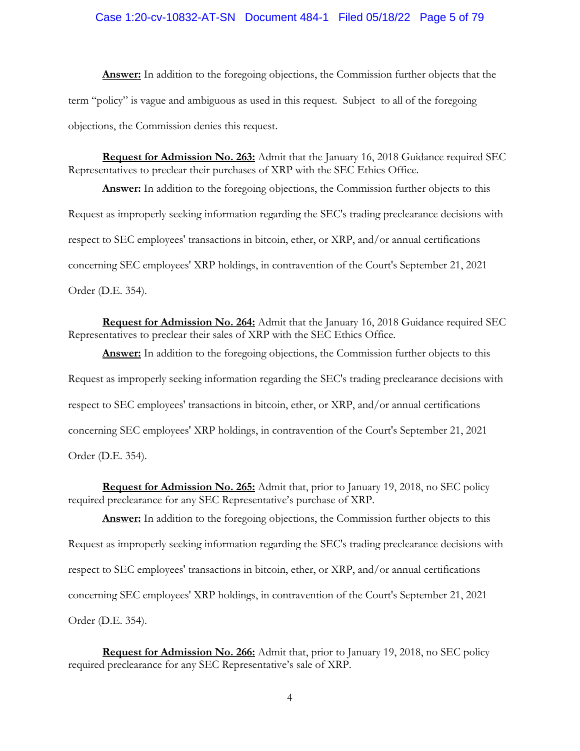**Answer:** In addition to the foregoing objections, the Commission further objects that the term "policy" is vague and ambiguous as used in this request. Subject to all of the foregoing objections, the Commission denies this request.

**Request for Admission No. 263:** Admit that the January 16, 2018 Guidance required SEC Representatives to preclear their purchases of XRP with the SEC Ethics Office.

**Answer:** In addition to the foregoing objections, the Commission further objects to this Request as improperly seeking information regarding the SEC's trading preclearance decisions with respect to SEC employees' transactions in bitcoin, ether, or XRP, and/or annual certifications concerning SEC employees' XRP holdings, in contravention of the Court's September 21, 2021 Order (D.E. 354).

**Request for Admission No. 264:** Admit that the January 16, 2018 Guidance required SEC Representatives to preclear their sales of XRP with the SEC Ethics Office.

**Answer:** In addition to the foregoing objections, the Commission further objects to this Request as improperly seeking information regarding the SEC's trading preclearance decisions with respect to SEC employees' transactions in bitcoin, ether, or XRP, and/or annual certifications concerning SEC employees' XRP holdings, in contravention of the Court's September 21, 2021 Order (D.E. 354).

**Request for Admission No. 265:** Admit that, prior to January 19, 2018, no SEC policy required preclearance for any SEC Representative's purchase of XRP.

**Answer:** In addition to the foregoing objections, the Commission further objects to this Request as improperly seeking information regarding the SEC's trading preclearance decisions with respect to SEC employees' transactions in bitcoin, ether, or XRP, and/or annual certifications concerning SEC employees' XRP holdings, in contravention of the Court's September 21, 2021 Order (D.E. 354).

**Request for Admission No. 266:** Admit that, prior to January 19, 2018, no SEC policy required preclearance for any SEC Representative's sale of XRP.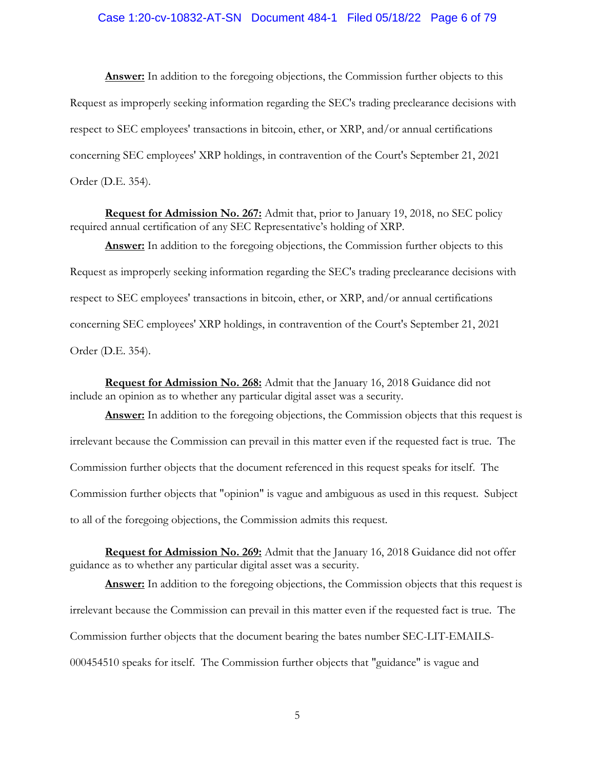**Answer:** In addition to the foregoing objections, the Commission further objects to this Request as improperly seeking information regarding the SEC's trading preclearance decisions with respect to SEC employees' transactions in bitcoin, ether, or XRP, and/or annual certifications concerning SEC employees' XRP holdings, in contravention of the Court's September 21, 2021 Order (D.E. 354).

**Request for Admission No. 267:** Admit that, prior to January 19, 2018, no SEC policy required annual certification of any SEC Representative's holding of XRP.

**Answer:** In addition to the foregoing objections, the Commission further objects to this Request as improperly seeking information regarding the SEC's trading preclearance decisions with respect to SEC employees' transactions in bitcoin, ether, or XRP, and/or annual certifications concerning SEC employees' XRP holdings, in contravention of the Court's September 21, 2021 Order (D.E. 354).

**Request for Admission No. 268:** Admit that the January 16, 2018 Guidance did not include an opinion as to whether any particular digital asset was a security.

**Answer:** In addition to the foregoing objections, the Commission objects that this request is irrelevant because the Commission can prevail in this matter even if the requested fact is true. The Commission further objects that the document referenced in this request speaks for itself. The Commission further objects that "opinion" is vague and ambiguous as used in this request. Subject to all of the foregoing objections, the Commission admits this request.

**Request for Admission No. 269:** Admit that the January 16, 2018 Guidance did not offer guidance as to whether any particular digital asset was a security.

**Answer:** In addition to the foregoing objections, the Commission objects that this request is irrelevant because the Commission can prevail in this matter even if the requested fact is true. The Commission further objects that the document bearing the bates number SEC-LIT-EMAILS-000454510 speaks for itself. The Commission further objects that "guidance" is vague and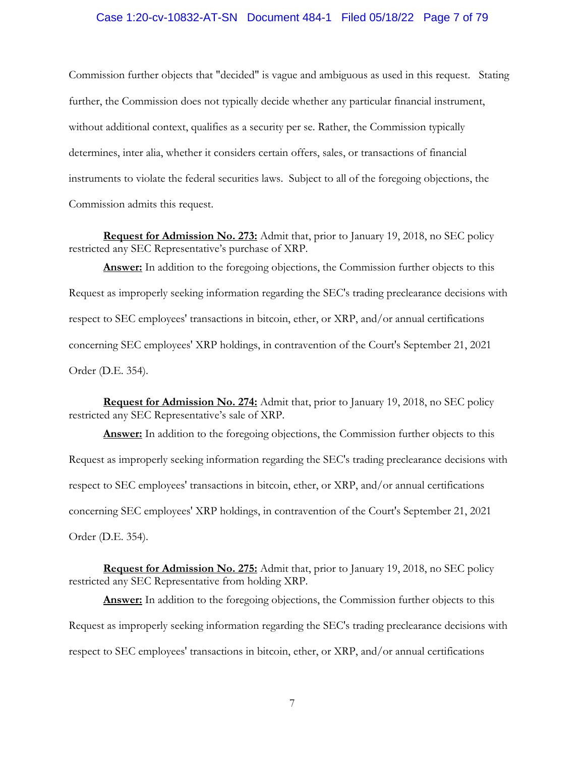Commission further objects that "decided" is vague and ambiguous as used in this request. Stating further, the Commission does not typically decide whether any particular financial instrument, without additional context, qualifies as a security per se. Rather, the Commission typically determines, inter alia, whether it considers certain offers, sales, or transactions of financial instruments to violate the federal securities laws. Subject to all of the foregoing objections, the Commission admits this request.

**Request for Admission No. 273:** Admit that, prior to January 19, 2018, no SEC policy restricted any SEC Representative's purchase of XRP.

**Answer:** In addition to the foregoing objections, the Commission further objects to this Request as improperly seeking information regarding the SEC's trading preclearance decisions with respect to SEC employees' transactions in bitcoin, ether, or XRP, and/or annual certifications concerning SEC employees' XRP holdings, in contravention of the Court's September 21, 2021 Order (D.E. 354).

**Request for Admission No. 274:** Admit that, prior to January 19, 2018, no SEC policy restricted any SEC Representative's sale of XRP.

**Answer:** In addition to the foregoing objections, the Commission further objects to this Request as improperly seeking information regarding the SEC's trading preclearance decisions with respect to SEC employees' transactions in bitcoin, ether, or XRP, and/or annual certifications concerning SEC employees' XRP holdings, in contravention of the Court's September 21, 2021 Order (D.E. 354).

**Request for Admission No. 275:** Admit that, prior to January 19, 2018, no SEC policy restricted any SEC Representative from holding XRP.

**Answer:** In addition to the foregoing objections, the Commission further objects to this Request as improperly seeking information regarding the SEC's trading preclearance decisions with respect to SEC employees' transactions in bitcoin, ether, or XRP, and/or annual certifications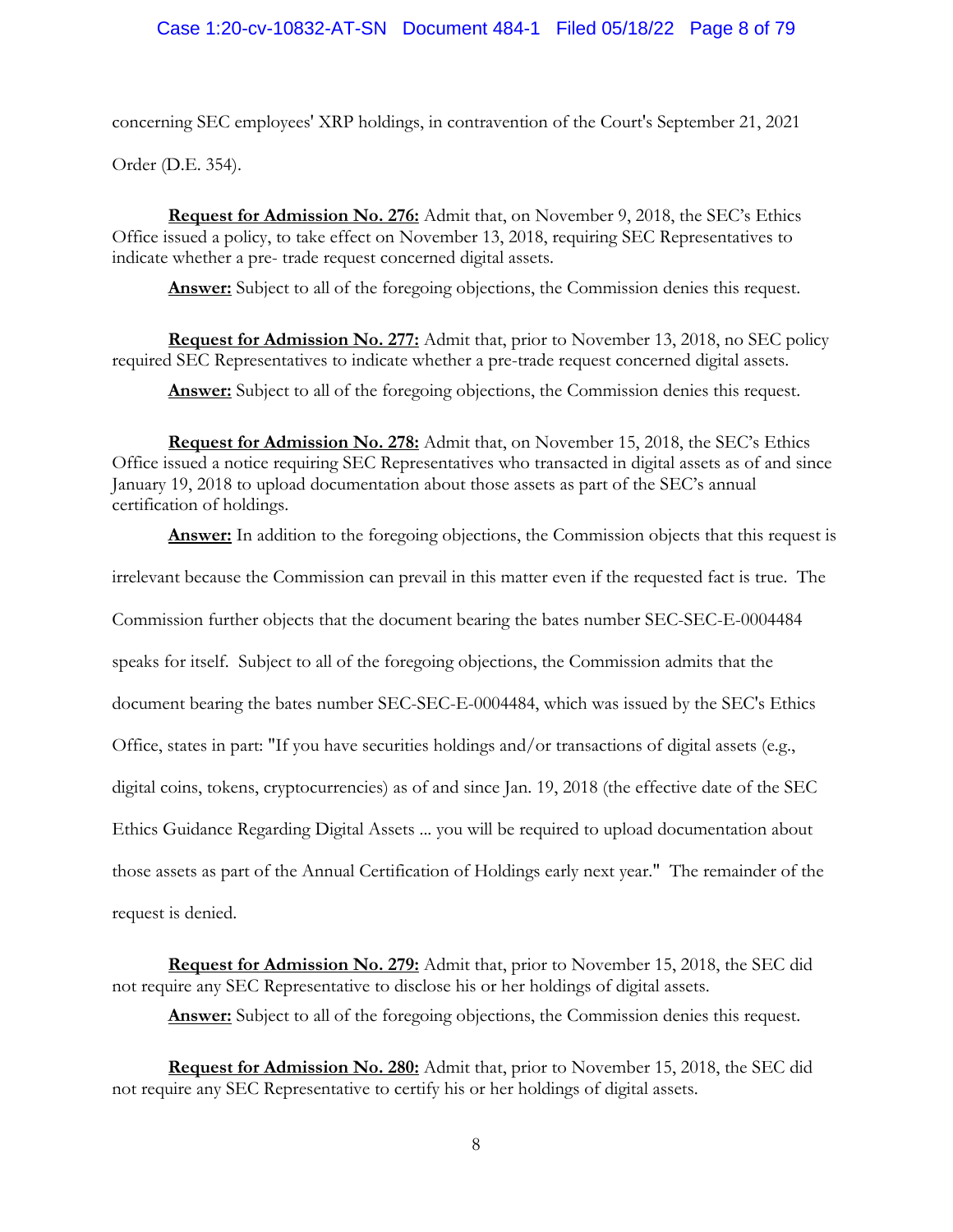concerning SEC employees' XRP holdings, in contravention of the Court's September 21, 2021 Order (D.E. 354).

**Request for Admission No. 276:** Admit that, on November 9, 2018, the SEC's Ethics Office issued a policy, to take effect on November 13, 2018, requiring SEC Representatives to indicate whether a pre- trade request concerned digital assets.

**Answer:** Subject to all of the foregoing objections, the Commission denies this request.

**Request for Admission No. 277:** Admit that, prior to November 13, 2018, no SEC policy required SEC Representatives to indicate whether a pre-trade request concerned digital assets.

**Answer:** Subject to all of the foregoing objections, the Commission denies this request.

**Request for Admission No. 278:** Admit that, on November 15, 2018, the SEC's Ethics Office issued a notice requiring SEC Representatives who transacted in digital assets as of and since January 19, 2018 to upload documentation about those assets as part of the SEC's annual certification of holdings.

**Answer:** In addition to the foregoing objections, the Commission objects that this request is irrelevant because the Commission can prevail in this matter even if the requested fact is true. The Commission further objects that the document bearing the bates number SEC-SEC-E-0004484 speaks for itself. Subject to all of the foregoing objections, the Commission admits that the document bearing the bates number SEC-SEC-E-0004484, which was issued by the SEC's Ethics Office, states in part: "If you have securities holdings and/or transactions of digital assets (e.g., digital coins, tokens, cryptocurrencies) as of and since Jan. 19, 2018 (the effective date of the SEC Ethics Guidance Regarding Digital Assets ... you will be required to upload documentation about those assets as part of the Annual Certification of Holdings early next year." The remainder of the request is denied.

**Request for Admission No. 279:** Admit that, prior to November 15, 2018, the SEC did not require any SEC Representative to disclose his or her holdings of digital assets.

**Answer:** Subject to all of the foregoing objections, the Commission denies this request.

**Request for Admission No. 280:** Admit that, prior to November 15, 2018, the SEC did not require any SEC Representative to certify his or her holdings of digital assets.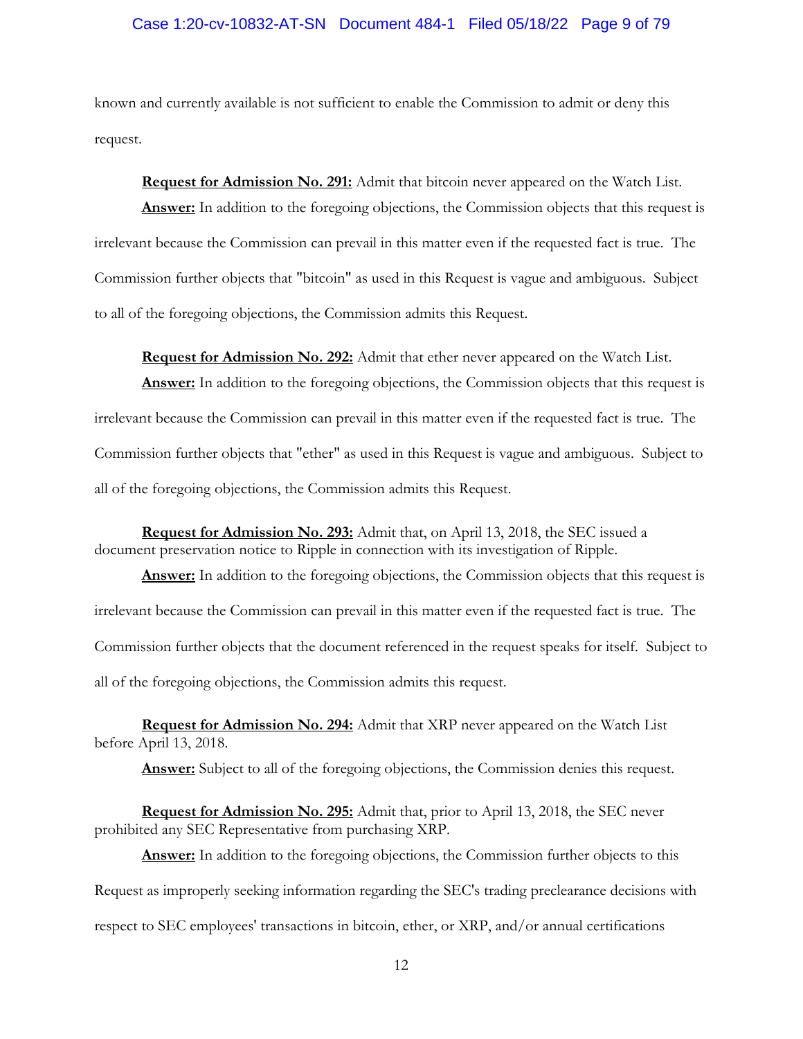known and currently available is not sufficient to enable the Commission to admit or deny this request.

**<u>Request for Admission No. 291:</u>** Admit that bitcoin never appeared on the Watch List.

**<u>Answer:</u>** In addition to the foregoing objections, the Commission objects that this request is irrelevant because the Commission can prevail in this matter even if the requested fact is true. The Commission further objects that "bitcoin" as used in this Request is vague and ambiguous. Subject to all of the foregoing objections, the Commission admits this Request.

**<u>Request for Admission No. 292:</u>** Admit that ether never appeared on the Watch List.

**<u>Answer:</u>** In addition to the foregoing objections, the Commission objects that this request is irrelevant because the Commission can prevail in this matter even if the requested fact is true. The Commission further objects that "ether" as used in this Request is vague and ambiguous. Subject to all of the foregoing objections, the Commission admits this Request.

**<u>Request for Admission No. 293:</u>** Admit that, on April 13, 2018, the SEC issued a document preservation notice to Ripple in connection with its investigation of Ripple.

**<u>Answer:</u>** In addition to the foregoing objections, the Commission objects that this request is irrelevant because the Commission can prevail in this matter even if the requested fact is true. The Commission further objects that the document referenced in the request speaks for itself. Subject to all of the foregoing objections, the Commission admits this request.

**<u>Request for Admission No. 294:</u>** Admit that XRP never appeared on the Watch List before April 13, 2018.

**<u>Answer:</u>** Subject to all of the foregoing objections, the Commission denies this request.

**<u>Request for Admission No. 295:</u>** Admit that, prior to April 13, 2018, the SEC never prohibited any SEC Representative from purchasing XRP.

**<u>Answer:</u>** In addition to the foregoing objections, the Commission further objects to this Request as improperly seeking information regarding the SEC's trading preclearance decisions with respect to SEC employees' transactions in bitcoin, ether, or XRP, and/or annual certifications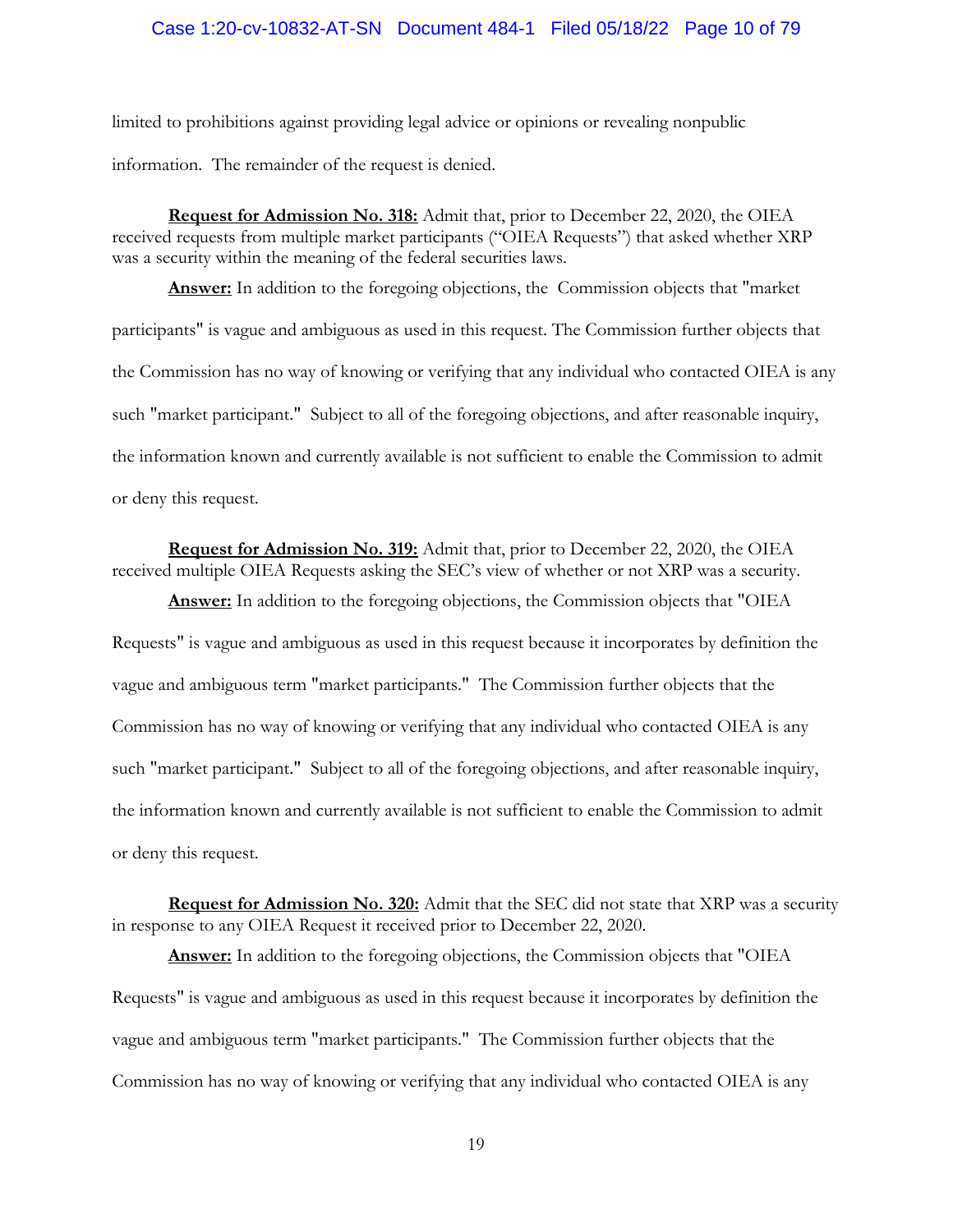limited to prohibitions against providing legal advice or opinions or revealing nonpublic information. The remainder of the request is denied.

**Request for Admission No. 318:** Admit that, prior to December 22, 2020, the OIEA received requests from multiple market participants ("OIEA Requests") that asked whether XRP was a security within the meaning of the federal securities laws.

**Answer:** In addition to the foregoing objections, the Commission objects that "market participants" is vague and ambiguous as used in this request. The Commission further objects that the Commission has no way of knowing or verifying that any individual who contacted OIEA is any such "market participant." Subject to all of the foregoing objections, and after reasonable inquiry, the information known and currently available is not sufficient to enable the Commission to admit or deny this request.

**Request for Admission No. 319:** Admit that, prior to December 22, 2020, the OIEA received multiple OIEA Requests asking the SEC's view of whether or not XRP was a security.

**Answer:** In addition to the foregoing objections, the Commission objects that "OIEA Requests" is vague and ambiguous as used in this request because it incorporates by definition the vague and ambiguous term "market participants." The Commission further objects that the Commission has no way of knowing or verifying that any individual who contacted OIEA is any such "market participant." Subject to all of the foregoing objections, and after reasonable inquiry, the information known and currently available is not sufficient to enable the Commission to admit or deny this request.

**Request for Admission No. 320:** Admit that the SEC did not state that XRP was a security in response to any OIEA Request it received prior to December 22, 2020.

**Answer:** In addition to the foregoing objections, the Commission objects that "OIEA Requests" is vague and ambiguous as used in this request because it incorporates by definition the vague and ambiguous term "market participants." The Commission further objects that the Commission has no way of knowing or verifying that any individual who contacted OIEA is any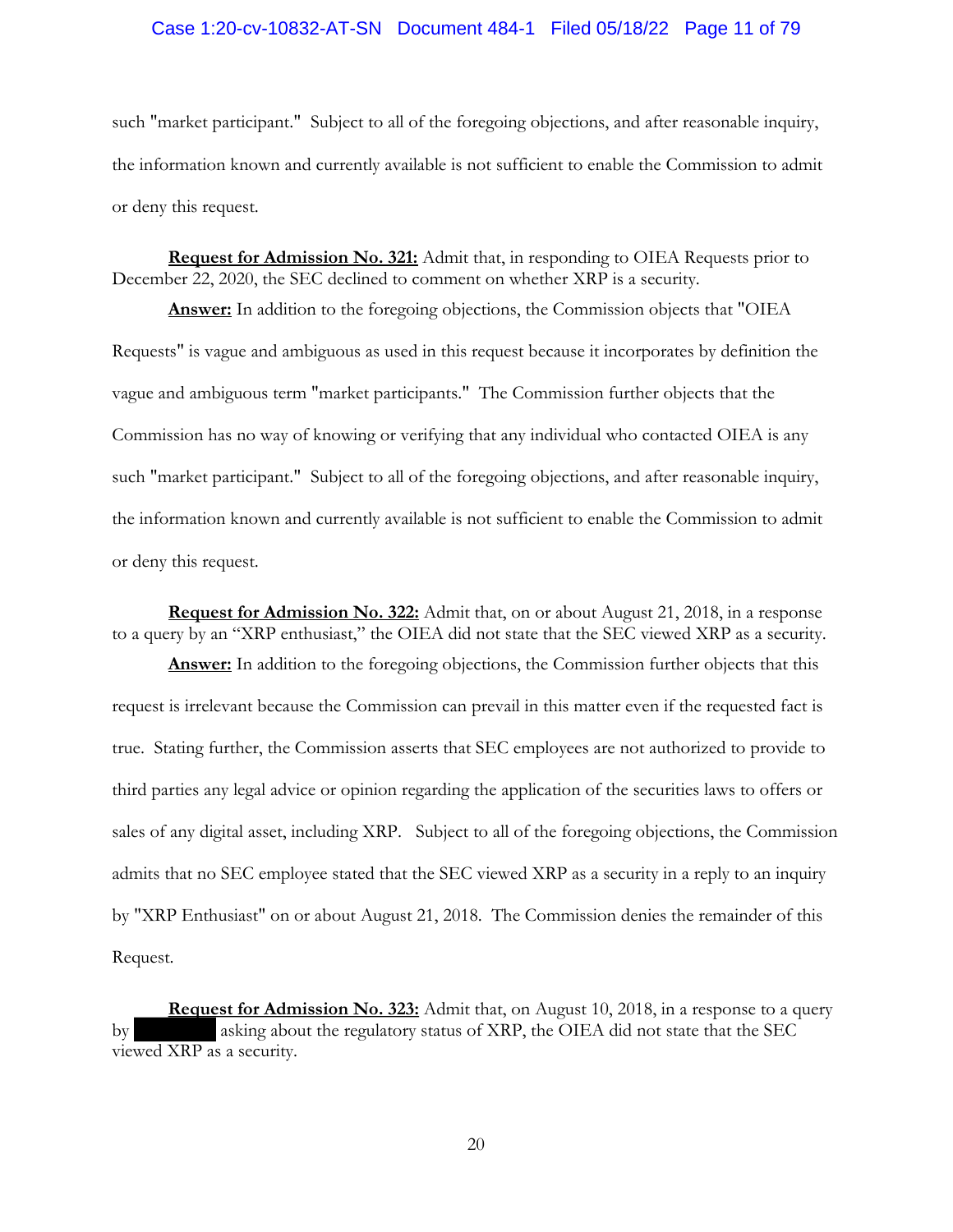such "market participant." Subject to all of the foregoing objections, and after reasonable inquiry, the information known and currently available is not sufficient to enable the Commission to admit or deny this request.

**Request for Admission No. 321:** Admit that, in responding to OIEA Requests prior to December 22, 2020, the SEC declined to comment on whether XRP is a security.

**Answer:** In addition to the foregoing objections, the Commission objects that "OIEA Requests" is vague and ambiguous as used in this request because it incorporates by definition the vague and ambiguous term "market participants." The Commission further objects that the Commission has no way of knowing or verifying that any individual who contacted OIEA is any such "market participant." Subject to all of the foregoing objections, and after reasonable inquiry, the information known and currently available is not sufficient to enable the Commission to admit or deny this request.

**Request for Admission No. 322:** Admit that, on or about August 21, 2018, in a response to a query by an "XRP enthusiast," the OIEA did not state that the SEC viewed XRP as a security.

**Answer:** In addition to the foregoing objections, the Commission further objects that this request is irrelevant because the Commission can prevail in this matter even if the requested fact is true. Stating further, the Commission asserts that SEC employees are not authorized to provide to third parties any legal advice or opinion regarding the application of the securities laws to offers or sales of any digital asset, including XRP. Subject to all of the foregoing objections, the Commission admits that no SEC employee stated that the SEC viewed XRP as a security in a reply to an inquiry by "XRP Enthusiast" on or about August 21, 2018. The Commission denies the remainder of this Request.

**Request for Admission No. 323:** Admit that, on August 10, 2018, in a response to a query by [REDACTED] asking about the regulatory status of XRP, the OIEA did not state that the SEC viewed XRP as a security.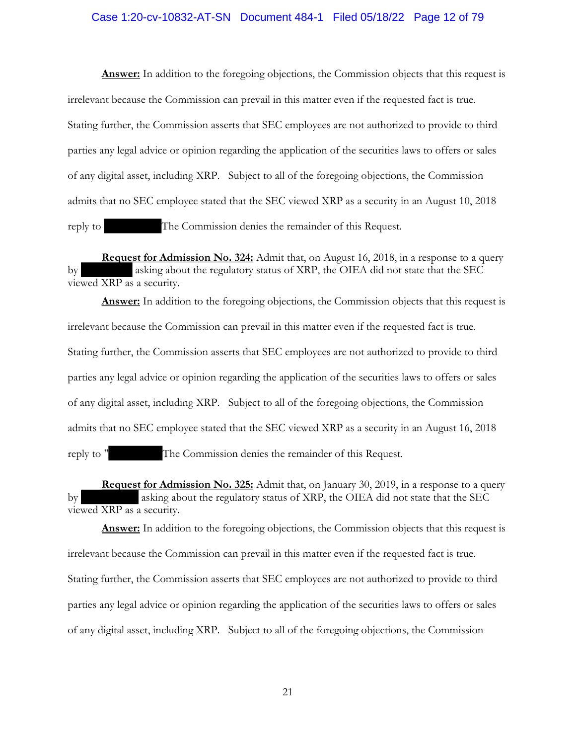**Answer:** In addition to the foregoing objections, the Commission objects that this request is irrelevant because the Commission can prevail in this matter even if the requested fact is true. Stating further, the Commission asserts that SEC employees are not authorized to provide to third parties any legal advice or opinion regarding the application of the securities laws to offers or sales of any digital asset, including XRP. Subject to all of the foregoing objections, the Commission admits that no SEC employee stated that the SEC viewed XRP as a security in an August 10, 2018 reply to ██████ The Commission denies the remainder of this Request.

**Request for Admission No. 324:** Admit that, on August 16, 2018, in a response to a query by ██████ asking about the regulatory status of XRP, the OIEA did not state that the SEC viewed XRP as a security.

**Answer:** In addition to the foregoing objections, the Commission objects that this request is irrelevant because the Commission can prevail in this matter even if the requested fact is true. Stating further, the Commission asserts that SEC employees are not authorized to provide to third parties any legal advice or opinion regarding the application of the securities laws to offers or sales of any digital asset, including XRP. Subject to all of the foregoing objections, the Commission admits that no SEC employee stated that the SEC viewed XRP as a security in an August 16, 2018 reply to "██████ The Commission denies the remainder of this Request.

**Request for Admission No. 325:** Admit that, on January 30, 2019, in a response to a query by ██████ asking about the regulatory status of XRP, the OIEA did not state that the SEC viewed XRP as a security.

**Answer:** In addition to the foregoing objections, the Commission objects that this request is irrelevant because the Commission can prevail in this matter even if the requested fact is true. Stating further, the Commission asserts that SEC employees are not authorized to provide to third parties any legal advice or opinion regarding the application of the securities laws to offers or sales of any digital asset, including XRP. Subject to all of the foregoing objections, the Commission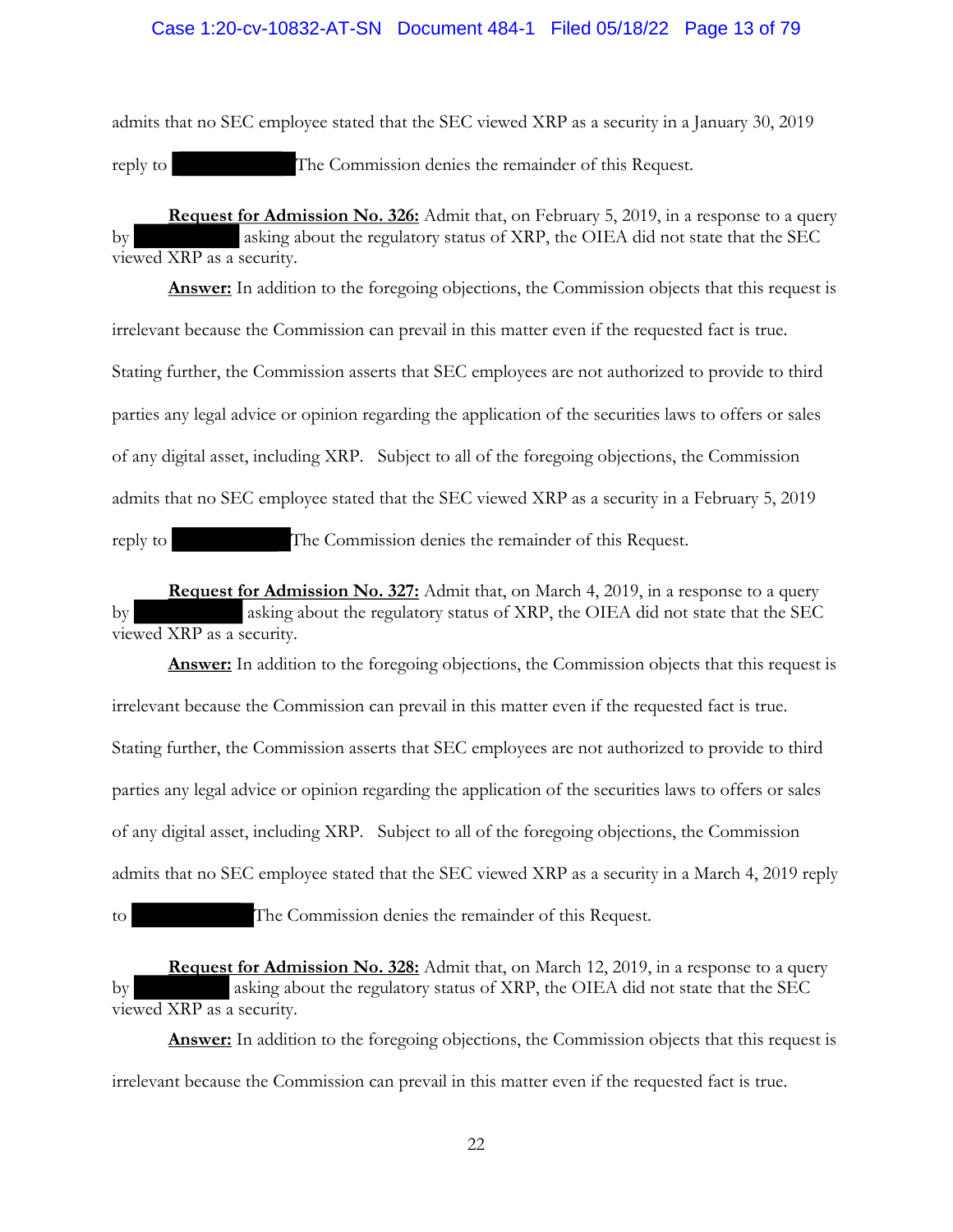admits that no SEC employee stated that the SEC viewed XRP as a security in a January 30, 2019 reply to ██████████ The Commission denies the remainder of this Request.

**Request for Admission No. 326:** Admit that, on February 5, 2019, in a response to a query by ██████████ asking about the regulatory status of XRP, the OIEA did not state that the SEC viewed XRP as a security.

**Answer:** In addition to the foregoing objections, the Commission objects that this request is irrelevant because the Commission can prevail in this matter even if the requested fact is true. Stating further, the Commission asserts that SEC employees are not authorized to provide to third parties any legal advice or opinion regarding the application of the securities laws to offers or sales of any digital asset, including XRP. Subject to all of the foregoing objections, the Commission admits that no SEC employee stated that the SEC viewed XRP as a security in a February 5, 2019 reply to ██████████ The Commission denies the remainder of this Request.

**Request for Admission No. 327:** Admit that, on March 4, 2019, in a response to a query by ██████████ asking about the regulatory status of XRP, the OIEA did not state that the SEC viewed XRP as a security.

**Answer:** In addition to the foregoing objections, the Commission objects that this request is irrelevant because the Commission can prevail in this matter even if the requested fact is true. Stating further, the Commission asserts that SEC employees are not authorized to provide to third parties any legal advice or opinion regarding the application of the securities laws to offers or sales of any digital asset, including XRP. Subject to all of the foregoing objections, the Commission admits that no SEC employee stated that the SEC viewed XRP as a security in a March 4, 2019 reply to ██████████ The Commission denies the remainder of this Request.

**Request for Admission No. 328:** Admit that, on March 12, 2019, in a response to a query by ██████████ asking about the regulatory status of XRP, the OIEA did not state that the SEC viewed XRP as a security.

**Answer:** In addition to the foregoing objections, the Commission objects that this request is irrelevant because the Commission can prevail in this matter even if the requested fact is true.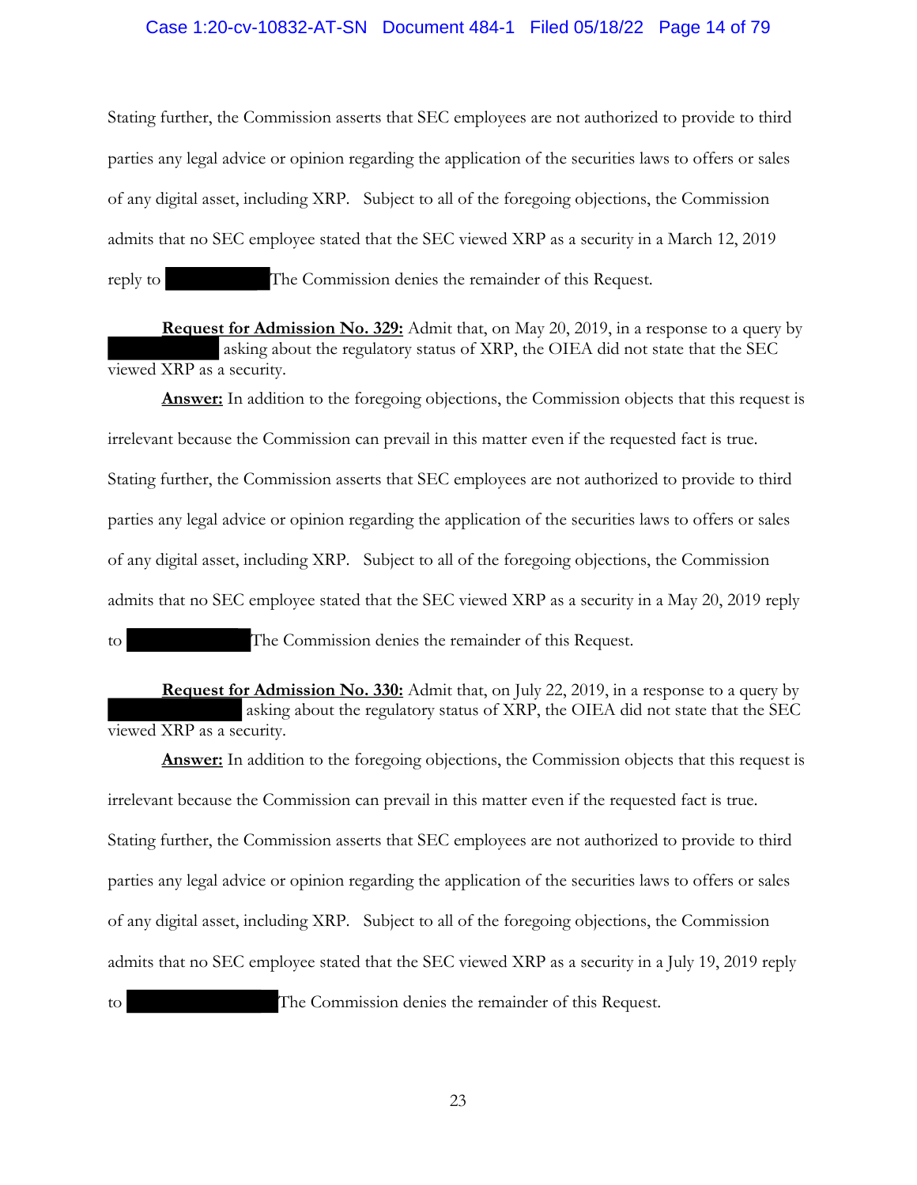Stating further, the Commission asserts that SEC employees are not authorized to provide to third parties any legal advice or opinion regarding the application of the securities laws to offers or sales of any digital asset, including XRP. Subject to all of the foregoing objections, the Commission admits that no SEC employee stated that the SEC viewed XRP as a security in a March 12, 2019 reply to ██████████ The Commission denies the remainder of this Request.

**Request for Admission No. 329:** Admit that, on May 20, 2019, in a response to a query by ██████████ asking about the regulatory status of XRP, the OIEA did not state that the SEC viewed XRP as a security.

**Answer:** In addition to the foregoing objections, the Commission objects that this request is irrelevant because the Commission can prevail in this matter even if the requested fact is true. Stating further, the Commission asserts that SEC employees are not authorized to provide to third parties any legal advice or opinion regarding the application of the securities laws to offers or sales of any digital asset, including XRP. Subject to all of the foregoing objections, the Commission admits that no SEC employee stated that the SEC viewed XRP as a security in a May 20, 2019 reply to ██████████ The Commission denies the remainder of this Request.

**Request for Admission No. 330:** Admit that, on July 22, 2019, in a response to a query by ██████████ asking about the regulatory status of XRP, the OIEA did not state that the SEC viewed XRP as a security.

**Answer:** In addition to the foregoing objections, the Commission objects that this request is irrelevant because the Commission can prevail in this matter even if the requested fact is true. Stating further, the Commission asserts that SEC employees are not authorized to provide to third parties any legal advice or opinion regarding the application of the securities laws to offers or sales of any digital asset, including XRP. Subject to all of the foregoing objections, the Commission admits that no SEC employee stated that the SEC viewed XRP as a security in a July 19, 2019 reply to ██████████ The Commission denies the remainder of this Request.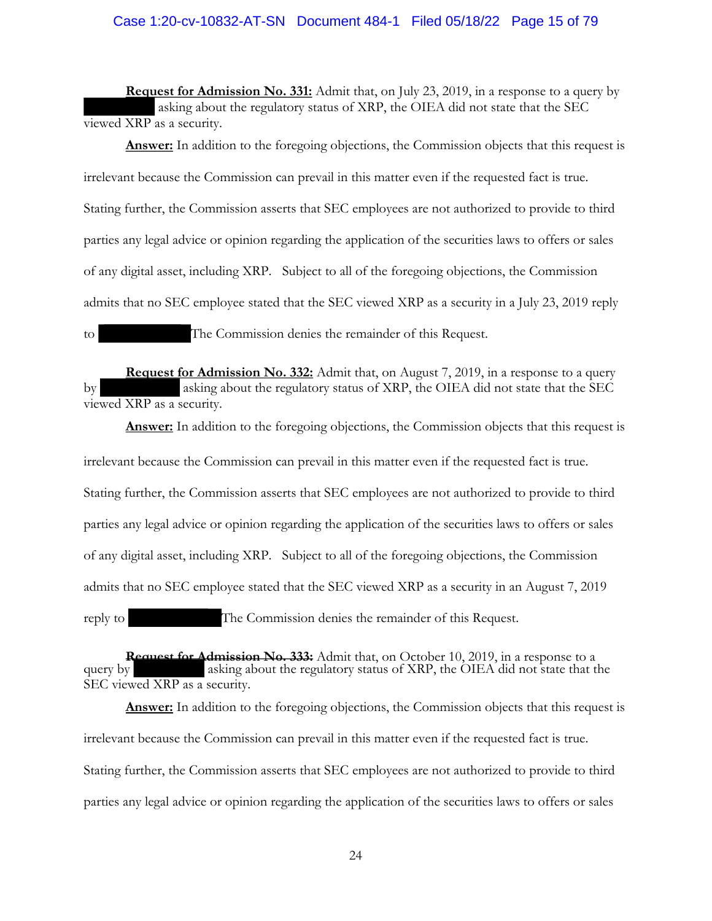**Request for Admission No. 331:** Admit that, on July 23, 2019, in a response to a query by ██████████ asking about the regulatory status of XRP, the OIEA did not state that the SEC viewed XRP as a security.

**Answer:** In addition to the foregoing objections, the Commission objects that this request is irrelevant because the Commission can prevail in this matter even if the requested fact is true. Stating further, the Commission asserts that SEC employees are not authorized to provide to third parties any legal advice or opinion regarding the application of the securities laws to offers or sales of any digital asset, including XRP. Subject to all of the foregoing objections, the Commission admits that no SEC employee stated that the SEC viewed XRP as a security in a July 23, 2019 reply to ██████████ The Commission denies the remainder of this Request.

**Request for Admission No. 332:** Admit that, on August 7, 2019, in a response to a query by ██████████ asking about the regulatory status of XRP, the OIEA did not state that the SEC viewed XRP as a security.

**Answer:** In addition to the foregoing objections, the Commission objects that this request is irrelevant because the Commission can prevail in this matter even if the requested fact is true. Stating further, the Commission asserts that SEC employees are not authorized to provide to third parties any legal advice or opinion regarding the application of the securities laws to offers or sales of any digital asset, including XRP. Subject to all of the foregoing objections, the Commission admits that no SEC employee stated that the SEC viewed XRP as a security in an August 7, 2019 reply to ██████████ The Commission denies the remainder of this Request.

**Request for Admission No. 333:** Admit that, on October 10, 2019, in a response to a query by ██████████ asking about the regulatory status of XRP, the OIEA did not state that the SEC viewed XRP as a security.

**Answer:** In addition to the foregoing objections, the Commission objects that this request is irrelevant because the Commission can prevail in this matter even if the requested fact is true. Stating further, the Commission asserts that SEC employees are not authorized to provide to third parties any legal advice or opinion regarding the application of the securities laws to offers or sales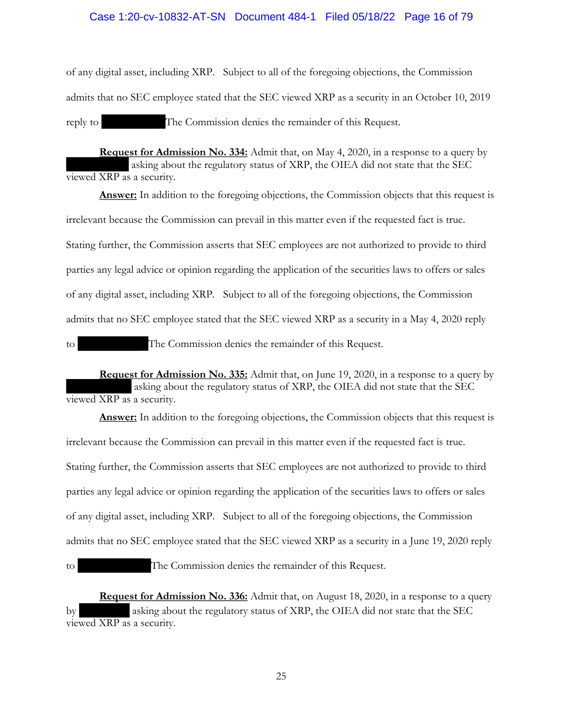of any digital asset, including XRP. Subject to all of the foregoing objections, the Commission admits that no SEC employee stated that the SEC viewed XRP as a security in an October 10, 2019 reply to ██████████ The Commission denies the remainder of this Request.

**Request for Admission No. 334:** Admit that, on May 4, 2020, in a response to a query by ██████████ asking about the regulatory status of XRP, the OIEA did not state that the SEC viewed XRP as a security.

**Answer:** In addition to the foregoing objections, the Commission objects that this request is irrelevant because the Commission can prevail in this matter even if the requested fact is true. Stating further, the Commission asserts that SEC employees are not authorized to provide to third parties any legal advice or opinion regarding the application of the securities laws to offers or sales of any digital asset, including XRP. Subject to all of the foregoing objections, the Commission admits that no SEC employee stated that the SEC viewed XRP as a security in a May 4, 2020 reply to ██████████ The Commission denies the remainder of this Request.

**Request for Admission No. 335:** Admit that, on June 19, 2020, in a response to a query by ██████████ asking about the regulatory status of XRP, the OIEA did not state that the SEC viewed XRP as a security.

**Answer:** In addition to the foregoing objections, the Commission objects that this request is irrelevant because the Commission can prevail in this matter even if the requested fact is true. Stating further, the Commission asserts that SEC employees are not authorized to provide to third parties any legal advice or opinion regarding the application of the securities laws to offers or sales of any digital asset, including XRP. Subject to all of the foregoing objections, the Commission admits that no SEC employee stated that the SEC viewed XRP as a security in a June 19, 2020 reply to ██████████ The Commission denies the remainder of this Request.

**Request for Admission No. 336:** Admit that, on August 18, 2020, in a response to a query by ██████████ asking about the regulatory status of XRP, the OIEA did not state that the SEC viewed XRP as a security.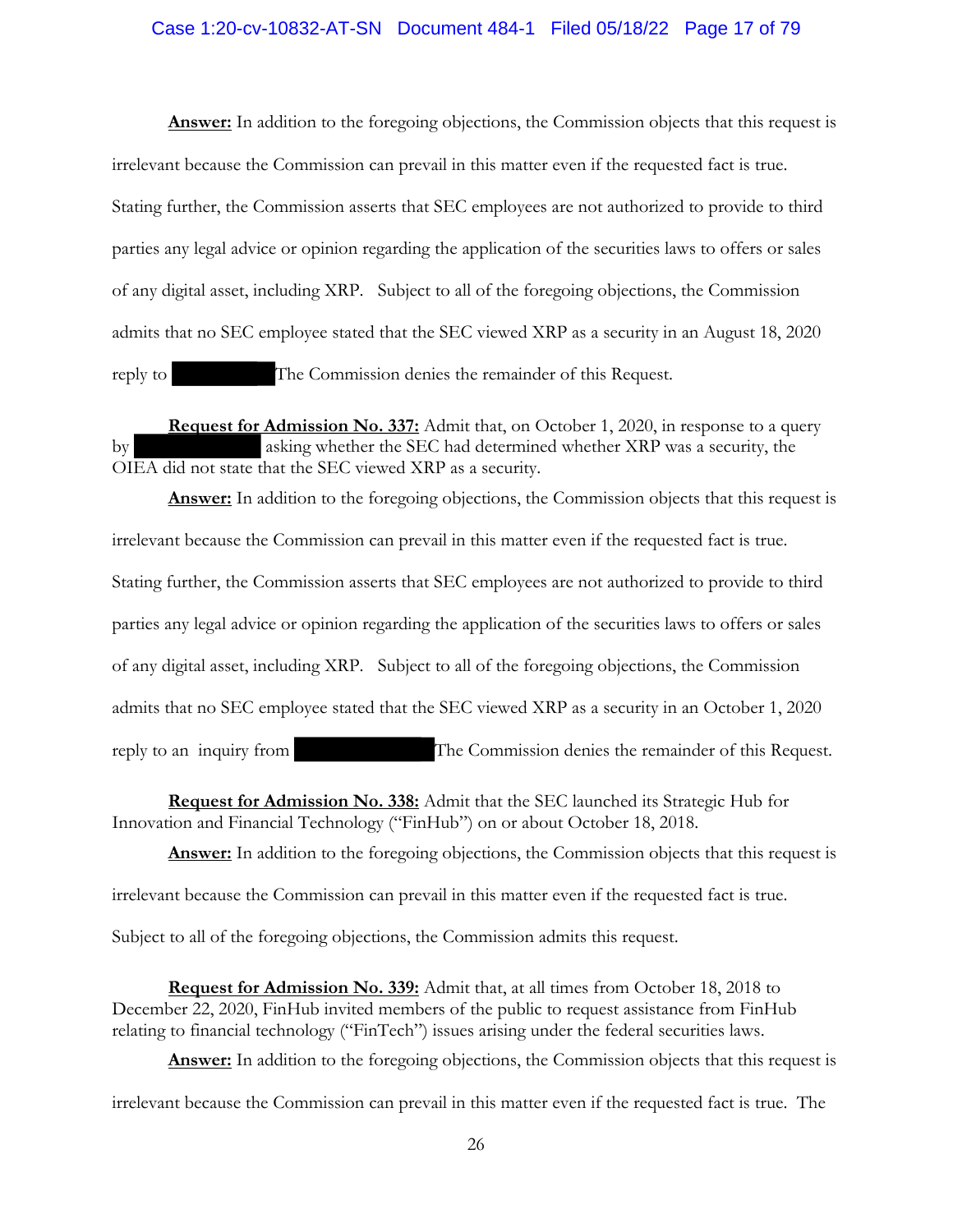**Answer:** In addition to the foregoing objections, the Commission objects that this request is irrelevant because the Commission can prevail in this matter even if the requested fact is true. Stating further, the Commission asserts that SEC employees are not authorized to provide to third parties any legal advice or opinion regarding the application of the securities laws to offers or sales of any digital asset, including XRP. Subject to all of the foregoing objections, the Commission admits that no SEC employee stated that the SEC viewed XRP as a security in an August 18, 2020 reply to [REDACTED] The Commission denies the remainder of this Request.

**Request for Admission No. 337:** Admit that, on October 1, 2020, in response to a query by [REDACTED] asking whether the SEC had determined whether XRP was a security, the OIEA did not state that the SEC viewed XRP as a security.

**Answer:** In addition to the foregoing objections, the Commission objects that this request is irrelevant because the Commission can prevail in this matter even if the requested fact is true. Stating further, the Commission asserts that SEC employees are not authorized to provide to third parties any legal advice or opinion regarding the application of the securities laws to offers or sales of any digital asset, including XRP. Subject to all of the foregoing objections, the Commission admits that no SEC employee stated that the SEC viewed XRP as a security in an October 1, 2020 reply to an inquiry from [REDACTED] The Commission denies the remainder of this Request.

**Request for Admission No. 338:** Admit that the SEC launched its Strategic Hub for Innovation and Financial Technology ("FinHub") on or about October 18, 2018.

**Answer:** In addition to the foregoing objections, the Commission objects that this request is irrelevant because the Commission can prevail in this matter even if the requested fact is true. Subject to all of the foregoing objections, the Commission admits this request.

**Request for Admission No. 339:** Admit that, at all times from October 18, 2018 to December 22, 2020, FinHub invited members of the public to request assistance from FinHub relating to financial technology ("FinTech") issues arising under the federal securities laws.

**Answer:** In addition to the foregoing objections, the Commission objects that this request is irrelevant because the Commission can prevail in this matter even if the requested fact is true. The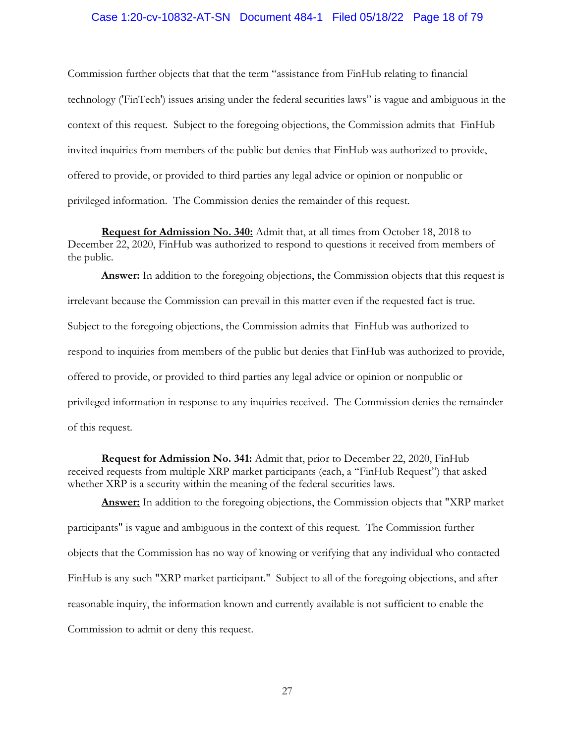Commission further objects that that the term "assistance from FinHub relating to financial technology ('FinTech') issues arising under the federal securities laws" is vague and ambiguous in the context of this request. Subject to the foregoing objections, the Commission admits that FinHub invited inquiries from members of the public but denies that FinHub was authorized to provide, offered to provide, or provided to third parties any legal advice or opinion or nonpublic or privileged information. The Commission denies the remainder of this request.

**Request for Admission No. 340:** Admit that, at all times from October 18, 2018 to December 22, 2020, FinHub was authorized to respond to questions it received from members of the public.

**Answer:** In addition to the foregoing objections, the Commission objects that this request is irrelevant because the Commission can prevail in this matter even if the requested fact is true. Subject to the foregoing objections, the Commission admits that FinHub was authorized to respond to inquiries from members of the public but denies that FinHub was authorized to provide, offered to provide, or provided to third parties any legal advice or opinion or nonpublic or privileged information in response to any inquiries received. The Commission denies the remainder of this request.

**Request for Admission No. 341:** Admit that, prior to December 22, 2020, FinHub received requests from multiple XRP market participants (each, a "FinHub Request") that asked whether XRP is a security within the meaning of the federal securities laws.

**Answer:** In addition to the foregoing objections, the Commission objects that "XRP market participants" is vague and ambiguous in the context of this request. The Commission further objects that the Commission has no way of knowing or verifying that any individual who contacted FinHub is any such "XRP market participant." Subject to all of the foregoing objections, and after reasonable inquiry, the information known and currently available is not sufficient to enable the Commission to admit or deny this request.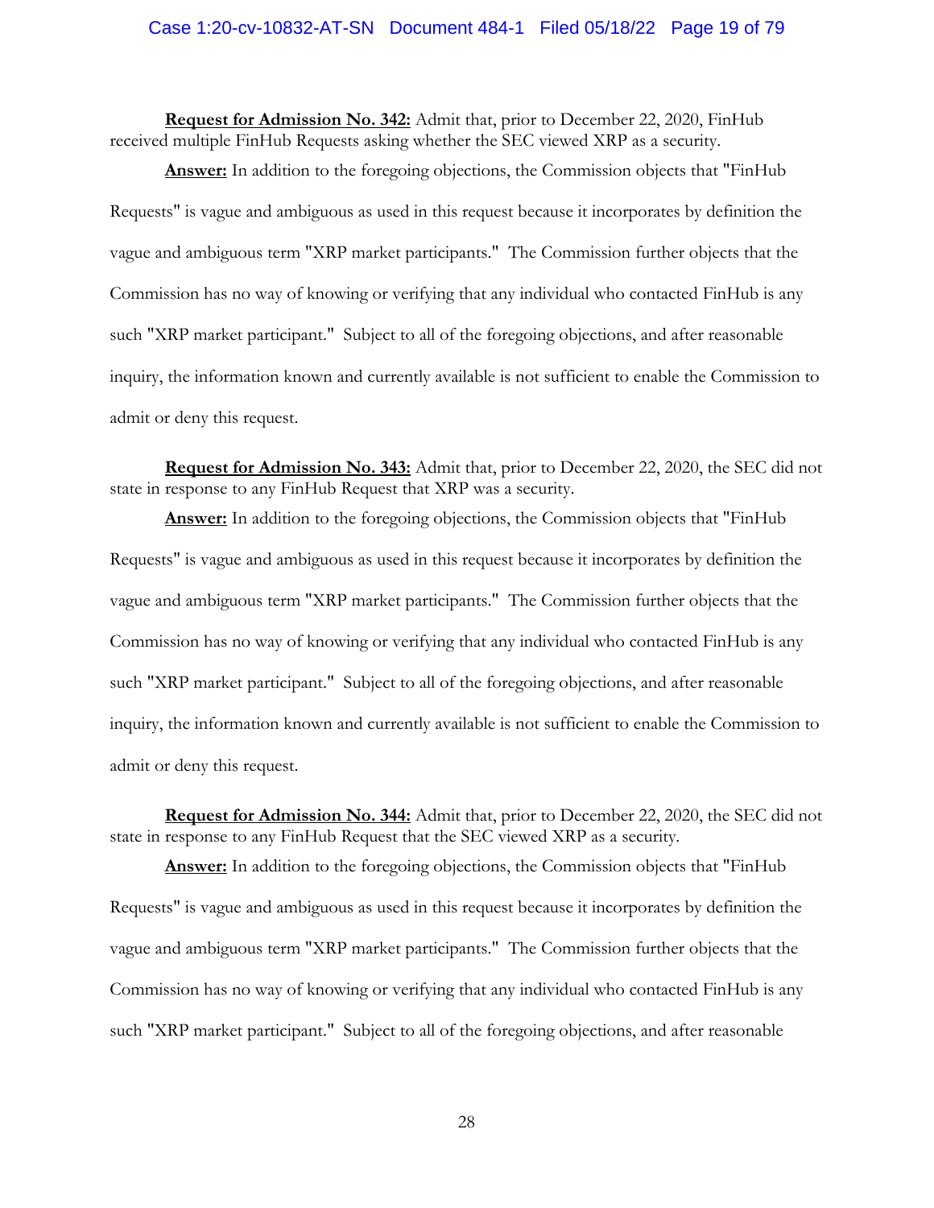**Request for Admission No. 342:** Admit that, prior to December 22, 2020, FinHub received multiple FinHub Requests asking whether the SEC viewed XRP as a security.

**Answer:** In addition to the foregoing objections, the Commission objects that "FinHub Requests" is vague and ambiguous as used in this request because it incorporates by definition the vague and ambiguous term "XRP market participants." The Commission further objects that the Commission has no way of knowing or verifying that any individual who contacted FinHub is any such "XRP market participant." Subject to all of the foregoing objections, and after reasonable inquiry, the information known and currently available is not sufficient to enable the Commission to admit or deny this request.

**Request for Admission No. 343:** Admit that, prior to December 22, 2020, the SEC did not state in response to any FinHub Request that XRP was a security.

**Answer:** In addition to the foregoing objections, the Commission objects that "FinHub Requests" is vague and ambiguous as used in this request because it incorporates by definition the vague and ambiguous term "XRP market participants." The Commission further objects that the Commission has no way of knowing or verifying that any individual who contacted FinHub is any such "XRP market participant." Subject to all of the foregoing objections, and after reasonable inquiry, the information known and currently available is not sufficient to enable the Commission to admit or deny this request.

**Request for Admission No. 344:** Admit that, prior to December 22, 2020, the SEC did not state in response to any FinHub Request that the SEC viewed XRP as a security.

**Answer:** In addition to the foregoing objections, the Commission objects that "FinHub Requests" is vague and ambiguous as used in this request because it incorporates by definition the vague and ambiguous term "XRP market participants." The Commission further objects that the Commission has no way of knowing or verifying that any individual who contacted FinHub is any such "XRP market participant." Subject to all of the foregoing objections, and after reasonable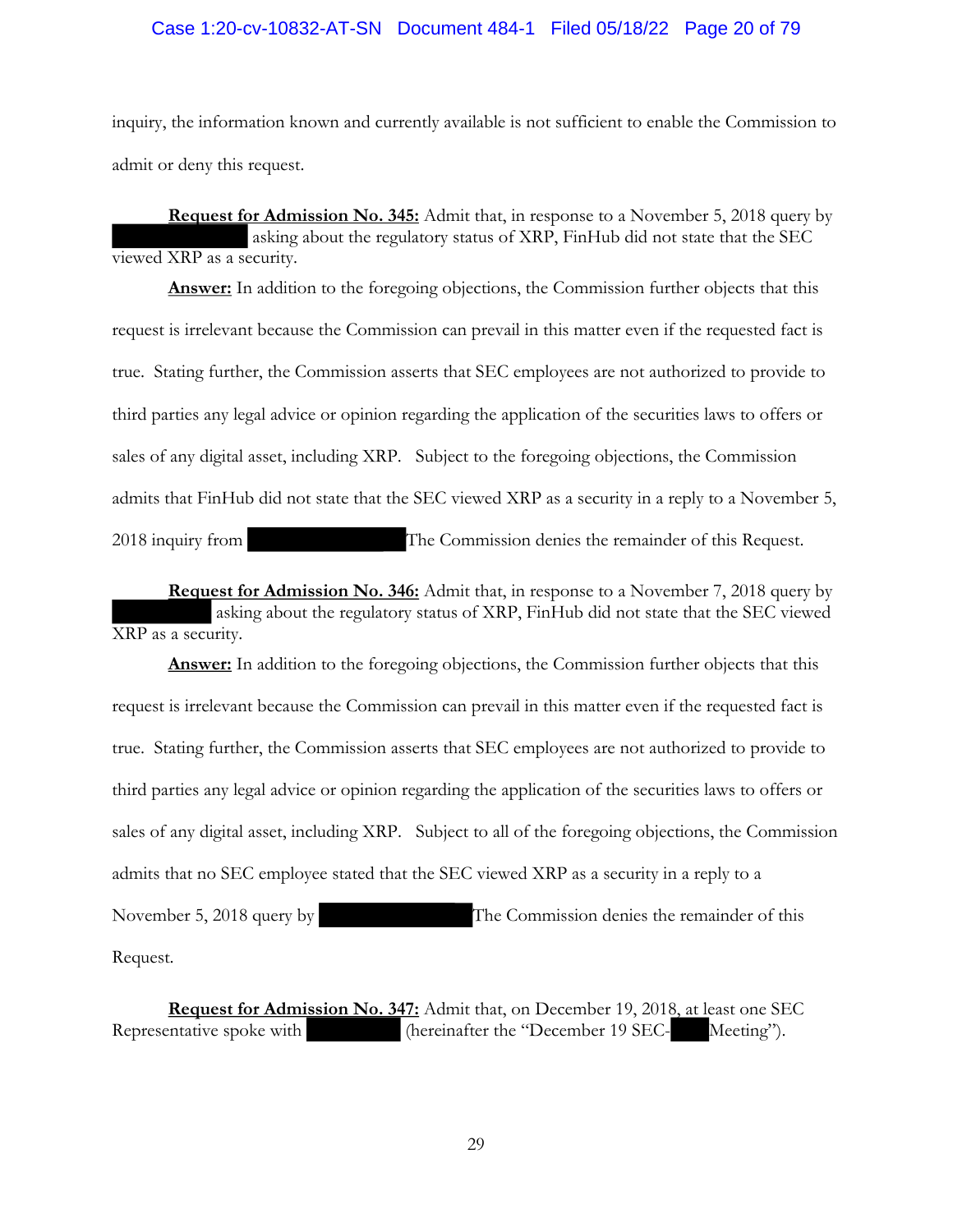inquiry, the information known and currently available is not sufficient to enable the Commission to admit or deny this request.

**Request for Admission No. 345:** Admit that, in response to a November 5, 2018 query by ████████████ asking about the regulatory status of XRP, FinHub did not state that the SEC viewed XRP as a security.

**Answer:** In addition to the foregoing objections, the Commission further objects that this request is irrelevant because the Commission can prevail in this matter even if the requested fact is true. Stating further, the Commission asserts that SEC employees are not authorized to provide to third parties any legal advice or opinion regarding the application of the securities laws to offers or sales of any digital asset, including XRP. Subject to the foregoing objections, the Commission admits that FinHub did not state that the SEC viewed XRP as a security in a reply to a November 5, 2018 inquiry from ████████████ The Commission denies the remainder of this Request.

**Request for Admission No. 346:** Admit that, in response to a November 7, 2018 query by ████████ asking about the regulatory status of XRP, FinHub did not state that the SEC viewed XRP as a security.

**Answer:** In addition to the foregoing objections, the Commission further objects that this request is irrelevant because the Commission can prevail in this matter even if the requested fact is true. Stating further, the Commission asserts that SEC employees are not authorized to provide to third parties any legal advice or opinion regarding the application of the securities laws to offers or sales of any digital asset, including XRP. Subject to all of the foregoing objections, the Commission admits that no SEC employee stated that the SEC viewed XRP as a security in a reply to a November 5, 2018 query by ████████████ The Commission denies the remainder of this Request.

**Request for Admission No. 347:** Admit that, on December 19, 2018, at least one SEC Representative spoke with ████████ (hereinafter the "December 19 SEC-████ Meeting").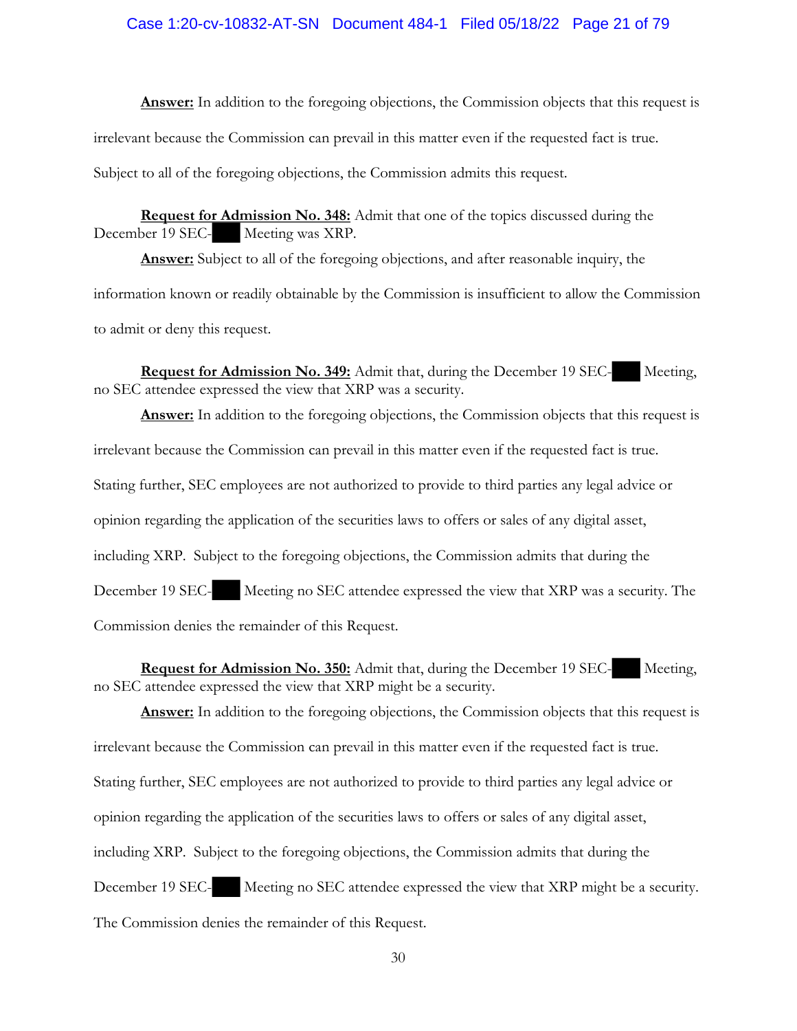**Answer:** In addition to the foregoing objections, the Commission objects that this request is irrelevant because the Commission can prevail in this matter even if the requested fact is true. Subject to all of the foregoing objections, the Commission admits this request.

**Request for Admission No. 348:** Admit that one of the topics discussed during the December 19 SEC-███ Meeting was XRP.

**Answer:** Subject to all of the foregoing objections, and after reasonable inquiry, the information known or readily obtainable by the Commission is insufficient to allow the Commission to admit or deny this request.

**Request for Admission No. 349:** Admit that, during the December 19 SEC-███ Meeting, no SEC attendee expressed the view that XRP was a security.

**Answer:** In addition to the foregoing objections, the Commission objects that this request is irrelevant because the Commission can prevail in this matter even if the requested fact is true. Stating further, SEC employees are not authorized to provide to third parties any legal advice or opinion regarding the application of the securities laws to offers or sales of any digital asset, including XRP. Subject to the foregoing objections, the Commission admits that during the December 19 SEC-███ Meeting no SEC attendee expressed the view that XRP was a security. The Commission denies the remainder of this Request.

**Request for Admission No. 350:** Admit that, during the December 19 SEC-███ Meeting, no SEC attendee expressed the view that XRP might be a security.

**Answer:** In addition to the foregoing objections, the Commission objects that this request is irrelevant because the Commission can prevail in this matter even if the requested fact is true. Stating further, SEC employees are not authorized to provide to third parties any legal advice or opinion regarding the application of the securities laws to offers or sales of any digital asset, including XRP. Subject to the foregoing objections, the Commission admits that during the December 19 SEC-███ Meeting no SEC attendee expressed the view that XRP might be a security. The Commission denies the remainder of this Request.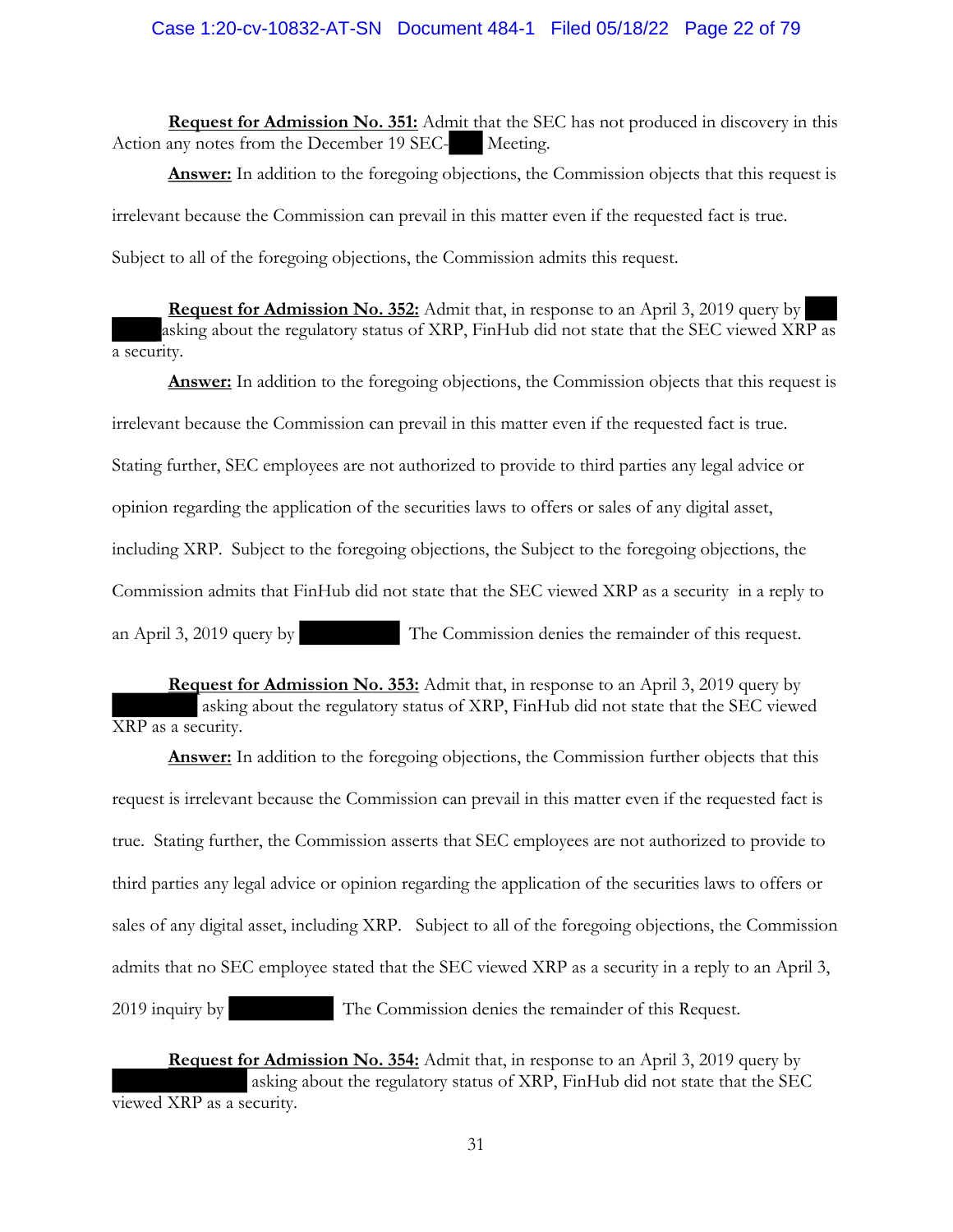**Request for Admission No. 351:** Admit that the SEC has not produced in discovery in this Action any notes from the December 19 SEC-█████ Meeting.

**Answer:** In addition to the foregoing objections, the Commission objects that this request is irrelevant because the Commission can prevail in this matter even if the requested fact is true. Subject to all of the foregoing objections, the Commission admits this request.

**Request for Admission No. 352:** Admit that, in response to an April 3, 2019 query by █████ asking about the regulatory status of XRP, FinHub did not state that the SEC viewed XRP as a security.

**Answer:** In addition to the foregoing objections, the Commission objects that this request is irrelevant because the Commission can prevail in this matter even if the requested fact is true. Stating further, SEC employees are not authorized to provide to third parties any legal advice or opinion regarding the application of the securities laws to offers or sales of any digital asset, including XRP. Subject to the foregoing objections, the Subject to the foregoing objections, the Commission admits that FinHub did not state that the SEC viewed XRP as a security in a reply to an April 3, 2019 query by █████ The Commission denies the remainder of this request.

**Request for Admission No. 353:** Admit that, in response to an April 3, 2019 query by █████ asking about the regulatory status of XRP, FinHub did not state that the SEC viewed XRP as a security.

**Answer:** In addition to the foregoing objections, the Commission further objects that this request is irrelevant because the Commission can prevail in this matter even if the requested fact is true. Stating further, the Commission asserts that SEC employees are not authorized to provide to third parties any legal advice or opinion regarding the application of the securities laws to offers or sales of any digital asset, including XRP. Subject to all of the foregoing objections, the Commission admits that no SEC employee stated that the SEC viewed XRP as a security in a reply to an April 3, 2019 inquiry by █████ The Commission denies the remainder of this Request.

**Request for Admission No. 354:** Admit that, in response to an April 3, 2019 query by █████ asking about the regulatory status of XRP, FinHub did not state that the SEC viewed XRP as a security.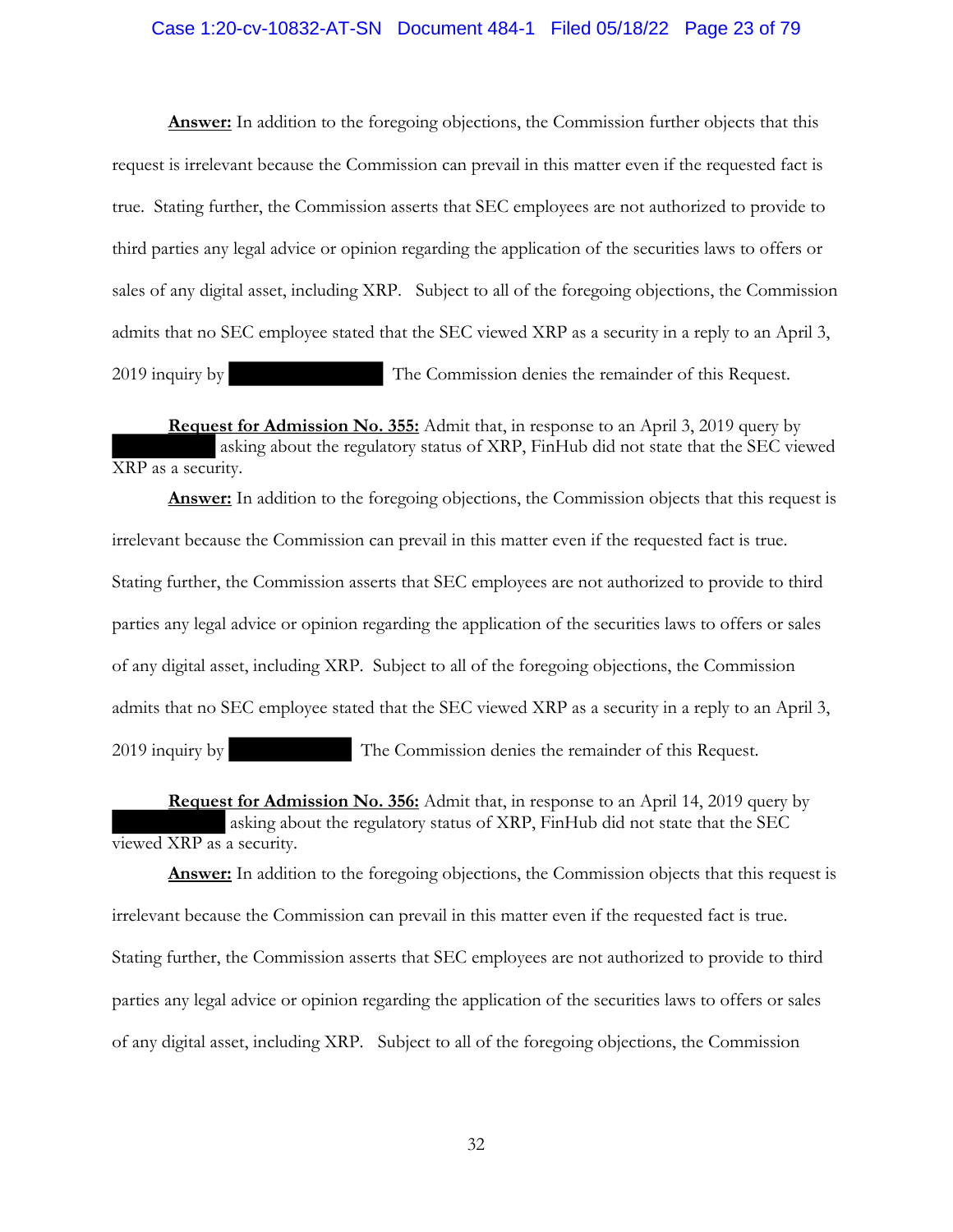**Answer:** In addition to the foregoing objections, the Commission further objects that this request is irrelevant because the Commission can prevail in this matter even if the requested fact is true. Stating further, the Commission asserts that SEC employees are not authorized to provide to third parties any legal advice or opinion regarding the application of the securities laws to offers or sales of any digital asset, including XRP. Subject to all of the foregoing objections, the Commission admits that no SEC employee stated that the SEC viewed XRP as a security in a reply to an April 3, 2019 inquiry by ███████████ The Commission denies the remainder of this Request.

**Request for Admission No. 355:** Admit that, in response to an April 3, 2019 query by ███████████ asking about the regulatory status of XRP, FinHub did not state that the SEC viewed XRP as a security.

**Answer:** In addition to the foregoing objections, the Commission objects that this request is irrelevant because the Commission can prevail in this matter even if the requested fact is true. Stating further, the Commission asserts that SEC employees are not authorized to provide to third parties any legal advice or opinion regarding the application of the securities laws to offers or sales of any digital asset, including XRP. Subject to all of the foregoing objections, the Commission admits that no SEC employee stated that the SEC viewed XRP as a security in a reply to an April 3, 2019 inquiry by ███████████ The Commission denies the remainder of this Request.

**Request for Admission No. 356:** Admit that, in response to an April 14, 2019 query by ███████████ asking about the regulatory status of XRP, FinHub did not state that the SEC viewed XRP as a security.

**Answer:** In addition to the foregoing objections, the Commission objects that this request is irrelevant because the Commission can prevail in this matter even if the requested fact is true. Stating further, the Commission asserts that SEC employees are not authorized to provide to third parties any legal advice or opinion regarding the application of the securities laws to offers or sales of any digital asset, including XRP. Subject to all of the foregoing objections, the Commission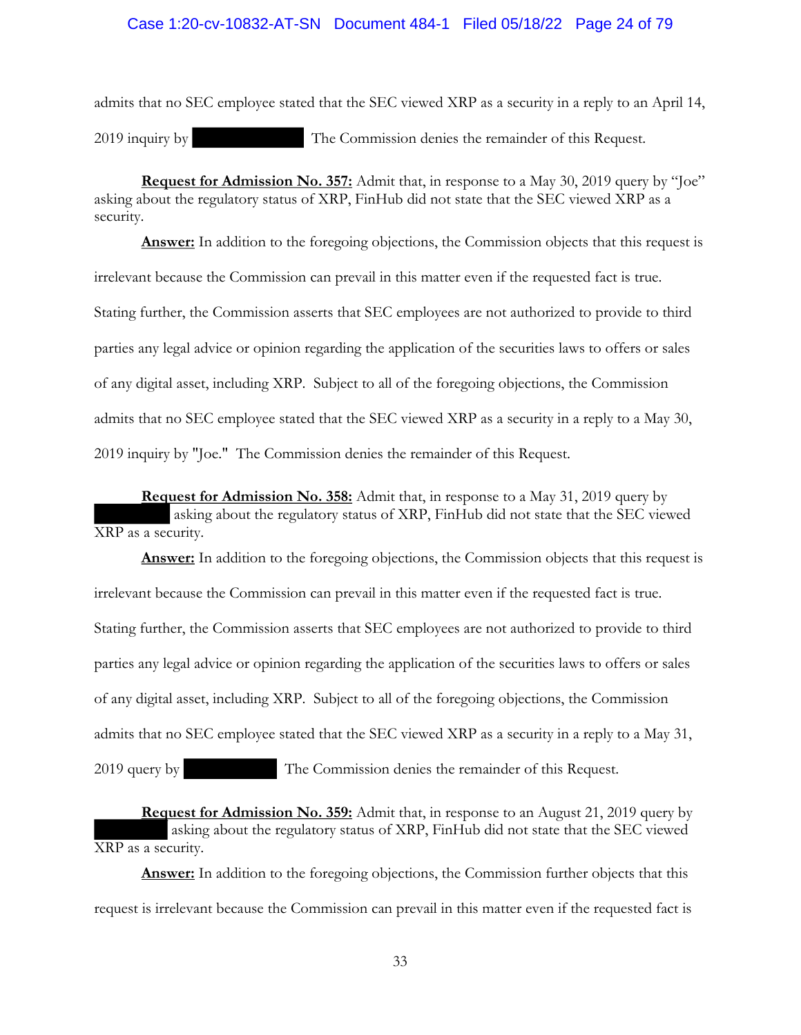admits that no SEC employee stated that the SEC viewed XRP as a security in a reply to an April 14, 2019 inquiry by ██████████ The Commission denies the remainder of this Request.

**Request for Admission No. 357:** Admit that, in response to a May 30, 2019 query by "Joe" asking about the regulatory status of XRP, FinHub did not state that the SEC viewed XRP as a security.

**Answer:** In addition to the foregoing objections, the Commission objects that this request is irrelevant because the Commission can prevail in this matter even if the requested fact is true. Stating further, the Commission asserts that SEC employees are not authorized to provide to third parties any legal advice or opinion regarding the application of the securities laws to offers or sales of any digital asset, including XRP. Subject to all of the foregoing objections, the Commission admits that no SEC employee stated that the SEC viewed XRP as a security in a reply to a May 30, 2019 inquiry by "Joe." The Commission denies the remainder of this Request.

**Request for Admission No. 358:** Admit that, in response to a May 31, 2019 query by ████████ asking about the regulatory status of XRP, FinHub did not state that the SEC viewed XRP as a security.

**Answer:** In addition to the foregoing objections, the Commission objects that this request is irrelevant because the Commission can prevail in this matter even if the requested fact is true. Stating further, the Commission asserts that SEC employees are not authorized to provide to third parties any legal advice or opinion regarding the application of the securities laws to offers or sales of any digital asset, including XRP. Subject to all of the foregoing objections, the Commission admits that no SEC employee stated that the SEC viewed XRP as a security in a reply to a May 31, 2019 query by ██████████ The Commission denies the remainder of this Request.

**Request for Admission No. 359:** Admit that, in response to an August 21, 2019 query by ████████ asking about the regulatory status of XRP, FinHub did not state that the SEC viewed XRP as a security.

**Answer:** In addition to the foregoing objections, the Commission further objects that this request is irrelevant because the Commission can prevail in this matter even if the requested fact is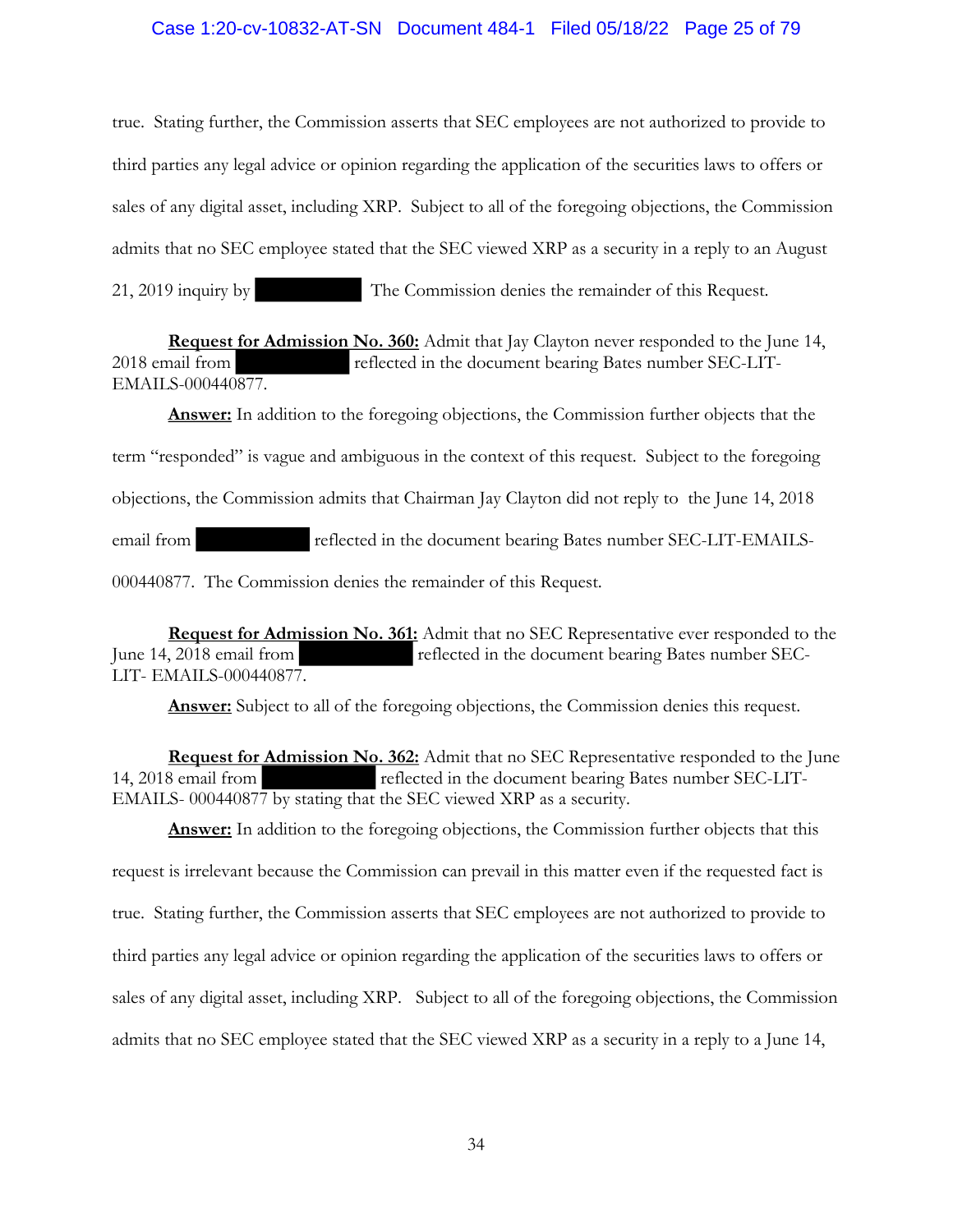true. Stating further, the Commission asserts that SEC employees are not authorized to provide to third parties any legal advice or opinion regarding the application of the securities laws to offers or sales of any digital asset, including XRP. Subject to all of the foregoing objections, the Commission admits that no SEC employee stated that the SEC viewed XRP as a security in a reply to an August 21, 2019 inquiry by [REDACTED] The Commission denies the remainder of this Request.

**Request for Admission No. 360:** Admit that Jay Clayton never responded to the June 14, 2018 email from [REDACTED] reflected in the document bearing Bates number SEC-LIT-EMAILS-000440877.

**Answer:** In addition to the foregoing objections, the Commission further objects that the term "responded" is vague and ambiguous in the context of this request. Subject to the foregoing objections, the Commission admits that Chairman Jay Clayton did not reply to the June 14, 2018 email from [REDACTED] reflected in the document bearing Bates number SEC-LIT-EMAILS-000440877. The Commission denies the remainder of this Request.

**Request for Admission No. 361:** Admit that no SEC Representative ever responded to the June 14, 2018 email from [REDACTED] reflected in the document bearing Bates number SEC-LIT- EMAILS-000440877.

**Answer:** Subject to all of the foregoing objections, the Commission denies this request.

**Request for Admission No. 362:** Admit that no SEC Representative responded to the June 14, 2018 email from [REDACTED] reflected in the document bearing Bates number SEC-LIT-EMAILS- 000440877 by stating that the SEC viewed XRP as a security.

**Answer:** In addition to the foregoing objections, the Commission further objects that this request is irrelevant because the Commission can prevail in this matter even if the requested fact is true. Stating further, the Commission asserts that SEC employees are not authorized to provide to third parties any legal advice or opinion regarding the application of the securities laws to offers or sales of any digital asset, including XRP. Subject to all of the foregoing objections, the Commission admits that no SEC employee stated that the SEC viewed XRP as a security in a reply to a June 14,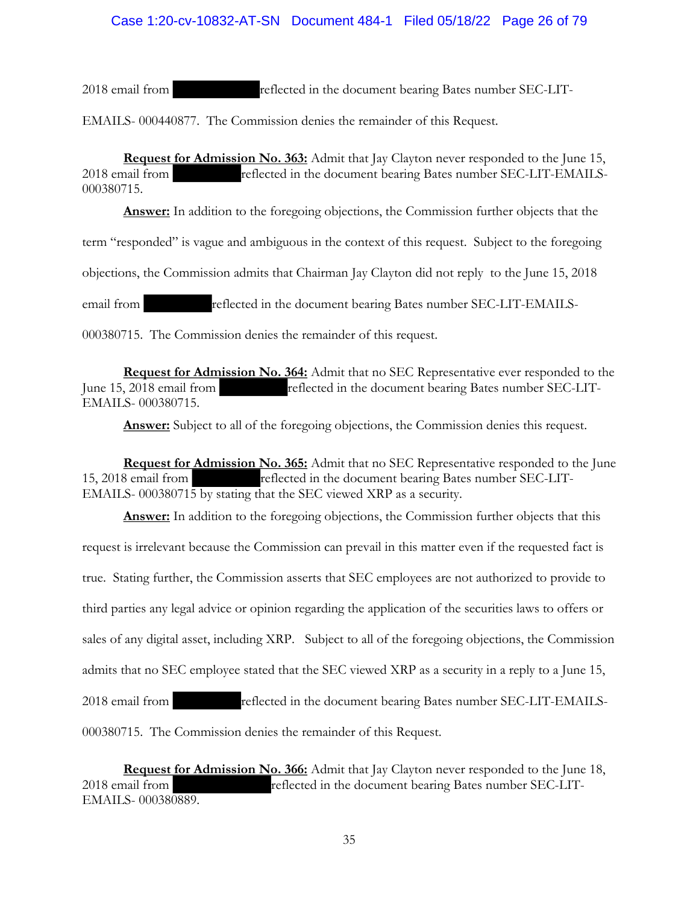2018 email from ██████████ reflected in the document bearing Bates number SEC-LIT-EMAILS- 000440877. The Commission denies the remainder of this Request.

**Request for Admission No. 363:** Admit that Jay Clayton never responded to the June 15, 2018 email from ████████ reflected in the document bearing Bates number SEC-LIT-EMAILS-000380715.

**Answer:** In addition to the foregoing objections, the Commission further objects that the term "responded" is vague and ambiguous in the context of this request. Subject to the foregoing objections, the Commission admits that Chairman Jay Clayton did not reply to the June 15, 2018 email from ████████ reflected in the document bearing Bates number SEC-LIT-EMAILS-000380715. The Commission denies the remainder of this request.

**Request for Admission No. 364:** Admit that no SEC Representative ever responded to the June 15, 2018 email from ████████ reflected in the document bearing Bates number SEC-LIT-EMAILS- 000380715.

**Answer:** Subject to all of the foregoing objections, the Commission denies this request.

**Request for Admission No. 365:** Admit that no SEC Representative responded to the June 15, 2018 email from ████████ reflected in the document bearing Bates number SEC-LIT-EMAILS- 000380715 by stating that the SEC viewed XRP as a security.

**Answer:** In addition to the foregoing objections, the Commission further objects that this request is irrelevant because the Commission can prevail in this matter even if the requested fact is true. Stating further, the Commission asserts that SEC employees are not authorized to provide to third parties any legal advice or opinion regarding the application of the securities laws to offers or sales of any digital asset, including XRP. Subject to all of the foregoing objections, the Commission admits that no SEC employee stated that the SEC viewed XRP as a security in a reply to a June 15, 2018 email from ████████ reflected in the document bearing Bates number SEC-LIT-EMAILS-000380715. The Commission denies the remainder of this Request.

**Request for Admission No. 366:** Admit that Jay Clayton never responded to the June 18, 2018 email from ███████████ reflected in the document bearing Bates number SEC-LIT-EMAILS- 000380889.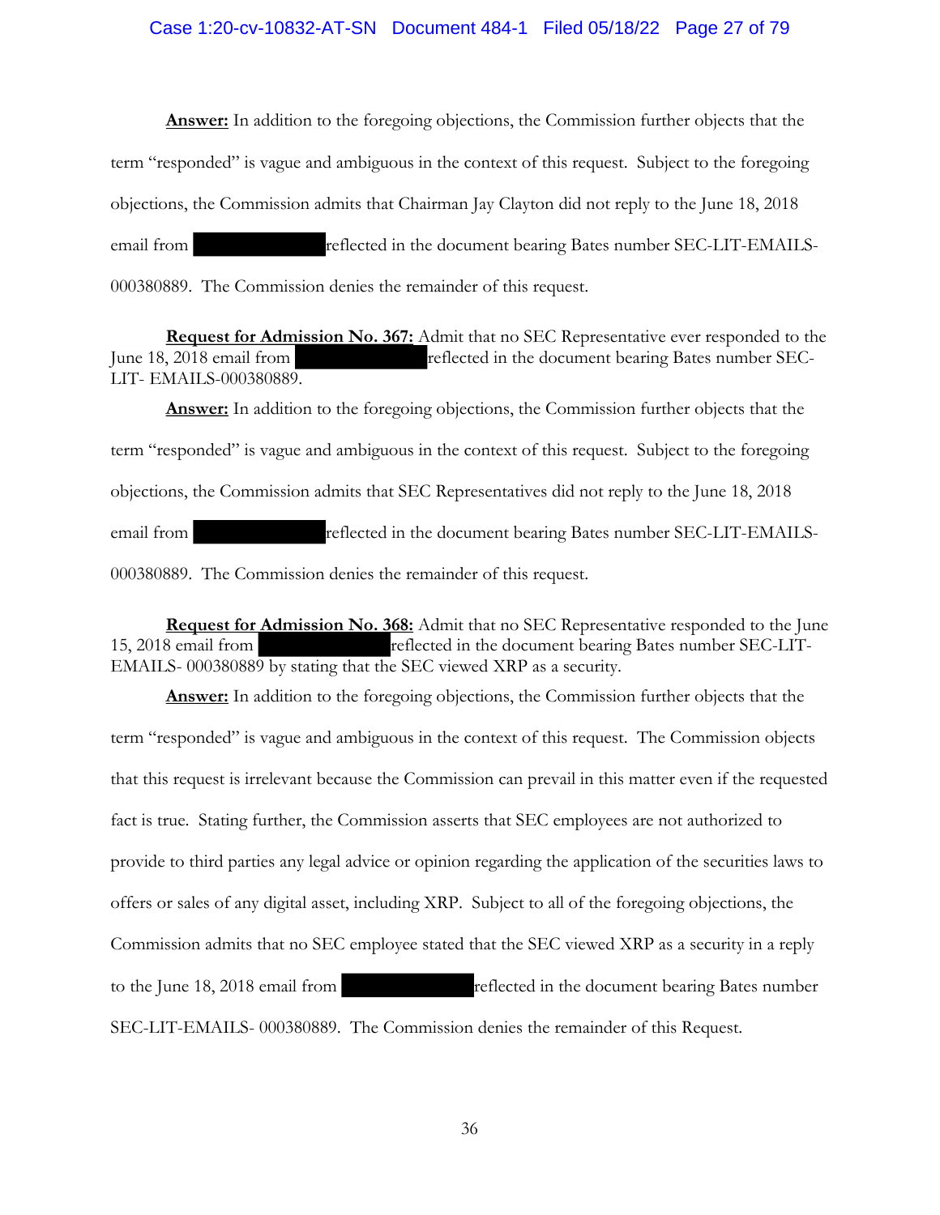**Answer:** In addition to the foregoing objections, the Commission further objects that the term "responded" is vague and ambiguous in the context of this request. Subject to the foregoing objections, the Commission admits that Chairman Jay Clayton did not reply to the June 18, 2018 email from [REDACTED] reflected in the document bearing Bates number SEC-LIT-EMAILS-000380889. The Commission denies the remainder of this request.

**Request for Admission No. 367:** Admit that no SEC Representative ever responded to the June 18, 2018 email from [REDACTED] reflected in the document bearing Bates number SEC-LIT- EMAILS-000380889.

**Answer:** In addition to the foregoing objections, the Commission further objects that the term "responded" is vague and ambiguous in the context of this request. Subject to the foregoing objections, the Commission admits that SEC Representatives did not reply to the June 18, 2018 email from [REDACTED] reflected in the document bearing Bates number SEC-LIT-EMAILS-000380889. The Commission denies the remainder of this request.

**Request for Admission No. 368:** Admit that no SEC Representative responded to the June 15, 2018 email from [REDACTED] reflected in the document bearing Bates number SEC-LIT-EMAILS- 000380889 by stating that the SEC viewed XRP as a security.

**Answer:** In addition to the foregoing objections, the Commission further objects that the term "responded" is vague and ambiguous in the context of this request. The Commission objects that this request is irrelevant because the Commission can prevail in this matter even if the requested fact is true. Stating further, the Commission asserts that SEC employees are not authorized to provide to third parties any legal advice or opinion regarding the application of the securities laws to offers or sales of any digital asset, including XRP. Subject to all of the foregoing objections, the Commission admits that no SEC employee stated that the SEC viewed XRP as a security in a reply to the June 18, 2018 email from [REDACTED] reflected in the document bearing Bates number SEC-LIT-EMAILS- 000380889. The Commission denies the remainder of this Request.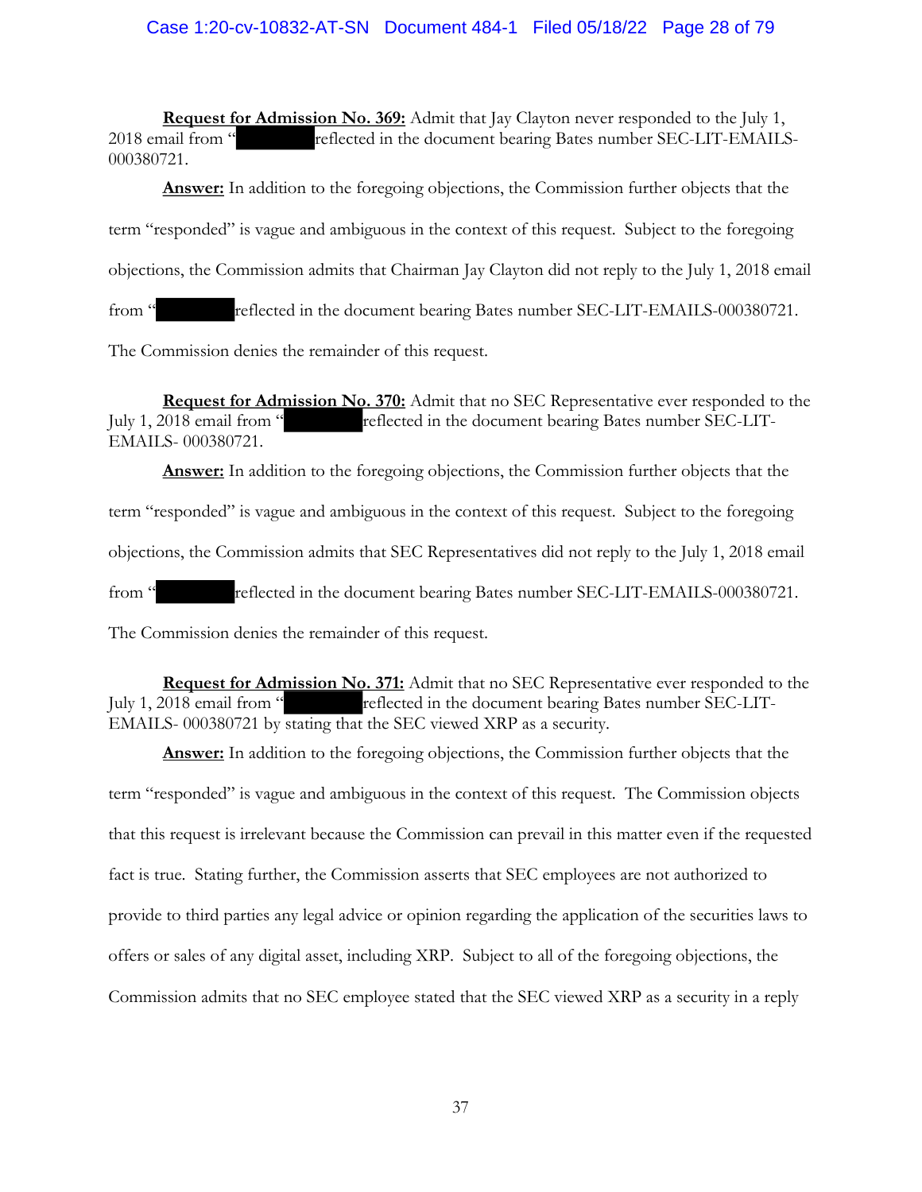**Request for Admission No. 369:** Admit that Jay Clayton never responded to the July 1, 2018 email from "[REDACTED] reflected in the document bearing Bates number SEC-LIT-EMAILS-000380721.

**Answer:** In addition to the foregoing objections, the Commission further objects that the term "responded" is vague and ambiguous in the context of this request. Subject to the foregoing objections, the Commission admits that Chairman Jay Clayton did not reply to the July 1, 2018 email from "[REDACTED] reflected in the document bearing Bates number SEC-LIT-EMAILS-000380721. The Commission denies the remainder of this request.

**Request for Admission No. 370:** Admit that no SEC Representative ever responded to the July 1, 2018 email from "[REDACTED] reflected in the document bearing Bates number SEC-LIT-EMAILS- 000380721.

**Answer:** In addition to the foregoing objections, the Commission further objects that the term "responded" is vague and ambiguous in the context of this request. Subject to the foregoing objections, the Commission admits that SEC Representatives did not reply to the July 1, 2018 email from "[REDACTED] reflected in the document bearing Bates number SEC-LIT-EMAILS-000380721. The Commission denies the remainder of this request.

**Request for Admission No. 371:** Admit that no SEC Representative ever responded to the July 1, 2018 email from "[REDACTED] reflected in the document bearing Bates number SEC-LIT-EMAILS- 000380721 by stating that the SEC viewed XRP as a security.

**Answer:** In addition to the foregoing objections, the Commission further objects that the term "responded" is vague and ambiguous in the context of this request. The Commission objects that this request is irrelevant because the Commission can prevail in this matter even if the requested fact is true. Stating further, the Commission asserts that SEC employees are not authorized to provide to third parties any legal advice or opinion regarding the application of the securities laws to offers or sales of any digital asset, including XRP. Subject to all of the foregoing objections, the Commission admits that no SEC employee stated that the SEC viewed XRP as a security in a reply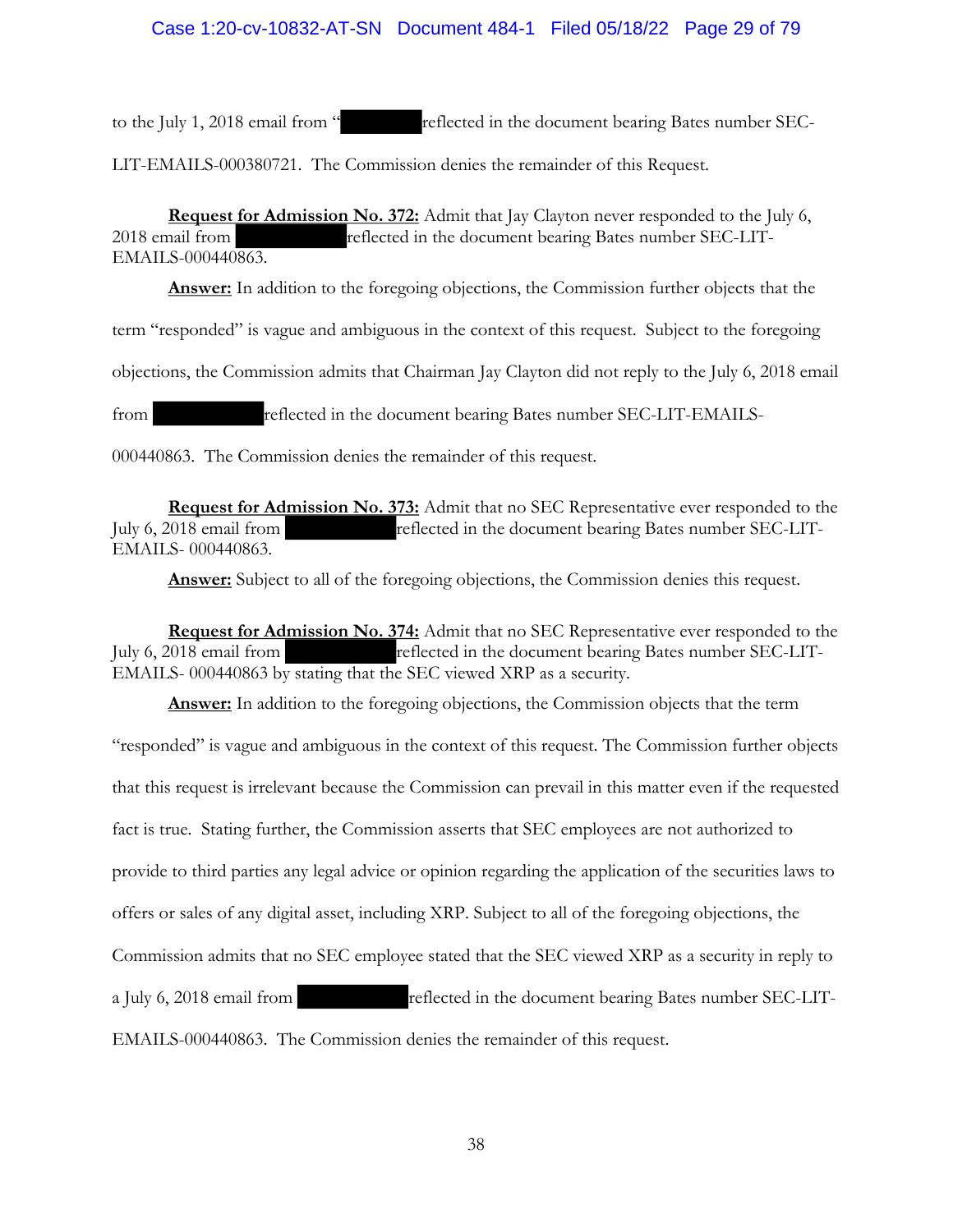to the July 1, 2018 email from "[REDACTED] reflected in the document bearing Bates number SEC-LIT-EMAILS-000380721. The Commission denies the remainder of this Request.

**Request for Admission No. 372:** Admit that Jay Clayton never responded to the July 6, 2018 email from [REDACTED] reflected in the document bearing Bates number SEC-LIT-EMAILS-000440863.

**Answer:** In addition to the foregoing objections, the Commission further objects that the term "responded" is vague and ambiguous in the context of this request. Subject to the foregoing objections, the Commission admits that Chairman Jay Clayton did not reply to the July 6, 2018 email from [REDACTED] reflected in the document bearing Bates number SEC-LIT-EMAILS-000440863. The Commission denies the remainder of this request.

**Request for Admission No. 373:** Admit that no SEC Representative ever responded to the July 6, 2018 email from [REDACTED] reflected in the document bearing Bates number SEC-LIT-EMAILS- 000440863.

**Answer:** Subject to all of the foregoing objections, the Commission denies this request.

**Request for Admission No. 374:** Admit that no SEC Representative ever responded to the July 6, 2018 email from [REDACTED] reflected in the document bearing Bates number SEC-LIT-EMAILS- 000440863 by stating that the SEC viewed XRP as a security.

**Answer:** In addition to the foregoing objections, the Commission objects that the term "responded" is vague and ambiguous in the context of this request. The Commission further objects that this request is irrelevant because the Commission can prevail in this matter even if the requested fact is true. Stating further, the Commission asserts that SEC employees are not authorized to provide to third parties any legal advice or opinion regarding the application of the securities laws to offers or sales of any digital asset, including XRP. Subject to all of the foregoing objections, the Commission admits that no SEC employee stated that the SEC viewed XRP as a security in reply to a July 6, 2018 email from [REDACTED] reflected in the document bearing Bates number SEC-LIT-EMAILS-000440863. The Commission denies the remainder of this request.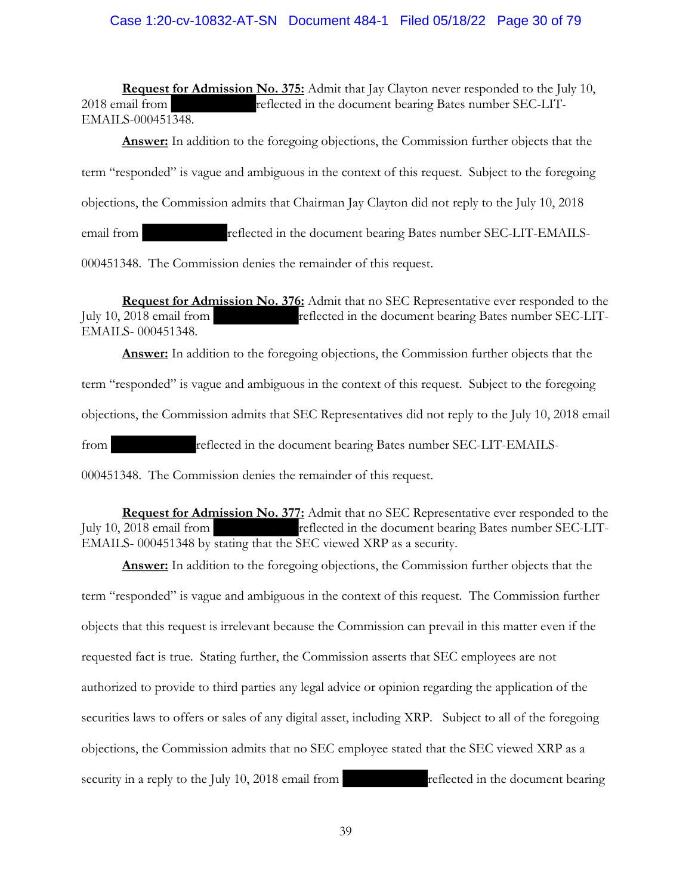**Request for Admission No. 375:** Admit that Jay Clayton never responded to the July 10, 2018 email from ██████████ reflected in the document bearing Bates number SEC-LIT-EMAILS-000451348.

**Answer:** In addition to the foregoing objections, the Commission further objects that the term "responded" is vague and ambiguous in the context of this request. Subject to the foregoing objections, the Commission admits that Chairman Jay Clayton did not reply to the July 10, 2018 email from ██████████ reflected in the document bearing Bates number SEC-LIT-EMAILS-000451348. The Commission denies the remainder of this request.

**Request for Admission No. 376:** Admit that no SEC Representative ever responded to the July 10, 2018 email from ██████████ reflected in the document bearing Bates number SEC-LIT-EMAILS- 000451348.

**Answer:** In addition to the foregoing objections, the Commission further objects that the term "responded" is vague and ambiguous in the context of this request. Subject to the foregoing objections, the Commission admits that SEC Representatives did not reply to the July 10, 2018 email from ██████████ reflected in the document bearing Bates number SEC-LIT-EMAILS-000451348. The Commission denies the remainder of this request.

**Request for Admission No. 377:** Admit that no SEC Representative ever responded to the July 10, 2018 email from ██████████ reflected in the document bearing Bates number SEC-LIT-EMAILS- 000451348 by stating that the SEC viewed XRP as a security.

**Answer:** In addition to the foregoing objections, the Commission further objects that the term "responded" is vague and ambiguous in the context of this request. The Commission further objects that this request is irrelevant because the Commission can prevail in this matter even if the requested fact is true. Stating further, the Commission asserts that SEC employees are not authorized to provide to third parties any legal advice or opinion regarding the application of the securities laws to offers or sales of any digital asset, including XRP. Subject to all of the foregoing objections, the Commission admits that no SEC employee stated that the SEC viewed XRP as a security in a reply to the July 10, 2018 email from ██████████ reflected in the document bearing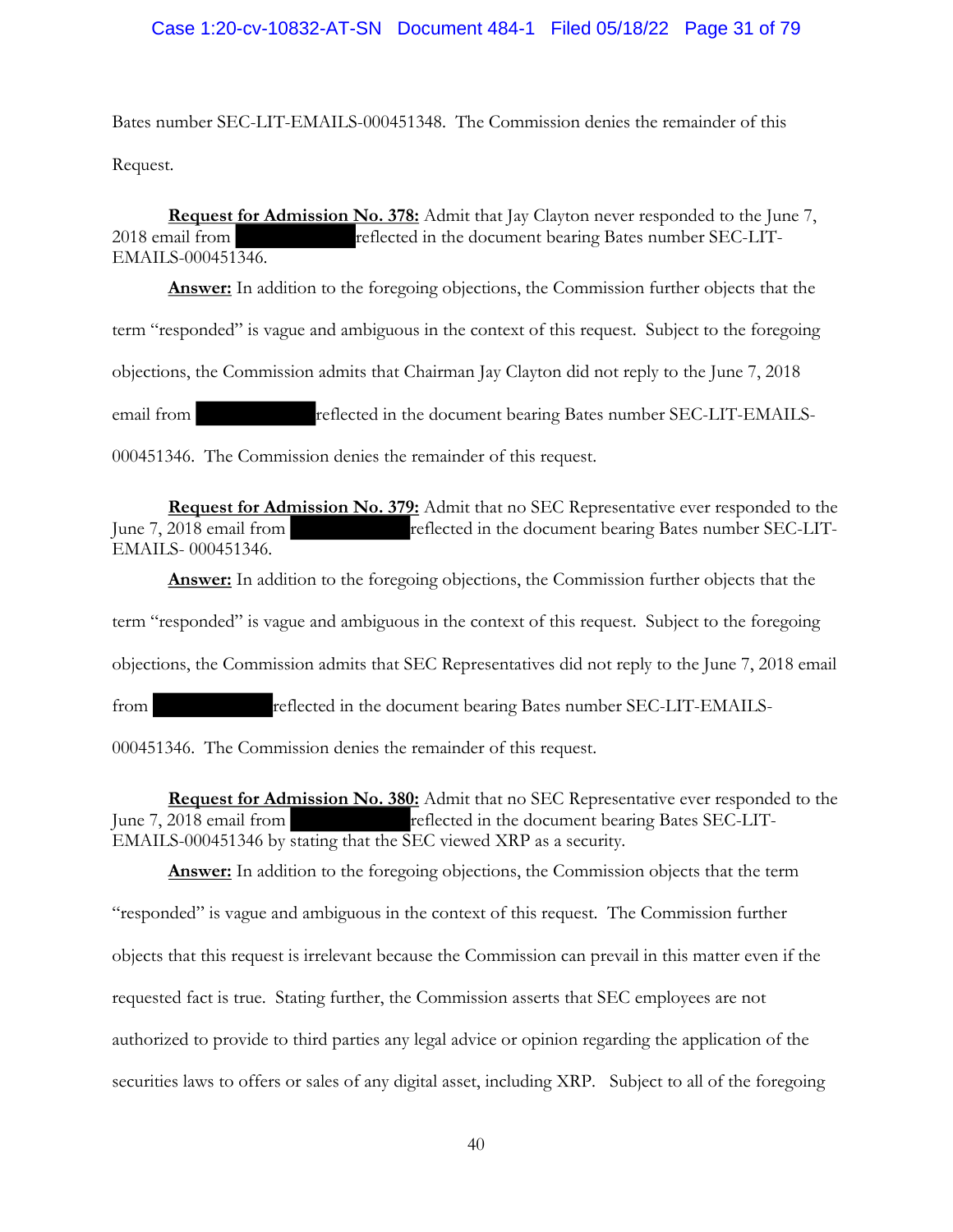Bates number SEC-LIT-EMAILS-000451348. The Commission denies the remainder of this Request.

**Request for Admission No. 378:** Admit that Jay Clayton never responded to the June 7, 2018 email from ██████████ reflected in the document bearing Bates number SEC-LIT-EMAILS-000451346.

**Answer:** In addition to the foregoing objections, the Commission further objects that the term "responded" is vague and ambiguous in the context of this request. Subject to the foregoing objections, the Commission admits that Chairman Jay Clayton did not reply to the June 7, 2018 email from ██████████ reflected in the document bearing Bates number SEC-LIT-EMAILS-000451346. The Commission denies the remainder of this request.

**Request for Admission No. 379:** Admit that no SEC Representative ever responded to the June 7, 2018 email from ██████████ reflected in the document bearing Bates number SEC-LIT-EMAILS- 000451346.

**Answer:** In addition to the foregoing objections, the Commission further objects that the term "responded" is vague and ambiguous in the context of this request. Subject to the foregoing objections, the Commission admits that SEC Representatives did not reply to the June 7, 2018 email from ██████████ reflected in the document bearing Bates number SEC-LIT-EMAILS-000451346. The Commission denies the remainder of this request.

**Request for Admission No. 380:** Admit that no SEC Representative ever responded to the June 7, 2018 email from ██████████ reflected in the document bearing Bates SEC-LIT-EMAILS-000451346 by stating that the SEC viewed XRP as a security.

**Answer:** In addition to the foregoing objections, the Commission objects that the term "responded" is vague and ambiguous in the context of this request. The Commission further objects that this request is irrelevant because the Commission can prevail in this matter even if the requested fact is true. Stating further, the Commission asserts that SEC employees are not authorized to provide to third parties any legal advice or opinion regarding the application of the securities laws to offers or sales of any digital asset, including XRP. Subject to all of the foregoing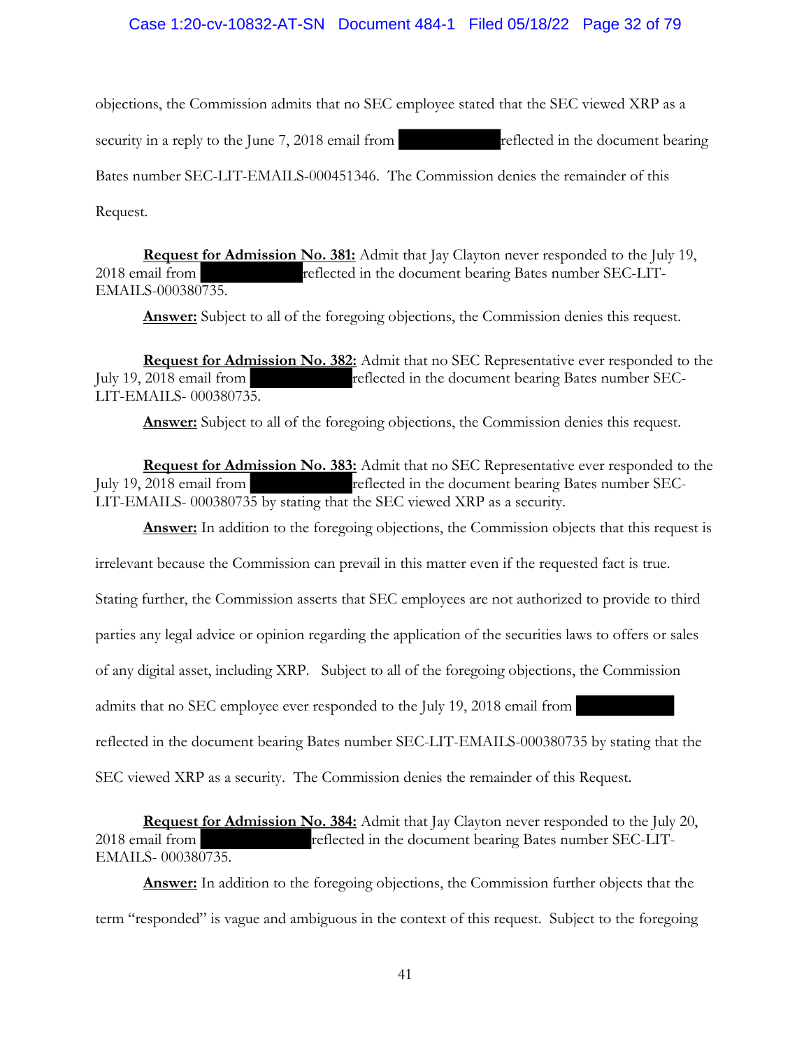objections, the Commission admits that no SEC employee stated that the SEC viewed XRP as a security in a reply to the June 7, 2018 email from [REDACTED] reflected in the document bearing Bates number SEC-LIT-EMAILS-000451346. The Commission denies the remainder of this Request.

**Request for Admission No. 381:** Admit that Jay Clayton never responded to the July 19, 2018 email from [REDACTED] reflected in the document bearing Bates number SEC-LIT-EMAILS-000380735.

**Answer:** Subject to all of the foregoing objections, the Commission denies this request.

**Request for Admission No. 382:** Admit that no SEC Representative ever responded to the July 19, 2018 email from [REDACTED] reflected in the document bearing Bates number SEC-LIT-EMAILS- 000380735.

**Answer:** Subject to all of the foregoing objections, the Commission denies this request.

**Request for Admission No. 383:** Admit that no SEC Representative ever responded to the July 19, 2018 email from [REDACTED] reflected in the document bearing Bates number SEC-LIT-EMAILS- 000380735 by stating that the SEC viewed XRP as a security.

**Answer:** In addition to the foregoing objections, the Commission objects that this request is irrelevant because the Commission can prevail in this matter even if the requested fact is true. Stating further, the Commission asserts that SEC employees are not authorized to provide to third parties any legal advice or opinion regarding the application of the securities laws to offers or sales of any digital asset, including XRP. Subject to all of the foregoing objections, the Commission admits that no SEC employee ever responded to the July 19, 2018 email from [REDACTED] reflected in the document bearing Bates number SEC-LIT-EMAILS-000380735 by stating that the SEC viewed XRP as a security. The Commission denies the remainder of this Request.

**Request for Admission No. 384:** Admit that Jay Clayton never responded to the July 20, 2018 email from [REDACTED] reflected in the document bearing Bates number SEC-LIT-EMAILS- 000380735.

**Answer:** In addition to the foregoing objections, the Commission further objects that the term "responded" is vague and ambiguous in the context of this request. Subject to the foregoing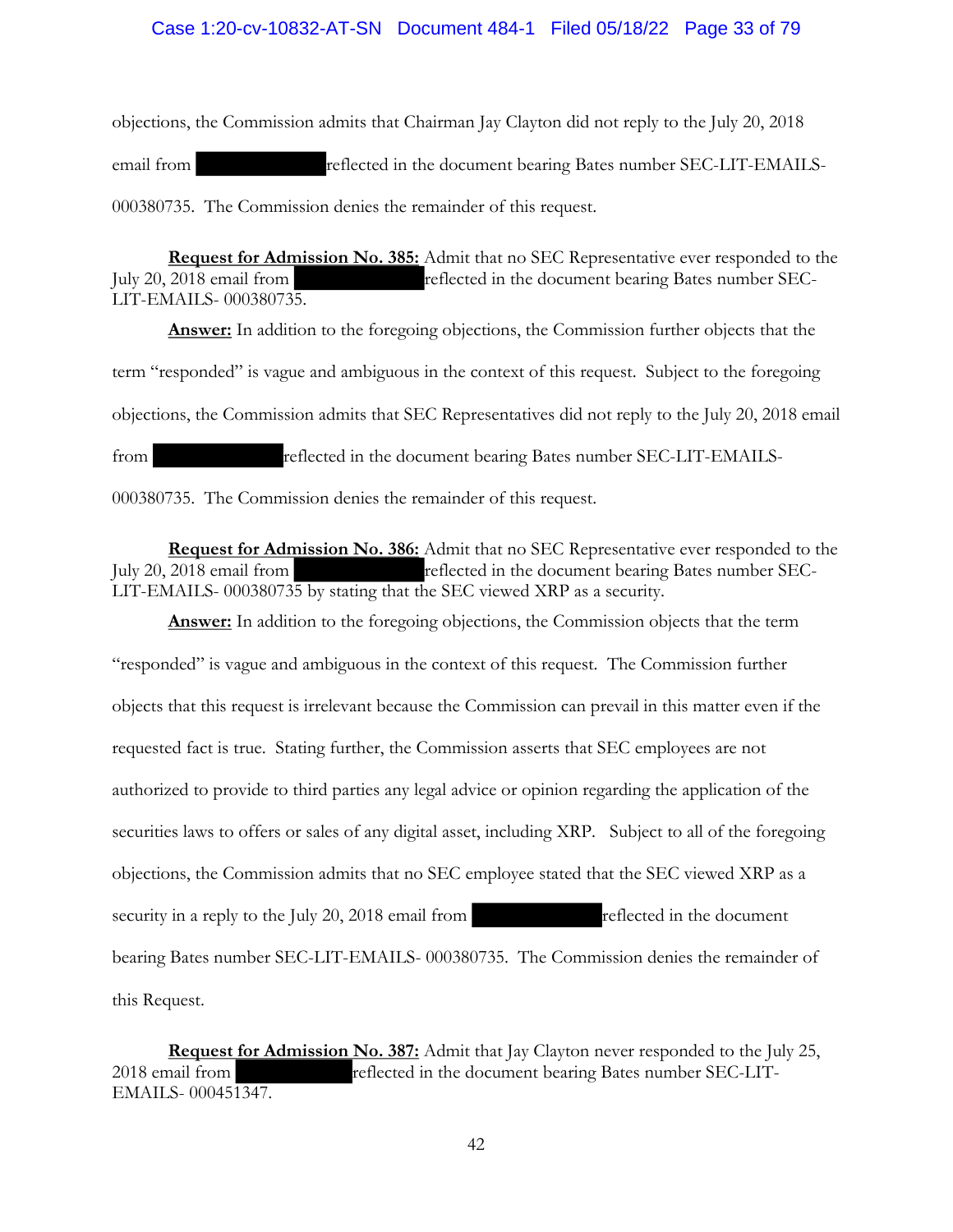objections, the Commission admits that Chairman Jay Clayton did not reply to the July 20, 2018 email from [REDACTED] reflected in the document bearing Bates number SEC-LIT-EMAILS-000380735. The Commission denies the remainder of this request.

**Request for Admission No. 385:** Admit that no SEC Representative ever responded to the July 20, 2018 email from [REDACTED] reflected in the document bearing Bates number SEC-LIT-EMAILS- 000380735.

**Answer:** In addition to the foregoing objections, the Commission further objects that the term "responded" is vague and ambiguous in the context of this request. Subject to the foregoing objections, the Commission admits that SEC Representatives did not reply to the July 20, 2018 email from [REDACTED] reflected in the document bearing Bates number SEC-LIT-EMAILS-000380735. The Commission denies the remainder of this request.

**Request for Admission No. 386:** Admit that no SEC Representative ever responded to the July 20, 2018 email from [REDACTED] reflected in the document bearing Bates number SEC-LIT-EMAILS- 000380735 by stating that the SEC viewed XRP as a security.

**Answer:** In addition to the foregoing objections, the Commission objects that the term "responded" is vague and ambiguous in the context of this request. The Commission further objects that this request is irrelevant because the Commission can prevail in this matter even if the requested fact is true. Stating further, the Commission asserts that SEC employees are not authorized to provide to third parties any legal advice or opinion regarding the application of the securities laws to offers or sales of any digital asset, including XRP. Subject to all of the foregoing objections, the Commission admits that no SEC employee stated that the SEC viewed XRP as a security in a reply to the July 20, 2018 email from [REDACTED] reflected in the document bearing Bates number SEC-LIT-EMAILS- 000380735. The Commission denies the remainder of this Request.

**Request for Admission No. 387:** Admit that Jay Clayton never responded to the July 25, 2018 email from [REDACTED] reflected in the document bearing Bates number SEC-LIT-EMAILS- 000451347.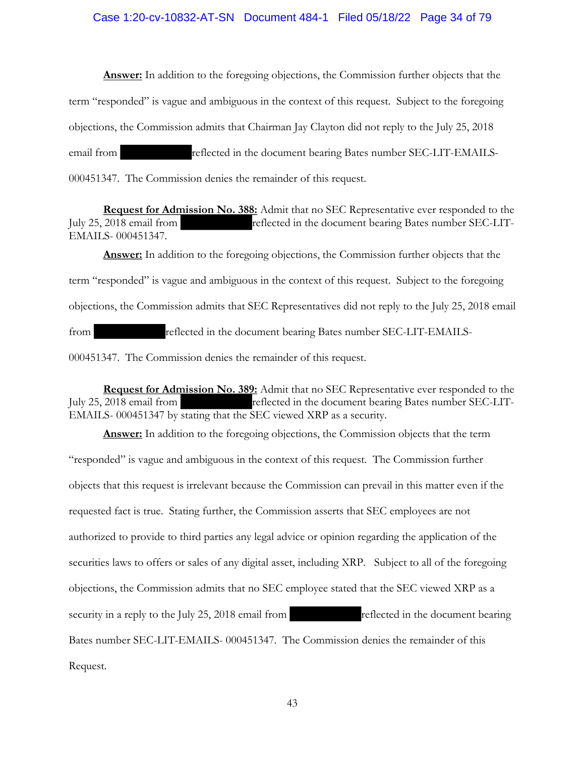**Answer:** In addition to the foregoing objections, the Commission further objects that the term "responded" is vague and ambiguous in the context of this request. Subject to the foregoing objections, the Commission admits that Chairman Jay Clayton did not reply to the July 25, 2018 email from [REDACTED] reflected in the document bearing Bates number SEC-LIT-EMAILS-000451347. The Commission denies the remainder of this request.

**Request for Admission No. 388:** Admit that no SEC Representative ever responded to the July 25, 2018 email from [REDACTED] reflected in the document bearing Bates number SEC-LIT-EMAILS- 000451347.

**Answer:** In addition to the foregoing objections, the Commission further objects that the term "responded" is vague and ambiguous in the context of this request. Subject to the foregoing objections, the Commission admits that SEC Representatives did not reply to the July 25, 2018 email from [REDACTED] reflected in the document bearing Bates number SEC-LIT-EMAILS-000451347. The Commission denies the remainder of this request.

**Request for Admission No. 389:** Admit that no SEC Representative ever responded to the July 25, 2018 email from [REDACTED] reflected in the document bearing Bates number SEC-LIT-EMAILS- 000451347 by stating that the SEC viewed XRP as a security.

**Answer:** In addition to the foregoing objections, the Commission objects that the term "responded" is vague and ambiguous in the context of this request. The Commission further objects that this request is irrelevant because the Commission can prevail in this matter even if the requested fact is true. Stating further, the Commission asserts that SEC employees are not authorized to provide to third parties any legal advice or opinion regarding the application of the securities laws to offers or sales of any digital asset, including XRP. Subject to all of the foregoing objections, the Commission admits that no SEC employee stated that the SEC viewed XRP as a security in a reply to the July 25, 2018 email from [REDACTED] reflected in the document bearing Bates number SEC-LIT-EMAILS- 000451347. The Commission denies the remainder of this Request.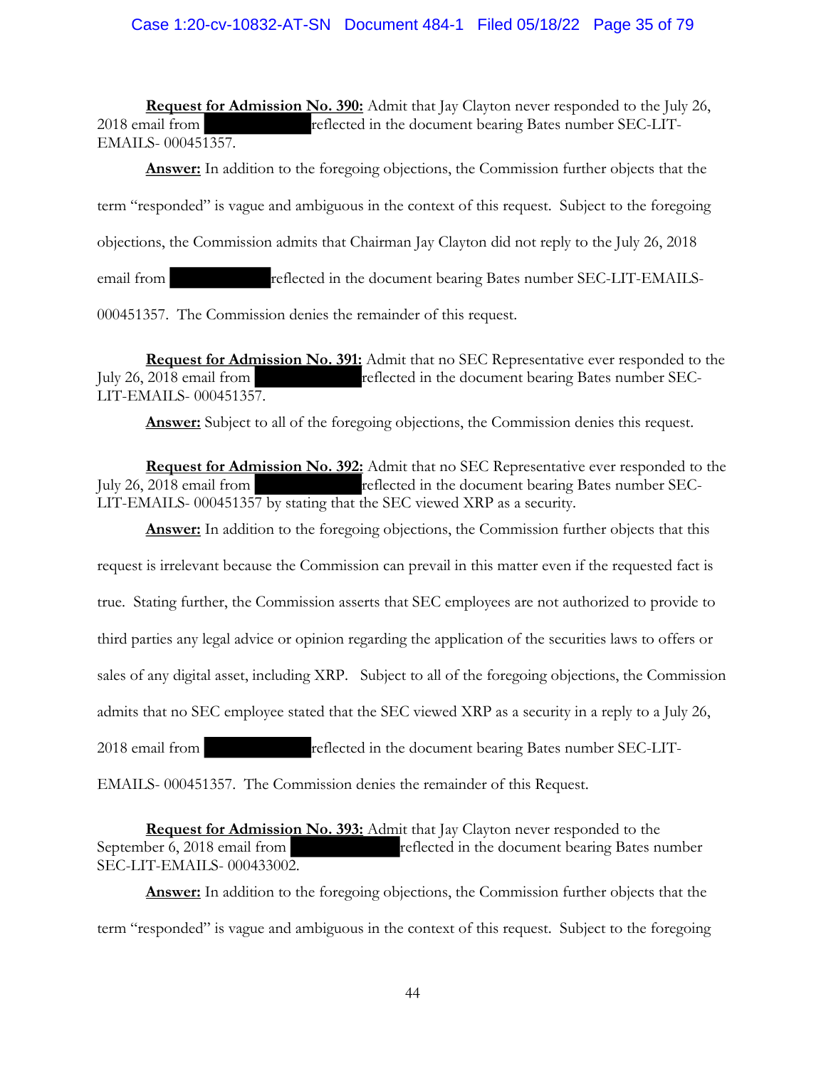**Request for Admission No. 390:** Admit that Jay Clayton never responded to the July 26, 2018 email from ██████████ reflected in the document bearing Bates number SEC-LIT-EMAILS- 000451357.

**Answer:** In addition to the foregoing objections, the Commission further objects that the term "responded" is vague and ambiguous in the context of this request. Subject to the foregoing objections, the Commission admits that Chairman Jay Clayton did not reply to the July 26, 2018 email from ██████████ reflected in the document bearing Bates number SEC-LIT-EMAILS-000451357. The Commission denies the remainder of this request.

**Request for Admission No. 391:** Admit that no SEC Representative ever responded to the July 26, 2018 email from ██████████ reflected in the document bearing Bates number SEC-LIT-EMAILS- 000451357.

**Answer:** Subject to all of the foregoing objections, the Commission denies this request.

**Request for Admission No. 392:** Admit that no SEC Representative ever responded to the July 26, 2018 email from ██████████ reflected in the document bearing Bates number SEC-LIT-EMAILS- 000451357 by stating that the SEC viewed XRP as a security.

**Answer:** In addition to the foregoing objections, the Commission further objects that this request is irrelevant because the Commission can prevail in this matter even if the requested fact is true. Stating further, the Commission asserts that SEC employees are not authorized to provide to third parties any legal advice or opinion regarding the application of the securities laws to offers or sales of any digital asset, including XRP. Subject to all of the foregoing objections, the Commission admits that no SEC employee stated that the SEC viewed XRP as a security in a reply to a July 26, 2018 email from ██████████ reflected in the document bearing Bates number SEC-LIT-EMAILS- 000451357. The Commission denies the remainder of this Request.

**Request for Admission No. 393:** Admit that Jay Clayton never responded to the September 6, 2018 email from ██████████ reflected in the document bearing Bates number SEC-LIT-EMAILS- 000433002.

**Answer:** In addition to the foregoing objections, the Commission further objects that the term "responded" is vague and ambiguous in the context of this request. Subject to the foregoing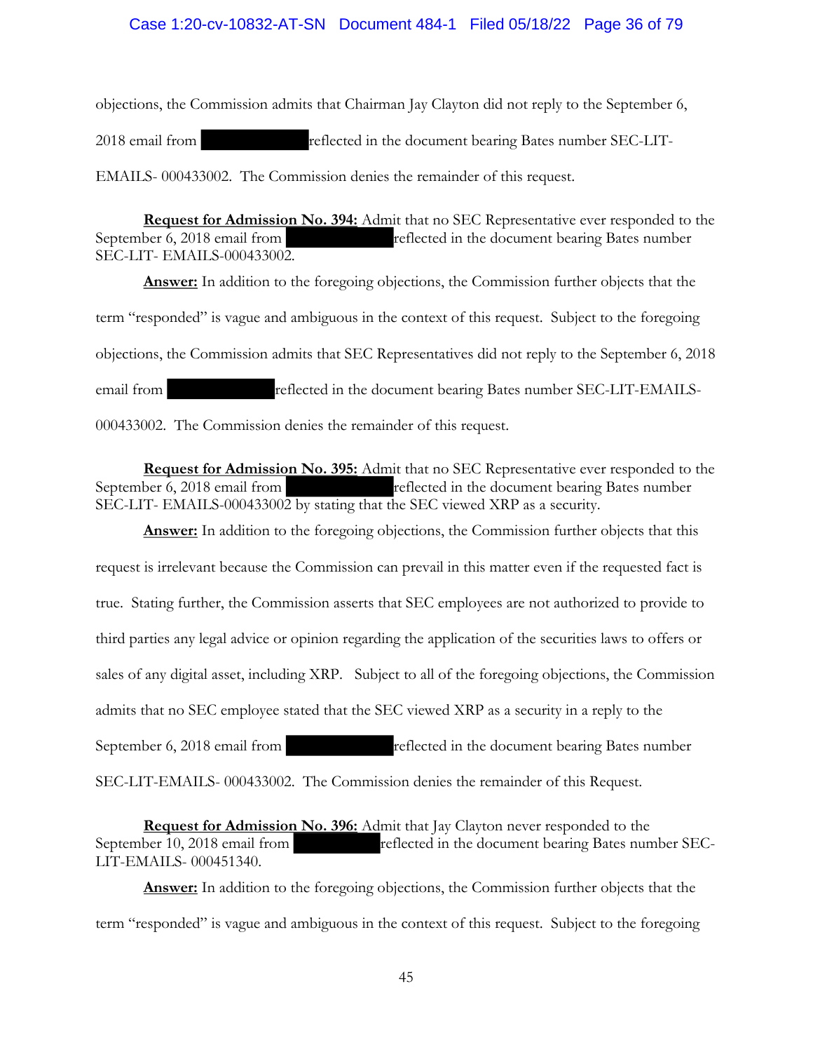objections, the Commission admits that Chairman Jay Clayton did not reply to the September 6, 2018 email from ██████████ reflected in the document bearing Bates number SEC-LIT-EMAILS- 000433002. The Commission denies the remainder of this request.

**Request for Admission No. 394:** Admit that no SEC Representative ever responded to the September 6, 2018 email from ██████████ reflected in the document bearing Bates number SEC-LIT- EMAILS-000433002.

**Answer:** In addition to the foregoing objections, the Commission further objects that the term "responded" is vague and ambiguous in the context of this request. Subject to the foregoing objections, the Commission admits that SEC Representatives did not reply to the September 6, 2018 email from ██████████ reflected in the document bearing Bates number SEC-LIT-EMAILS-000433002. The Commission denies the remainder of this request.

**Request for Admission No. 395:** Admit that no SEC Representative ever responded to the September 6, 2018 email from ██████████ reflected in the document bearing Bates number SEC-LIT- EMAILS-000433002 by stating that the SEC viewed XRP as a security.

**Answer:** In addition to the foregoing objections, the Commission further objects that this request is irrelevant because the Commission can prevail in this matter even if the requested fact is true. Stating further, the Commission asserts that SEC employees are not authorized to provide to third parties any legal advice or opinion regarding the application of the securities laws to offers or sales of any digital asset, including XRP. Subject to all of the foregoing objections, the Commission admits that no SEC employee stated that the SEC viewed XRP as a security in a reply to the September 6, 2018 email from ██████████ reflected in the document bearing Bates number SEC-LIT-EMAILS- 000433002. The Commission denies the remainder of this Request.

**Request for Admission No. 396:** Admit that Jay Clayton never responded to the September 10, 2018 email from ██████████ reflected in the document bearing Bates number SEC-LIT-EMAILS- 000451340.

**Answer:** In addition to the foregoing objections, the Commission further objects that the term "responded" is vague and ambiguous in the context of this request. Subject to the foregoing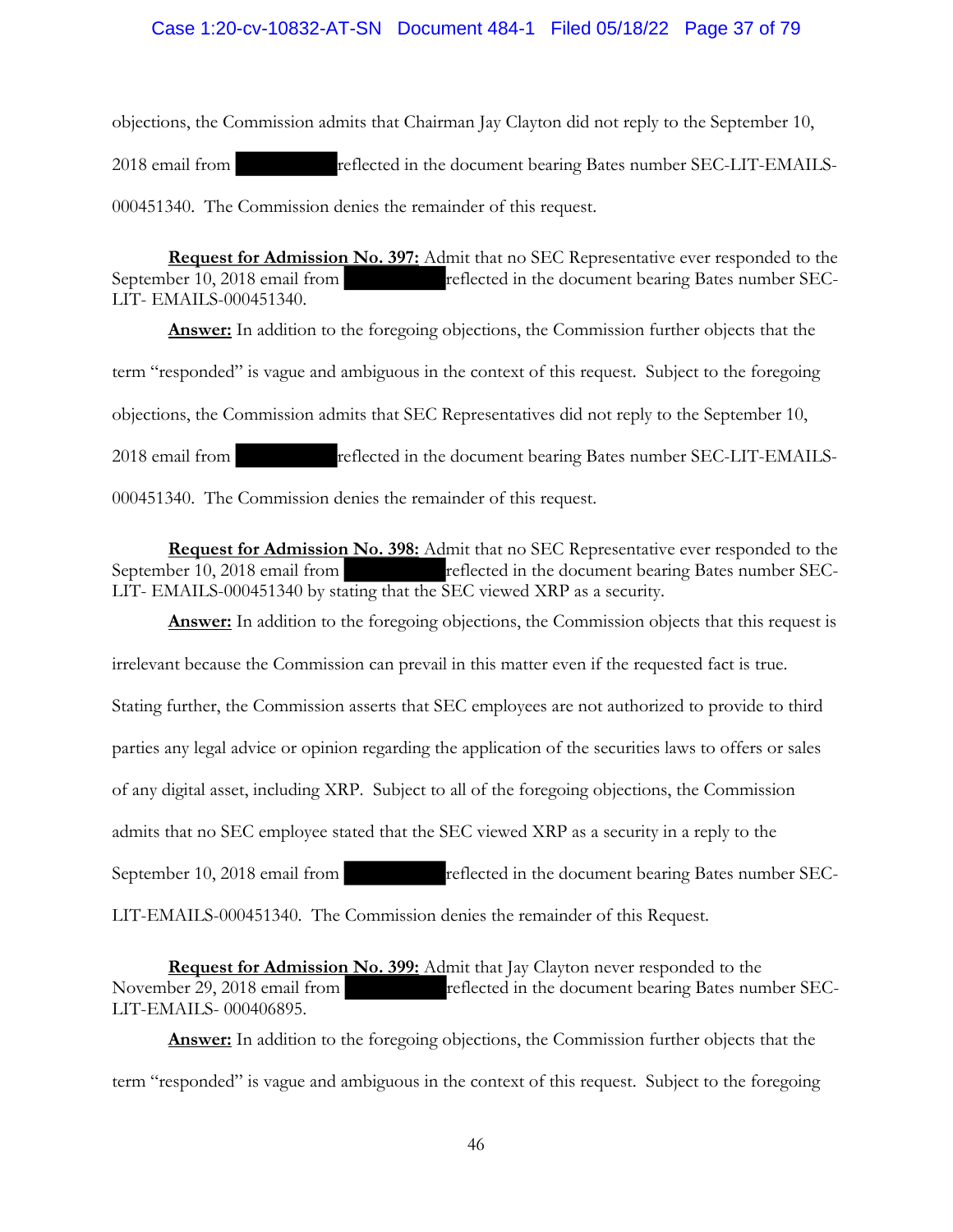objections, the Commission admits that Chairman Jay Clayton did not reply to the September 10, 2018 email from ██████ reflected in the document bearing Bates number SEC-LIT-EMAILS-000451340. The Commission denies the remainder of this request.

**Request for Admission No. 397:** Admit that no SEC Representative ever responded to the September 10, 2018 email from ██████ reflected in the document bearing Bates number SEC-LIT- EMAILS-000451340.

**Answer:** In addition to the foregoing objections, the Commission further objects that the term "responded" is vague and ambiguous in the context of this request. Subject to the foregoing objections, the Commission admits that SEC Representatives did not reply to the September 10, 2018 email from ██████ reflected in the document bearing Bates number SEC-LIT-EMAILS-000451340. The Commission denies the remainder of this request.

**Request for Admission No. 398:** Admit that no SEC Representative ever responded to the September 10, 2018 email from ██████ reflected in the document bearing Bates number SEC-LIT- EMAILS-000451340 by stating that the SEC viewed XRP as a security.

**Answer:** In addition to the foregoing objections, the Commission objects that this request is irrelevant because the Commission can prevail in this matter even if the requested fact is true. Stating further, the Commission asserts that SEC employees are not authorized to provide to third parties any legal advice or opinion regarding the application of the securities laws to offers or sales of any digital asset, including XRP. Subject to all of the foregoing objections, the Commission admits that no SEC employee stated that the SEC viewed XRP as a security in a reply to the September 10, 2018 email from ██████ reflected in the document bearing Bates number SEC-LIT-EMAILS-000451340. The Commission denies the remainder of this Request.

**Request for Admission No. 399:** Admit that Jay Clayton never responded to the November 29, 2018 email from ██████ reflected in the document bearing Bates number SEC-LIT-EMAILS- 000406895.

**Answer:** In addition to the foregoing objections, the Commission further objects that the term "responded" is vague and ambiguous in the context of this request. Subject to the foregoing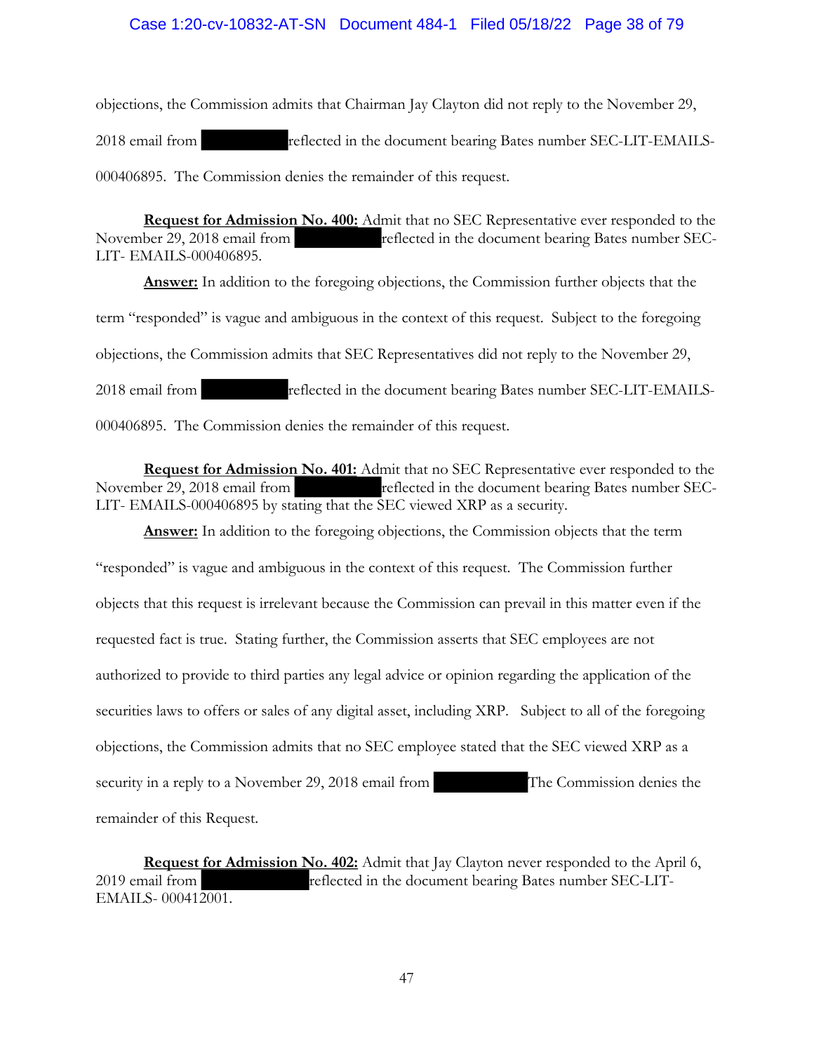objections, the Commission admits that Chairman Jay Clayton did not reply to the November 29, 2018 email from ██████████ reflected in the document bearing Bates number SEC-LIT-EMAILS-000406895. The Commission denies the remainder of this request.

**Request for Admission No. 400:** Admit that no SEC Representative ever responded to the November 29, 2018 email from ██████████ reflected in the document bearing Bates number SEC-LIT- EMAILS-000406895.

**Answer:** In addition to the foregoing objections, the Commission further objects that the term "responded" is vague and ambiguous in the context of this request. Subject to the foregoing objections, the Commission admits that SEC Representatives did not reply to the November 29, 2018 email from ██████████ reflected in the document bearing Bates number SEC-LIT-EMAILS-000406895. The Commission denies the remainder of this request.

**Request for Admission No. 401:** Admit that no SEC Representative ever responded to the November 29, 2018 email from ██████████ reflected in the document bearing Bates number SEC-LIT- EMAILS-000406895 by stating that the SEC viewed XRP as a security.

**Answer:** In addition to the foregoing objections, the Commission objects that the term "responded" is vague and ambiguous in the context of this request. The Commission further objects that this request is irrelevant because the Commission can prevail in this matter even if the requested fact is true. Stating further, the Commission asserts that SEC employees are not authorized to provide to third parties any legal advice or opinion regarding the application of the securities laws to offers or sales of any digital asset, including XRP. Subject to all of the foregoing objections, the Commission admits that no SEC employee stated that the SEC viewed XRP as a security in a reply to a November 29, 2018 email from ██████████ The Commission denies the remainder of this Request.

**Request for Admission No. 402:** Admit that Jay Clayton never responded to the April 6, 2019 email from ██████████ reflected in the document bearing Bates number SEC-LIT-EMAILS- 000412001.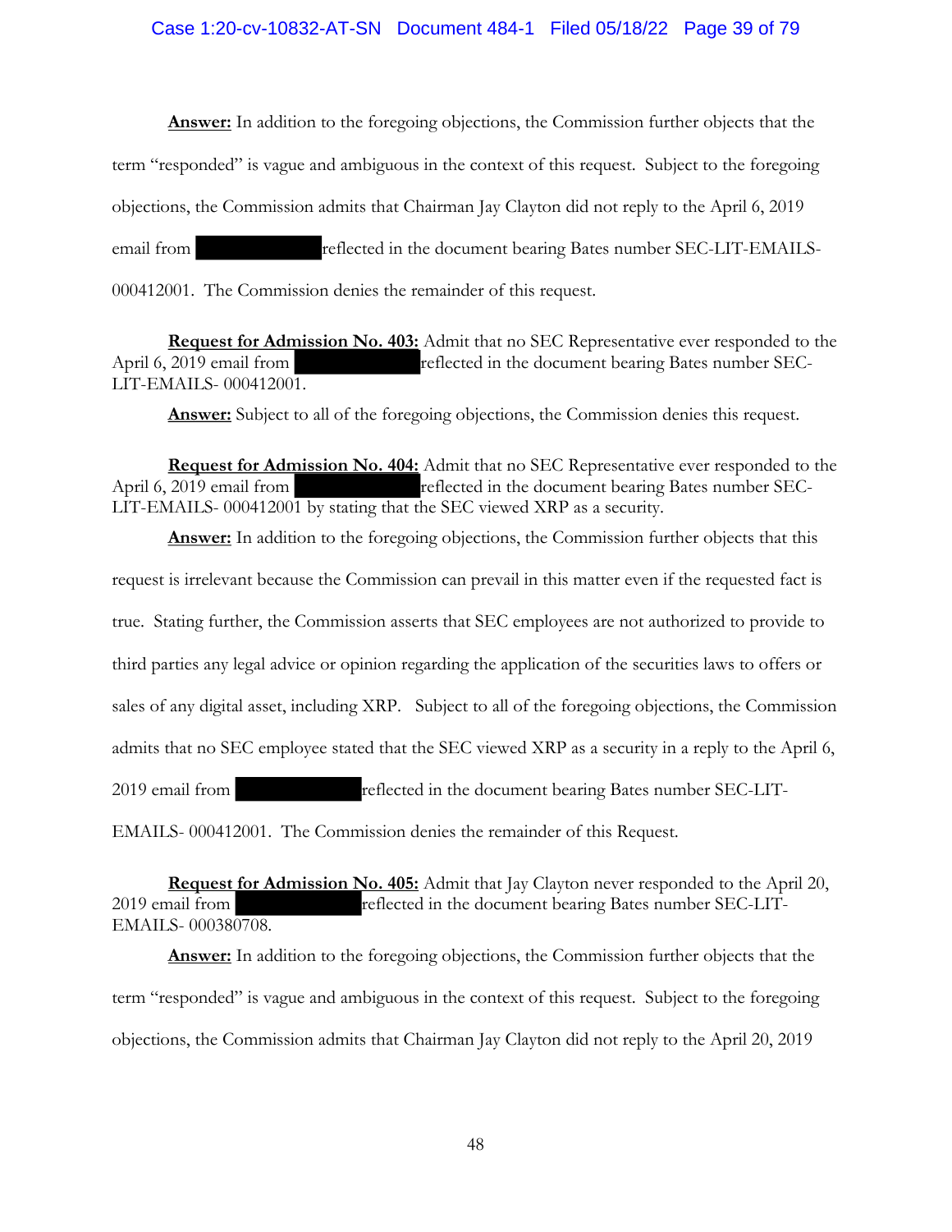**Answer:** In addition to the foregoing objections, the Commission further objects that the term "responded" is vague and ambiguous in the context of this request. Subject to the foregoing objections, the Commission admits that Chairman Jay Clayton did not reply to the April 6, 2019 email from ██████████ reflected in the document bearing Bates number SEC-LIT-EMAILS-000412001. The Commission denies the remainder of this request.

**Request for Admission No. 403:** Admit that no SEC Representative ever responded to the April 6, 2019 email from ██████████ reflected in the document bearing Bates number SEC-LIT-EMAILS- 000412001.

**Answer:** Subject to all of the foregoing objections, the Commission denies this request.

**Request for Admission No. 404:** Admit that no SEC Representative ever responded to the April 6, 2019 email from ██████████ reflected in the document bearing Bates number SEC-LIT-EMAILS- 000412001 by stating that the SEC viewed XRP as a security.

**Answer:** In addition to the foregoing objections, the Commission further objects that this request is irrelevant because the Commission can prevail in this matter even if the requested fact is true. Stating further, the Commission asserts that SEC employees are not authorized to provide to third parties any legal advice or opinion regarding the application of the securities laws to offers or sales of any digital asset, including XRP. Subject to all of the foregoing objections, the Commission admits that no SEC employee stated that the SEC viewed XRP as a security in a reply to the April 6, 2019 email from ██████████ reflected in the document bearing Bates number SEC-LIT-EMAILS- 000412001. The Commission denies the remainder of this Request.

**Request for Admission No. 405:** Admit that Jay Clayton never responded to the April 20, 2019 email from ██████████ reflected in the document bearing Bates number SEC-LIT-EMAILS- 000380708.

**Answer:** In addition to the foregoing objections, the Commission further objects that the term "responded" is vague and ambiguous in the context of this request. Subject to the foregoing objections, the Commission admits that Chairman Jay Clayton did not reply to the April 20, 2019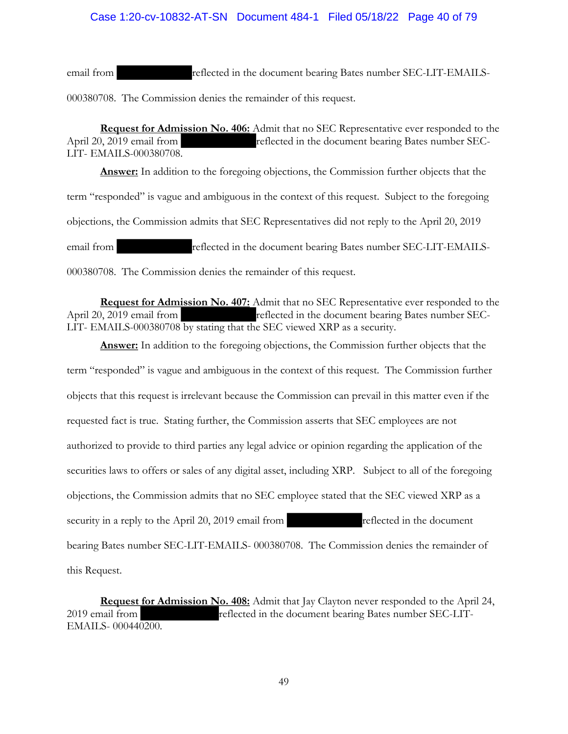email from [REDACTED] reflected in the document bearing Bates number SEC-LIT-EMAILS-000380708. The Commission denies the remainder of this request.

**Request for Admission No. 406:** Admit that no SEC Representative ever responded to the April 20, 2019 email from [REDACTED] reflected in the document bearing Bates number SEC-LIT- EMAILS-000380708.

**Answer:** In addition to the foregoing objections, the Commission further objects that the term "responded" is vague and ambiguous in the context of this request. Subject to the foregoing objections, the Commission admits that SEC Representatives did not reply to the April 20, 2019 email from [REDACTED] reflected in the document bearing Bates number SEC-LIT-EMAILS-000380708. The Commission denies the remainder of this request.

**Request for Admission No. 407:** Admit that no SEC Representative ever responded to the April 20, 2019 email from [REDACTED] reflected in the document bearing Bates number SEC-LIT- EMAILS-000380708 by stating that the SEC viewed XRP as a security.

**Answer:** In addition to the foregoing objections, the Commission further objects that the term "responded" is vague and ambiguous in the context of this request. The Commission further objects that this request is irrelevant because the Commission can prevail in this matter even if the requested fact is true. Stating further, the Commission asserts that SEC employees are not authorized to provide to third parties any legal advice or opinion regarding the application of the securities laws to offers or sales of any digital asset, including XRP. Subject to all of the foregoing objections, the Commission admits that no SEC employee stated that the SEC viewed XRP as a security in a reply to the April 20, 2019 email from [REDACTED] reflected in the document bearing Bates number SEC-LIT-EMAILS- 000380708. The Commission denies the remainder of this Request.

**Request for Admission No. 408:** Admit that Jay Clayton never responded to the April 24, 2019 email from [REDACTED] reflected in the document bearing Bates number SEC-LIT-EMAILS- 000440200.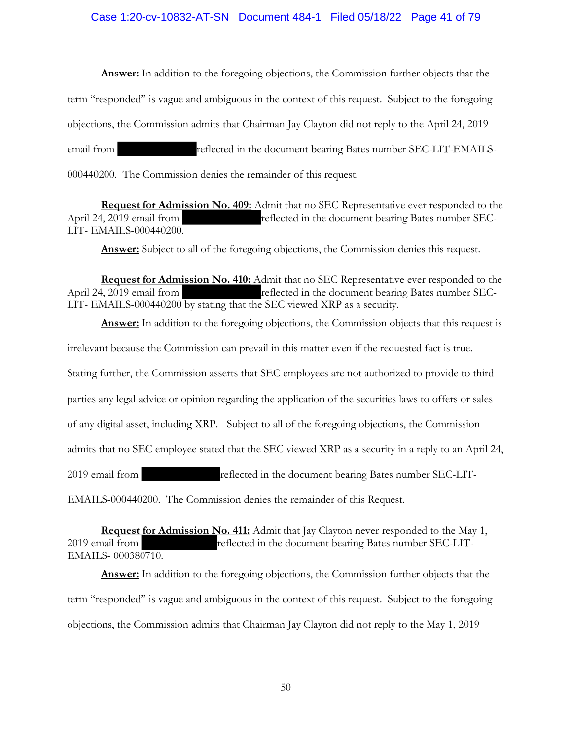**Answer:** In addition to the foregoing objections, the Commission further objects that the term "responded" is vague and ambiguous in the context of this request. Subject to the foregoing objections, the Commission admits that Chairman Jay Clayton did not reply to the April 24, 2019 email from ████████████ reflected in the document bearing Bates number SEC-LIT-EMAILS-000440200. The Commission denies the remainder of this request.

**Request for Admission No. 409:** Admit that no SEC Representative ever responded to the April 24, 2019 email from ████████████ reflected in the document bearing Bates number SEC-LIT- EMAILS-000440200.

**Answer:** Subject to all of the foregoing objections, the Commission denies this request.

**Request for Admission No. 410:** Admit that no SEC Representative ever responded to the April 24, 2019 email from ████████████ reflected in the document bearing Bates number SEC-LIT- EMAILS-000440200 by stating that the SEC viewed XRP as a security.

**Answer:** In addition to the foregoing objections, the Commission objects that this request is irrelevant because the Commission can prevail in this matter even if the requested fact is true. Stating further, the Commission asserts that SEC employees are not authorized to provide to third parties any legal advice or opinion regarding the application of the securities laws to offers or sales of any digital asset, including XRP. Subject to all of the foregoing objections, the Commission admits that no SEC employee stated that the SEC viewed XRP as a security in a reply to an April 24, 2019 email from ████████████ reflected in the document bearing Bates number SEC-LIT-EMAILS-000440200. The Commission denies the remainder of this Request.

**Request for Admission No. 411:** Admit that Jay Clayton never responded to the May 1, 2019 email from ████████████ reflected in the document bearing Bates number SEC-LIT-EMAILS- 000380710.

**Answer:** In addition to the foregoing objections, the Commission further objects that the term "responded" is vague and ambiguous in the context of this request. Subject to the foregoing objections, the Commission admits that Chairman Jay Clayton did not reply to the May 1, 2019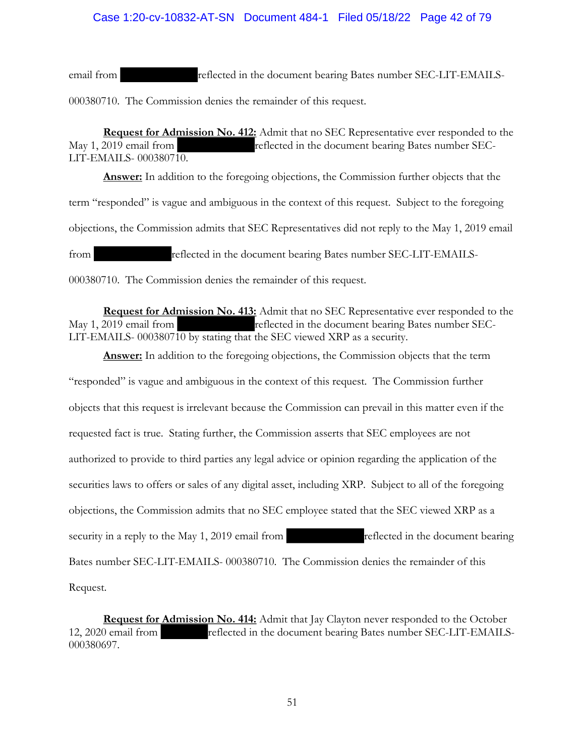email from [REDACTED] reflected in the document bearing Bates number SEC-LIT-EMAILS-000380710. The Commission denies the remainder of this request.

**Request for Admission No. 412:** Admit that no SEC Representative ever responded to the May 1, 2019 email from [REDACTED] reflected in the document bearing Bates number SEC-LIT-EMAILS- 000380710.

**Answer:** In addition to the foregoing objections, the Commission further objects that the term "responded" is vague and ambiguous in the context of this request. Subject to the foregoing objections, the Commission admits that SEC Representatives did not reply to the May 1, 2019 email from [REDACTED] reflected in the document bearing Bates number SEC-LIT-EMAILS-000380710. The Commission denies the remainder of this request.

**Request for Admission No. 413:** Admit that no SEC Representative ever responded to the May 1, 2019 email from [REDACTED] reflected in the document bearing Bates number SEC-LIT-EMAILS- 000380710 by stating that the SEC viewed XRP as a security.

**Answer:** In addition to the foregoing objections, the Commission objects that the term "responded" is vague and ambiguous in the context of this request. The Commission further objects that this request is irrelevant because the Commission can prevail in this matter even if the requested fact is true. Stating further, the Commission asserts that SEC employees are not authorized to provide to third parties any legal advice or opinion regarding the application of the securities laws to offers or sales of any digital asset, including XRP. Subject to all of the foregoing objections, the Commission admits that no SEC employee stated that the SEC viewed XRP as a security in a reply to the May 1, 2019 email from [REDACTED] reflected in the document bearing Bates number SEC-LIT-EMAILS- 000380710. The Commission denies the remainder of this Request.

**Request for Admission No. 414:** Admit that Jay Clayton never responded to the October 12, 2020 email from [REDACTED] reflected in the document bearing Bates number SEC-LIT-EMAILS-000380697.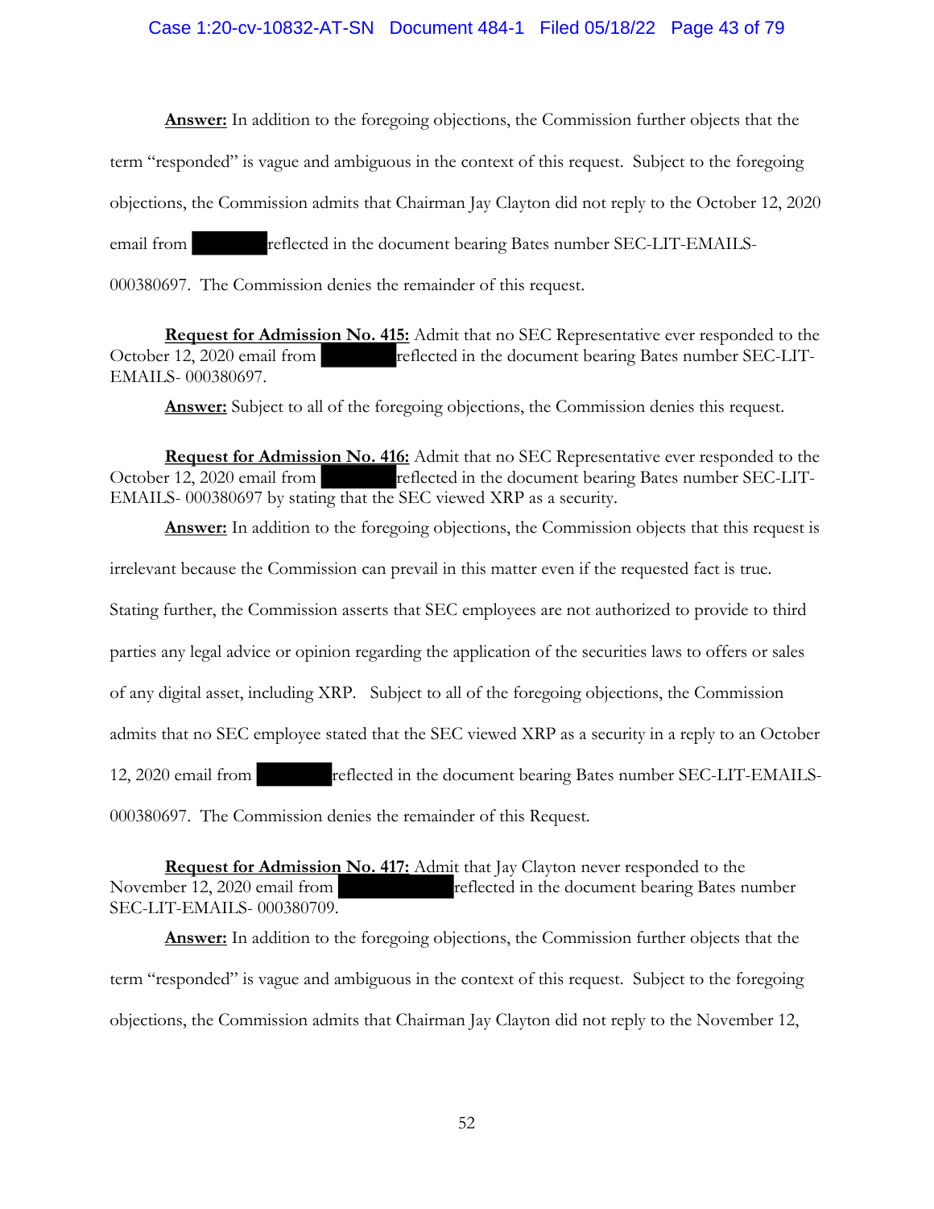**Answer:** In addition to the foregoing objections, the Commission further objects that the term "responded" is vague and ambiguous in the context of this request. Subject to the foregoing objections, the Commission admits that Chairman Jay Clayton did not reply to the October 12, 2020 email from [REDACTED] reflected in the document bearing Bates number SEC-LIT-EMAILS-000380697. The Commission denies the remainder of this request.

**Request for Admission No. 415:** Admit that no SEC Representative ever responded to the October 12, 2020 email from [REDACTED] reflected in the document bearing Bates number SEC-LIT-EMAILS- 000380697.

**Answer:** Subject to all of the foregoing objections, the Commission denies this request.

**Request for Admission No. 416:** Admit that no SEC Representative ever responded to the October 12, 2020 email from [REDACTED] reflected in the document bearing Bates number SEC-LIT-EMAILS- 000380697 by stating that the SEC viewed XRP as a security.

**Answer:** In addition to the foregoing objections, the Commission objects that this request is irrelevant because the Commission can prevail in this matter even if the requested fact is true. Stating further, the Commission asserts that SEC employees are not authorized to provide to third parties any legal advice or opinion regarding the application of the securities laws to offers or sales of any digital asset, including XRP. Subject to all of the foregoing objections, the Commission admits that no SEC employee stated that the SEC viewed XRP as a security in a reply to an October 12, 2020 email from [REDACTED] reflected in the document bearing Bates number SEC-LIT-EMAILS-000380697. The Commission denies the remainder of this Request.

**Request for Admission No. 417:** Admit that Jay Clayton never responded to the November 12, 2020 email from [REDACTED] reflected in the document bearing Bates number SEC-LIT-EMAILS- 000380709.

**Answer:** In addition to the foregoing objections, the Commission further objects that the term "responded" is vague and ambiguous in the context of this request. Subject to the foregoing objections, the Commission admits that Chairman Jay Clayton did not reply to the November 12,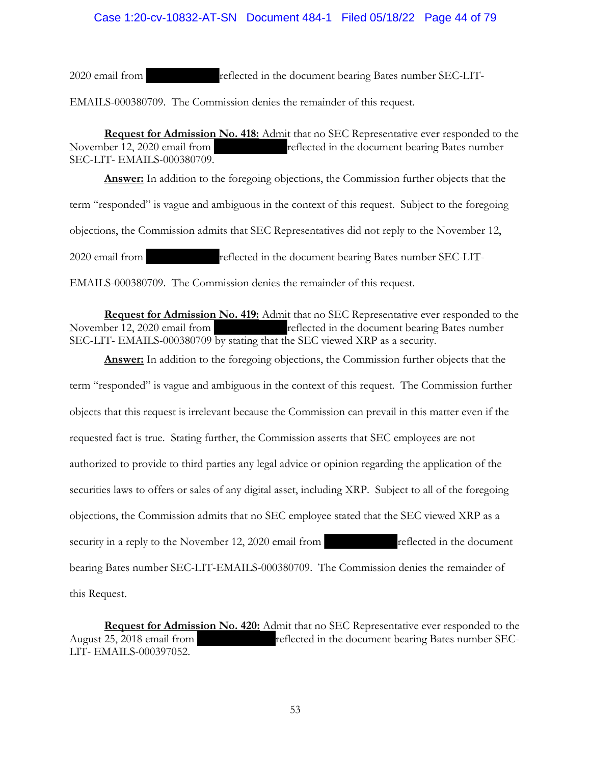2020 email from ██████████ reflected in the document bearing Bates number SEC-LIT-EMAILS-000380709. The Commission denies the remainder of this request.

**Request for Admission No. 418:** Admit that no SEC Representative ever responded to the November 12, 2020 email from ██████████ reflected in the document bearing Bates number SEC-LIT- EMAILS-000380709.

**Answer:** In addition to the foregoing objections, the Commission further objects that the term "responded" is vague and ambiguous in the context of this request. Subject to the foregoing objections, the Commission admits that SEC Representatives did not reply to the November 12, 2020 email from ██████████ reflected in the document bearing Bates number SEC-LIT-EMAILS-000380709. The Commission denies the remainder of this request.

**Request for Admission No. 419:** Admit that no SEC Representative ever responded to the November 12, 2020 email from ██████████ reflected in the document bearing Bates number SEC-LIT- EMAILS-000380709 by stating that the SEC viewed XRP as a security.

**Answer:** In addition to the foregoing objections, the Commission further objects that the term "responded" is vague and ambiguous in the context of this request. The Commission further objects that this request is irrelevant because the Commission can prevail in this matter even if the requested fact is true. Stating further, the Commission asserts that SEC employees are not authorized to provide to third parties any legal advice or opinion regarding the application of the securities laws to offers or sales of any digital asset, including XRP. Subject to all of the foregoing objections, the Commission admits that no SEC employee stated that the SEC viewed XRP as a security in a reply to the November 12, 2020 email from ██████████ reflected in the document bearing Bates number SEC-LIT-EMAILS-000380709. The Commission denies the remainder of this Request.

**Request for Admission No. 420:** Admit that no SEC Representative ever responded to the August 25, 2018 email from ██████████ reflected in the document bearing Bates number SEC-LIT- EMAILS-000397052.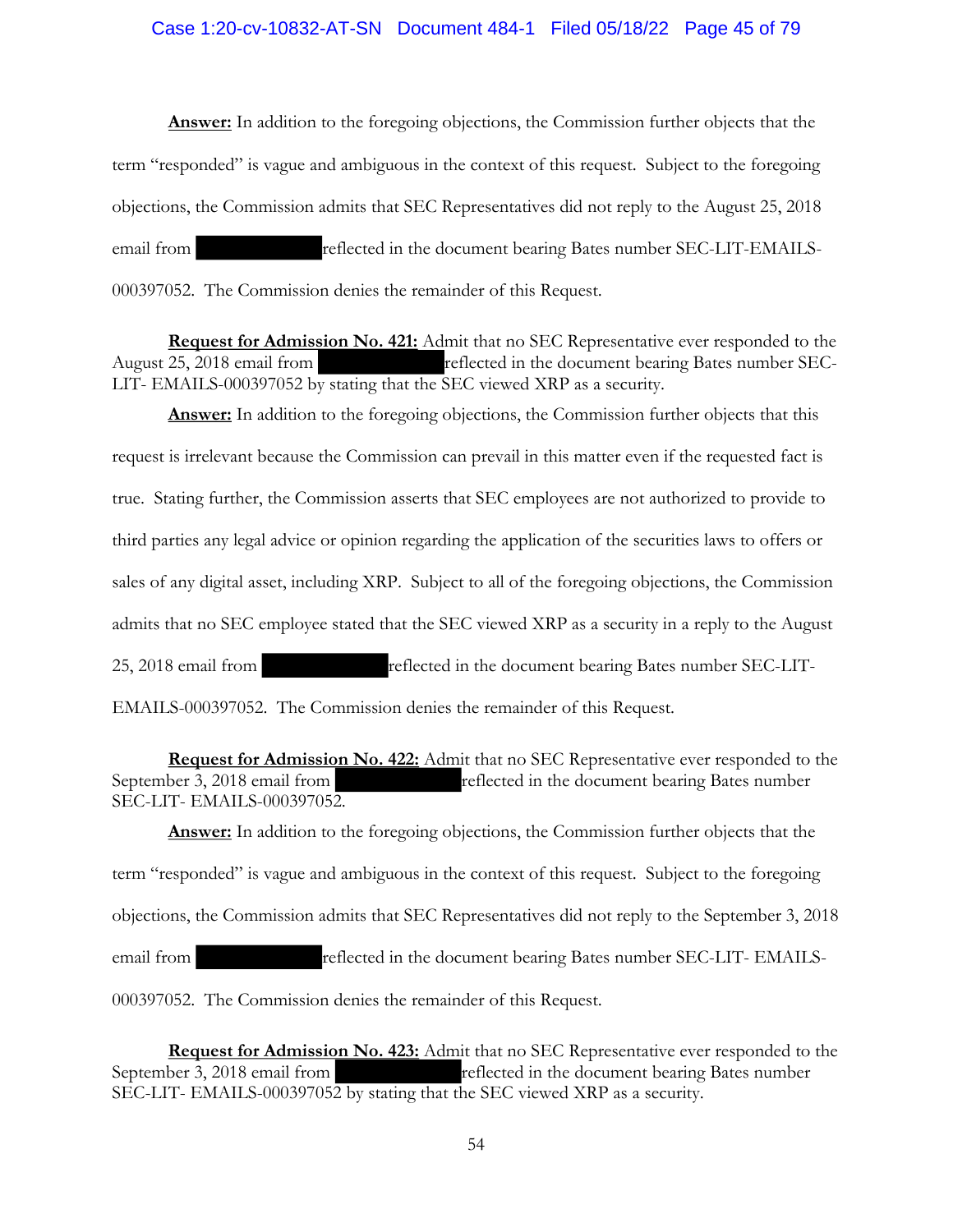**Answer:** In addition to the foregoing objections, the Commission further objects that the term "responded" is vague and ambiguous in the context of this request. Subject to the foregoing objections, the Commission admits that SEC Representatives did not reply to the August 25, 2018 email from ██████████ reflected in the document bearing Bates number SEC-LIT-EMAILS-000397052. The Commission denies the remainder of this Request.

**Request for Admission No. 421:** Admit that no SEC Representative ever responded to the August 25, 2018 email from ██████████ reflected in the document bearing Bates number SEC-LIT- EMAILS-000397052 by stating that the SEC viewed XRP as a security.

**Answer:** In addition to the foregoing objections, the Commission further objects that this request is irrelevant because the Commission can prevail in this matter even if the requested fact is true. Stating further, the Commission asserts that SEC employees are not authorized to provide to third parties any legal advice or opinion regarding the application of the securities laws to offers or sales of any digital asset, including XRP. Subject to all of the foregoing objections, the Commission admits that no SEC employee stated that the SEC viewed XRP as a security in a reply to the August 25, 2018 email from ██████████ reflected in the document bearing Bates number SEC-LIT-EMAILS-000397052. The Commission denies the remainder of this Request.

**Request for Admission No. 422:** Admit that no SEC Representative ever responded to the September 3, 2018 email from ██████████ reflected in the document bearing Bates number SEC-LIT- EMAILS-000397052.

**Answer:** In addition to the foregoing objections, the Commission further objects that the term "responded" is vague and ambiguous in the context of this request. Subject to the foregoing objections, the Commission admits that SEC Representatives did not reply to the September 3, 2018 email from ██████████ reflected in the document bearing Bates number SEC-LIT- EMAILS-000397052. The Commission denies the remainder of this Request.

**Request for Admission No. 423:** Admit that no SEC Representative ever responded to the September 3, 2018 email from ██████████ reflected in the document bearing Bates number SEC-LIT- EMAILS-000397052 by stating that the SEC viewed XRP as a security.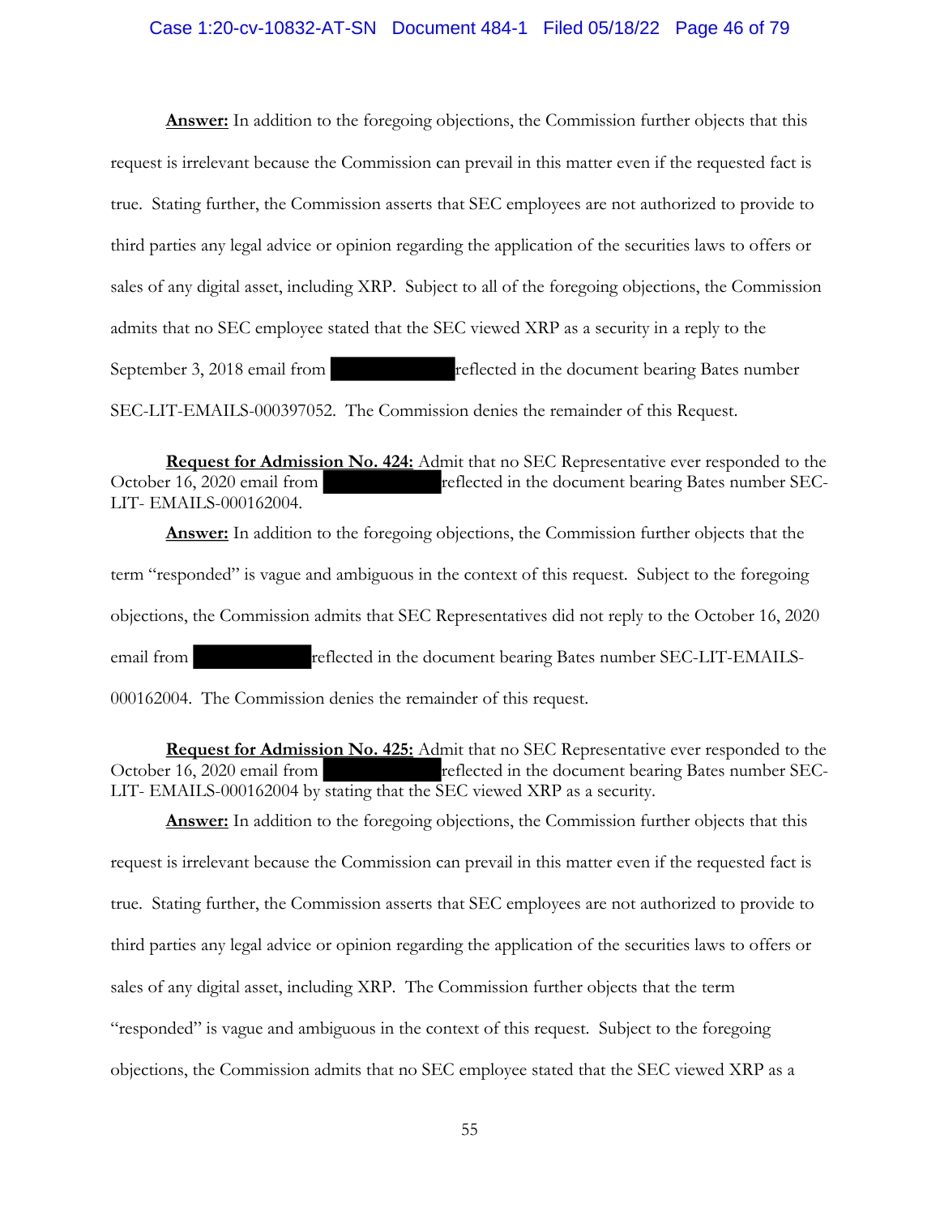**Answer:** In addition to the foregoing objections, the Commission further objects that this request is irrelevant because the Commission can prevail in this matter even if the requested fact is true. Stating further, the Commission asserts that SEC employees are not authorized to provide to third parties any legal advice or opinion regarding the application of the securities laws to offers or sales of any digital asset, including XRP. Subject to all of the foregoing objections, the Commission admits that no SEC employee stated that the SEC viewed XRP as a security in a reply to the September 3, 2018 email from [REDACTED] reflected in the document bearing Bates number SEC-LIT-EMAILS-000397052. The Commission denies the remainder of this Request.

**Request for Admission No. 424:** Admit that no SEC Representative ever responded to the October 16, 2020 email from [REDACTED] reflected in the document bearing Bates number SEC-LIT- EMAILS-000162004.

**Answer:** In addition to the foregoing objections, the Commission further objects that the term "responded" is vague and ambiguous in the context of this request. Subject to the foregoing objections, the Commission admits that SEC Representatives did not reply to the October 16, 2020 email from [REDACTED] reflected in the document bearing Bates number SEC-LIT-EMAILS-000162004. The Commission denies the remainder of this request.

**Request for Admission No. 425:** Admit that no SEC Representative ever responded to the October 16, 2020 email from [REDACTED] reflected in the document bearing Bates number SEC-LIT- EMAILS-000162004 by stating that the SEC viewed XRP as a security.

**Answer:** In addition to the foregoing objections, the Commission further objects that this request is irrelevant because the Commission can prevail in this matter even if the requested fact is true. Stating further, the Commission asserts that SEC employees are not authorized to provide to third parties any legal advice or opinion regarding the application of the securities laws to offers or sales of any digital asset, including XRP. The Commission further objects that the term "responded" is vague and ambiguous in the context of this request. Subject to the foregoing objections, the Commission admits that no SEC employee stated that the SEC viewed XRP as a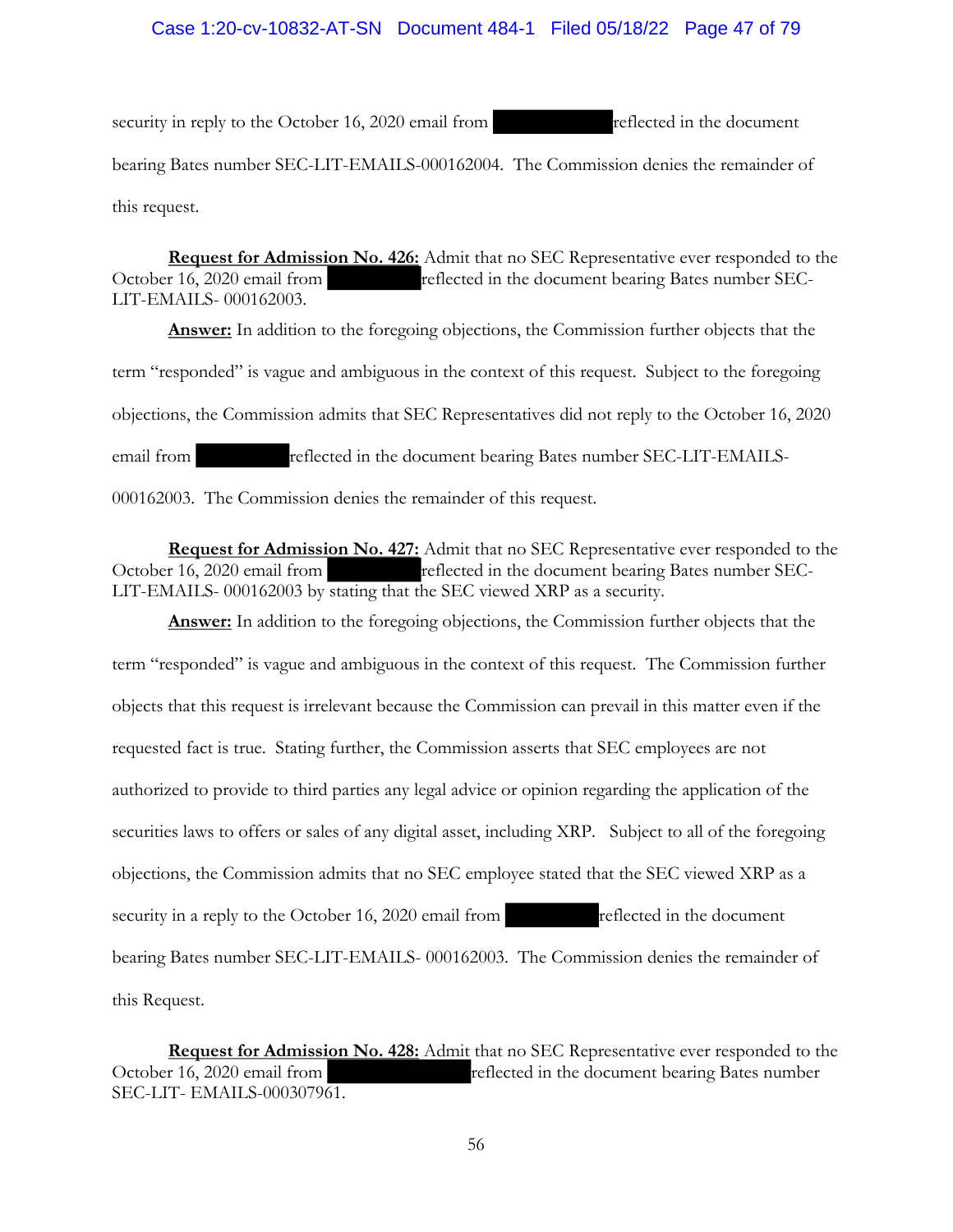security in reply to the October 16, 2020 email from [REDACTED] reflected in the document bearing Bates number SEC-LIT-EMAILS-000162004. The Commission denies the remainder of this request.

**Request for Admission No. 426:** Admit that no SEC Representative ever responded to the October 16, 2020 email from [REDACTED] reflected in the document bearing Bates number SEC-LIT-EMAILS- 000162003.

**Answer:** In addition to the foregoing objections, the Commission further objects that the term "responded" is vague and ambiguous in the context of this request. Subject to the foregoing objections, the Commission admits that SEC Representatives did not reply to the October 16, 2020 email from [REDACTED] reflected in the document bearing Bates number SEC-LIT-EMAILS-000162003. The Commission denies the remainder of this request.

**Request for Admission No. 427:** Admit that no SEC Representative ever responded to the October 16, 2020 email from [REDACTED] reflected in the document bearing Bates number SEC-LIT-EMAILS- 000162003 by stating that the SEC viewed XRP as a security.

**Answer:** In addition to the foregoing objections, the Commission further objects that the term "responded" is vague and ambiguous in the context of this request. The Commission further objects that this request is irrelevant because the Commission can prevail in this matter even if the requested fact is true. Stating further, the Commission asserts that SEC employees are not authorized to provide to third parties any legal advice or opinion regarding the application of the securities laws to offers or sales of any digital asset, including XRP. Subject to all of the foregoing objections, the Commission admits that no SEC employee stated that the SEC viewed XRP as a security in a reply to the October 16, 2020 email from [REDACTED] reflected in the document bearing Bates number SEC-LIT-EMAILS- 000162003. The Commission denies the remainder of this Request.

**Request for Admission No. 428:** Admit that no SEC Representative ever responded to the October 16, 2020 email from [REDACTED] reflected in the document bearing Bates number SEC-LIT- EMAILS-000307961.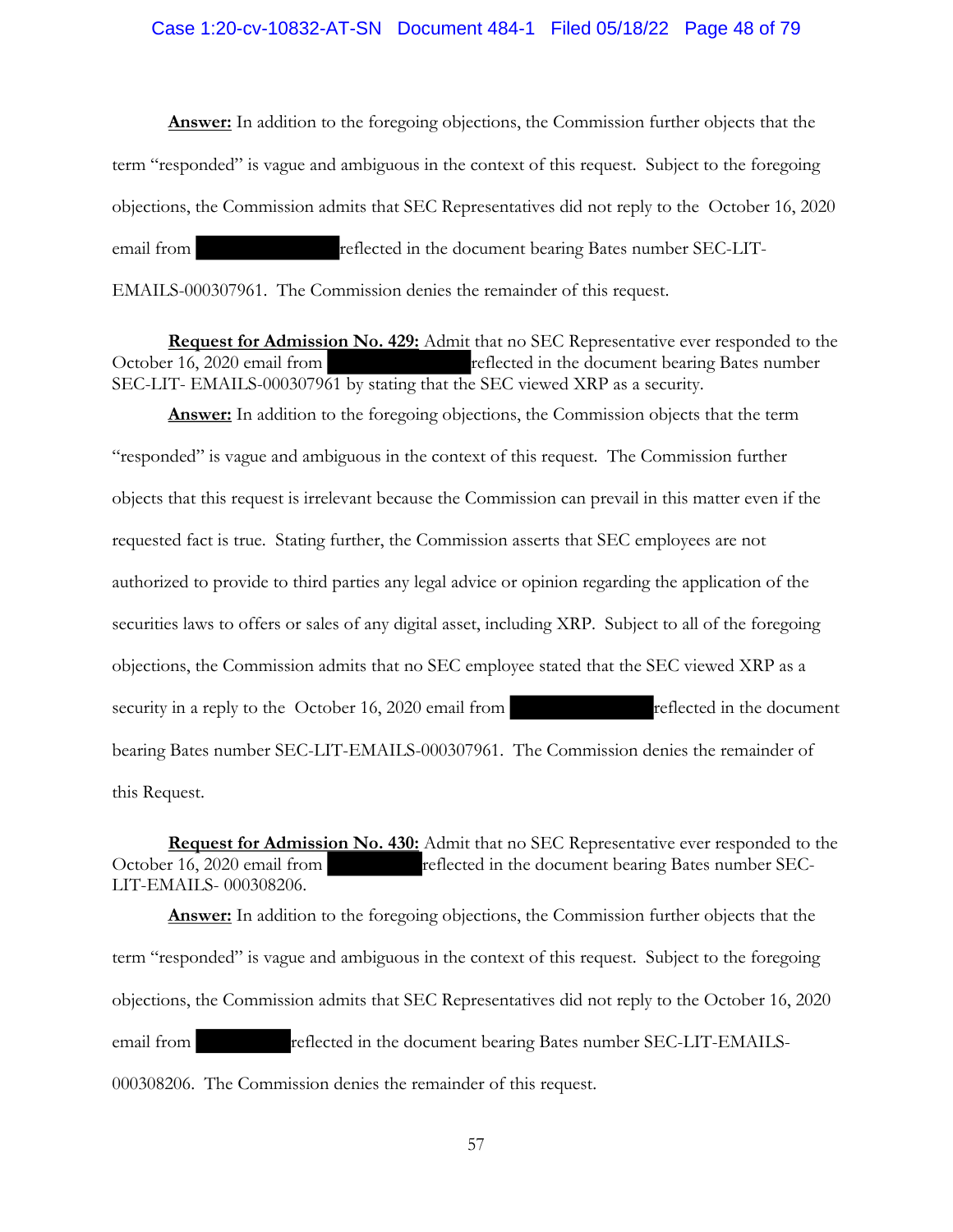**Answer:** In addition to the foregoing objections, the Commission further objects that the term "responded" is vague and ambiguous in the context of this request. Subject to the foregoing objections, the Commission admits that SEC Representatives did not reply to the October 16, 2020 email from ████████ reflected in the document bearing Bates number SEC-LIT-EMAILS-000307961. The Commission denies the remainder of this request.

**Request for Admission No. 429:** Admit that no SEC Representative ever responded to the October 16, 2020 email from ████████ reflected in the document bearing Bates number SEC-LIT- EMAILS-000307961 by stating that the SEC viewed XRP as a security.

**Answer:** In addition to the foregoing objections, the Commission objects that the term "responded" is vague and ambiguous in the context of this request. The Commission further objects that this request is irrelevant because the Commission can prevail in this matter even if the requested fact is true. Stating further, the Commission asserts that SEC employees are not authorized to provide to third parties any legal advice or opinion regarding the application of the securities laws to offers or sales of any digital asset, including XRP. Subject to all of the foregoing objections, the Commission admits that no SEC employee stated that the SEC viewed XRP as a security in a reply to the October 16, 2020 email from ████████ reflected in the document bearing Bates number SEC-LIT-EMAILS-000307961. The Commission denies the remainder of this Request.

**Request for Admission No. 430:** Admit that no SEC Representative ever responded to the October 16, 2020 email from ████████ reflected in the document bearing Bates number SEC-LIT-EMAILS- 000308206.

**Answer:** In addition to the foregoing objections, the Commission further objects that the term "responded" is vague and ambiguous in the context of this request. Subject to the foregoing objections, the Commission admits that SEC Representatives did not reply to the October 16, 2020 email from ████████ reflected in the document bearing Bates number SEC-LIT-EMAILS-000308206. The Commission denies the remainder of this request.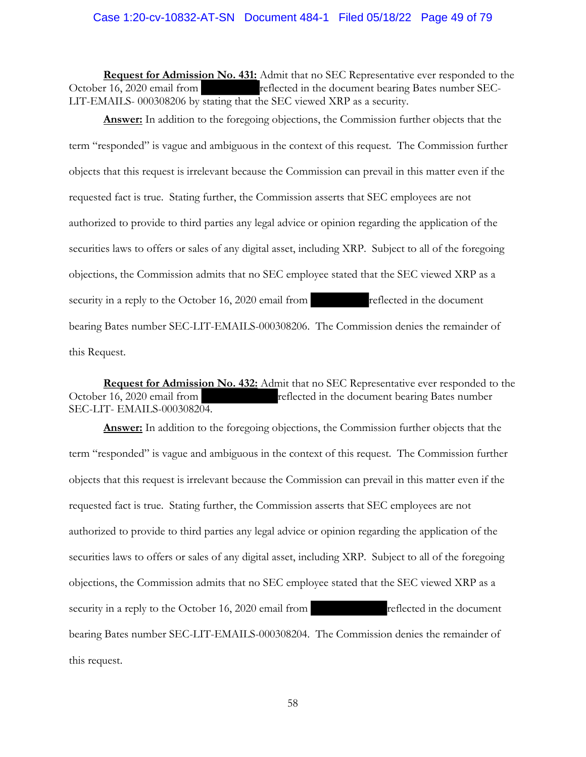**Request for Admission No. 431:** Admit that no SEC Representative ever responded to the October 16, 2020 email from ██████████ reflected in the document bearing Bates number SEC-LIT-EMAILS- 000308206 by stating that the SEC viewed XRP as a security.

**Answer:** In addition to the foregoing objections, the Commission further objects that the term "responded" is vague and ambiguous in the context of this request. The Commission further objects that this request is irrelevant because the Commission can prevail in this matter even if the requested fact is true. Stating further, the Commission asserts that SEC employees are not authorized to provide to third parties any legal advice or opinion regarding the application of the securities laws to offers or sales of any digital asset, including XRP. Subject to all of the foregoing objections, the Commission admits that no SEC employee stated that the SEC viewed XRP as a security in a reply to the October 16, 2020 email from ██████████ reflected in the document bearing Bates number SEC-LIT-EMAILS-000308206. The Commission denies the remainder of this Request.

**Request for Admission No. 432:** Admit that no SEC Representative ever responded to the October 16, 2020 email from █████████████ reflected in the document bearing Bates number SEC-LIT- EMAILS-000308204.

**Answer:** In addition to the foregoing objections, the Commission further objects that the term "responded" is vague and ambiguous in the context of this request. The Commission further objects that this request is irrelevant because the Commission can prevail in this matter even if the requested fact is true. Stating further, the Commission asserts that SEC employees are not authorized to provide to third parties any legal advice or opinion regarding the application of the securities laws to offers or sales of any digital asset, including XRP. Subject to all of the foregoing objections, the Commission admits that no SEC employee stated that the SEC viewed XRP as a security in a reply to the October 16, 2020 email from █████████████ reflected in the document bearing Bates number SEC-LIT-EMAILS-000308204. The Commission denies the remainder of this request.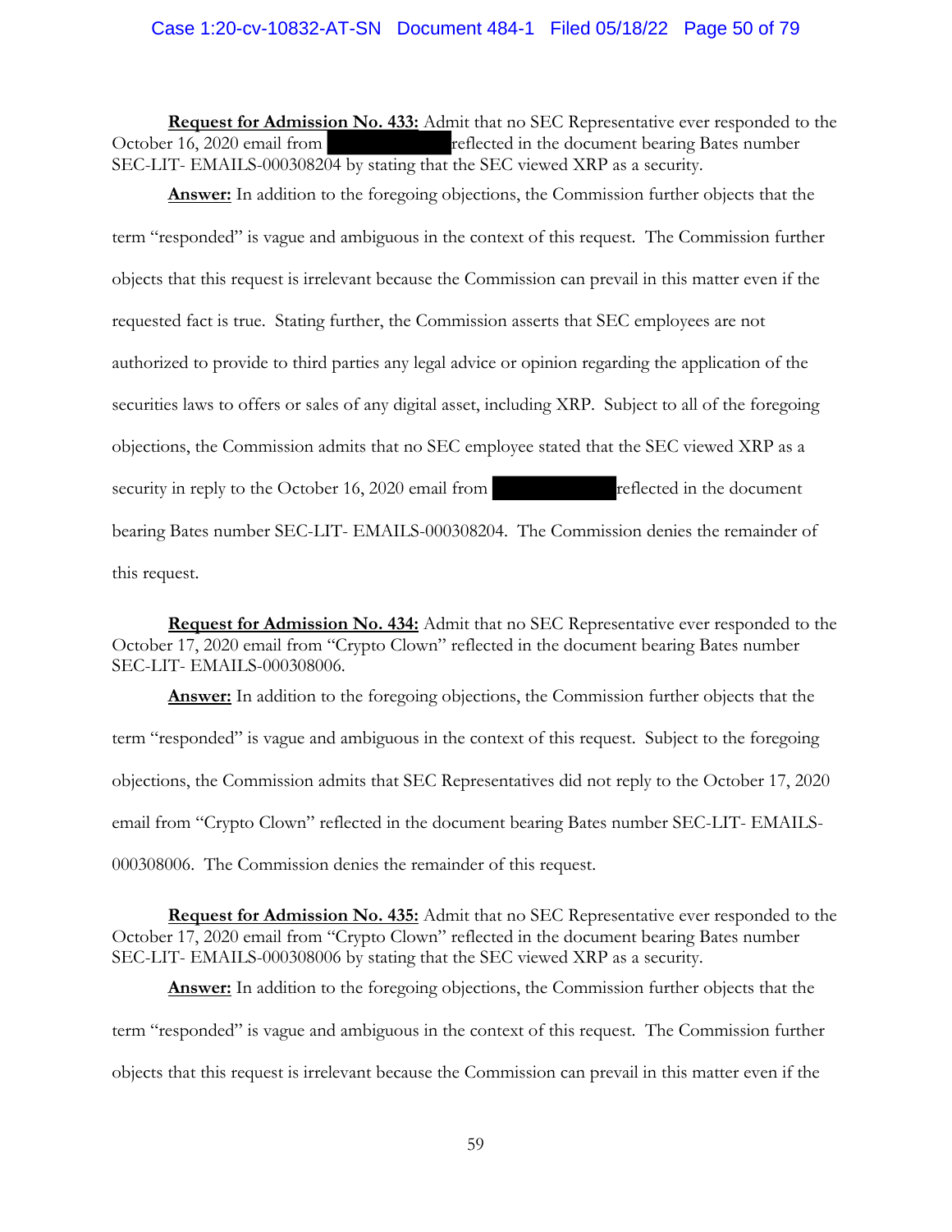**Request for Admission No. 433:** Admit that no SEC Representative ever responded to the October 16, 2020 email from ██████████ reflected in the document bearing Bates number SEC-LIT- EMAILS-000308204 by stating that the SEC viewed XRP as a security.

**Answer:** In addition to the foregoing objections, the Commission further objects that the term "responded" is vague and ambiguous in the context of this request. The Commission further objects that this request is irrelevant because the Commission can prevail in this matter even if the requested fact is true. Stating further, the Commission asserts that SEC employees are not authorized to provide to third parties any legal advice or opinion regarding the application of the securities laws to offers or sales of any digital asset, including XRP. Subject to all of the foregoing objections, the Commission admits that no SEC employee stated that the SEC viewed XRP as a security in reply to the October 16, 2020 email from ██████████ reflected in the document bearing Bates number SEC-LIT- EMAILS-000308204. The Commission denies the remainder of this request.

**Request for Admission No. 434:** Admit that no SEC Representative ever responded to the October 17, 2020 email from "Crypto Clown" reflected in the document bearing Bates number SEC-LIT- EMAILS-000308006.

**Answer:** In addition to the foregoing objections, the Commission further objects that the term "responded" is vague and ambiguous in the context of this request. Subject to the foregoing objections, the Commission admits that SEC Representatives did not reply to the October 17, 2020 email from "Crypto Clown" reflected in the document bearing Bates number SEC-LIT- EMAILS-000308006. The Commission denies the remainder of this request.

**Request for Admission No. 435:** Admit that no SEC Representative ever responded to the October 17, 2020 email from "Crypto Clown" reflected in the document bearing Bates number SEC-LIT- EMAILS-000308006 by stating that the SEC viewed XRP as a security.

**Answer:** In addition to the foregoing objections, the Commission further objects that the term "responded" is vague and ambiguous in the context of this request. The Commission further objects that this request is irrelevant because the Commission can prevail in this matter even if the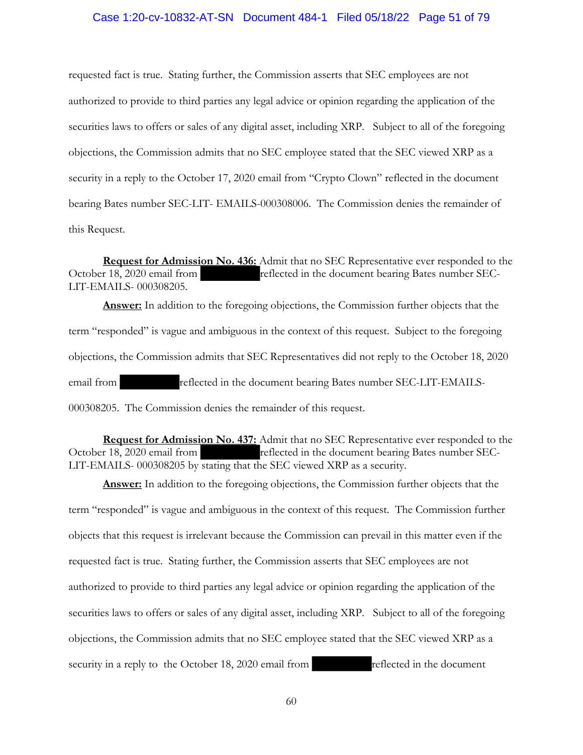requested fact is true. Stating further, the Commission asserts that SEC employees are not authorized to provide to third parties any legal advice or opinion regarding the application of the securities laws to offers or sales of any digital asset, including XRP. Subject to all of the foregoing objections, the Commission admits that no SEC employee stated that the SEC viewed XRP as a security in a reply to the October 17, 2020 email from "Crypto Clown" reflected in the document bearing Bates number SEC-LIT- EMAILS-000308006. The Commission denies the remainder of this Request.

**Request for Admission No. 436:** Admit that no SEC Representative ever responded to the October 18, 2020 email from [REDACTED] reflected in the document bearing Bates number SEC-LIT-EMAILS- 000308205.

**Answer:** In addition to the foregoing objections, the Commission further objects that the term "responded" is vague and ambiguous in the context of this request. Subject to the foregoing objections, the Commission admits that SEC Representatives did not reply to the October 18, 2020 email from [REDACTED] reflected in the document bearing Bates number SEC-LIT-EMAILS-000308205. The Commission denies the remainder of this request.

**Request for Admission No. 437:** Admit that no SEC Representative ever responded to the October 18, 2020 email from [REDACTED] reflected in the document bearing Bates number SEC-LIT-EMAILS- 000308205 by stating that the SEC viewed XRP as a security.

**Answer:** In addition to the foregoing objections, the Commission further objects that the term "responded" is vague and ambiguous in the context of this request. The Commission further objects that this request is irrelevant because the Commission can prevail in this matter even if the requested fact is true. Stating further, the Commission asserts that SEC employees are not authorized to provide to third parties any legal advice or opinion regarding the application of the securities laws to offers or sales of any digital asset, including XRP. Subject to all of the foregoing objections, the Commission admits that no SEC employee stated that the SEC viewed XRP as a security in a reply to the October 18, 2020 email from [REDACTED] reflected in the document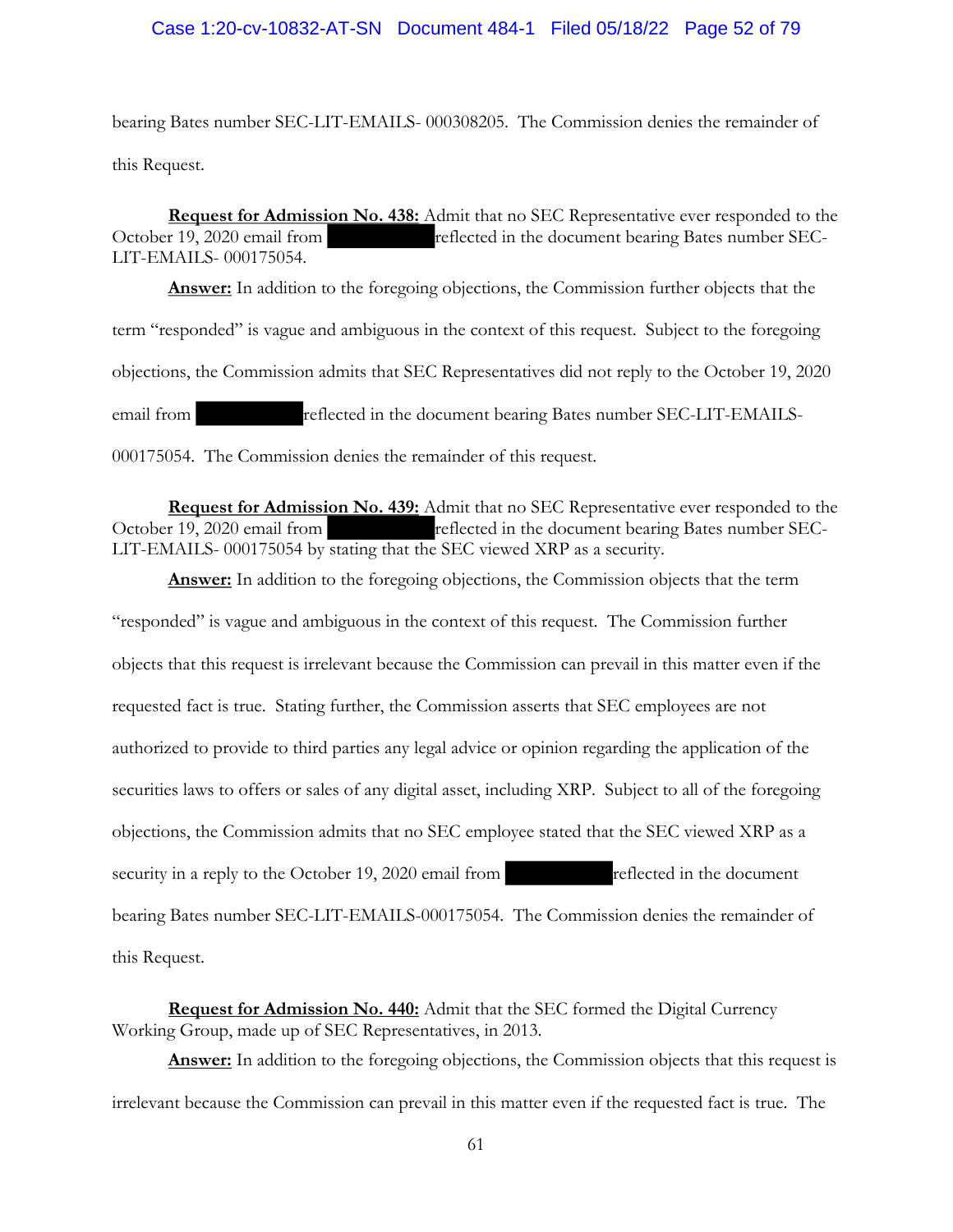bearing Bates number SEC-LIT-EMAILS- 000308205. The Commission denies the remainder of this Request.

**Request for Admission No. 438:** Admit that no SEC Representative ever responded to the October 19, 2020 email from [REDACTED] reflected in the document bearing Bates number SEC-LIT-EMAILS- 000175054.

**Answer:** In addition to the foregoing objections, the Commission further objects that the term "responded" is vague and ambiguous in the context of this request. Subject to the foregoing objections, the Commission admits that SEC Representatives did not reply to the October 19, 2020 email from [REDACTED] reflected in the document bearing Bates number SEC-LIT-EMAILS-000175054. The Commission denies the remainder of this request.

**Request for Admission No. 439:** Admit that no SEC Representative ever responded to the October 19, 2020 email from [REDACTED] reflected in the document bearing Bates number SEC-LIT-EMAILS- 000175054 by stating that the SEC viewed XRP as a security.

**Answer:** In addition to the foregoing objections, the Commission objects that the term "responded" is vague and ambiguous in the context of this request. The Commission further objects that this request is irrelevant because the Commission can prevail in this matter even if the requested fact is true. Stating further, the Commission asserts that SEC employees are not authorized to provide to third parties any legal advice or opinion regarding the application of the securities laws to offers or sales of any digital asset, including XRP. Subject to all of the foregoing objections, the Commission admits that no SEC employee stated that the SEC viewed XRP as a security in a reply to the October 19, 2020 email from [REDACTED] reflected in the document bearing Bates number SEC-LIT-EMAILS-000175054. The Commission denies the remainder of this Request.

**Request for Admission No. 440:** Admit that the SEC formed the Digital Currency Working Group, made up of SEC Representatives, in 2013.

**Answer:** In addition to the foregoing objections, the Commission objects that this request is irrelevant because the Commission can prevail in this matter even if the requested fact is true. The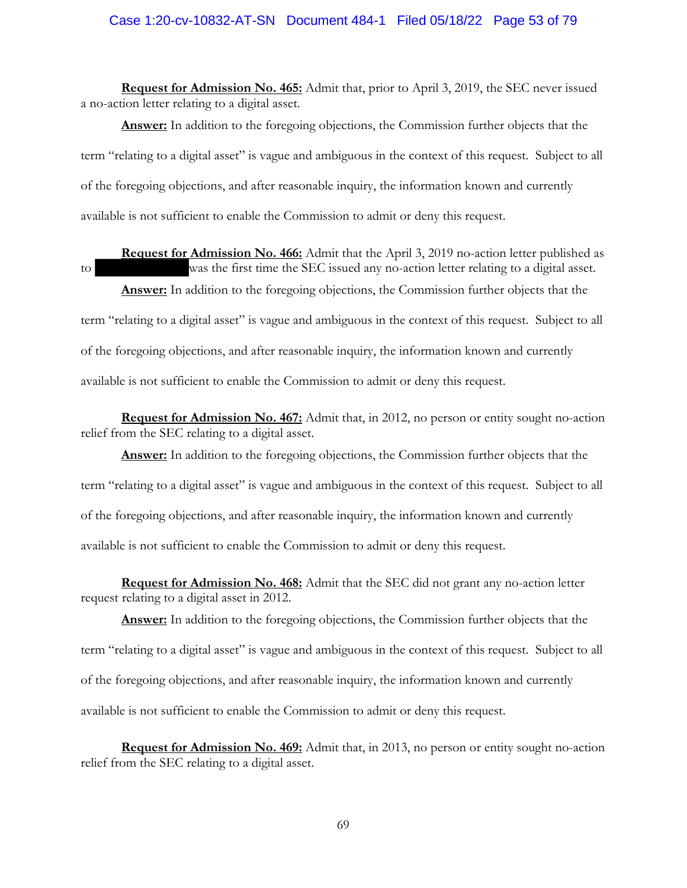**Request for Admission No. 465:** Admit that, prior to April 3, 2019, the SEC never issued a no-action letter relating to a digital asset.

**Answer:** In addition to the foregoing objections, the Commission further objects that the term "relating to a digital asset" is vague and ambiguous in the context of this request. Subject to all of the foregoing objections, and after reasonable inquiry, the information known and currently available is not sufficient to enable the Commission to admit or deny this request.

**Request for Admission No. 466:** Admit that the April 3, 2019 no-action letter published as to ██████████ was the first time the SEC issued any no-action letter relating to a digital asset.

**Answer:** In addition to the foregoing objections, the Commission further objects that the term "relating to a digital asset" is vague and ambiguous in the context of this request. Subject to all of the foregoing objections, and after reasonable inquiry, the information known and currently available is not sufficient to enable the Commission to admit or deny this request.

**Request for Admission No. 467:** Admit that, in 2012, no person or entity sought no-action relief from the SEC relating to a digital asset.

**Answer:** In addition to the foregoing objections, the Commission further objects that the term "relating to a digital asset" is vague and ambiguous in the context of this request. Subject to all of the foregoing objections, and after reasonable inquiry, the information known and currently available is not sufficient to enable the Commission to admit or deny this request.

**Request for Admission No. 468:** Admit that the SEC did not grant any no-action letter request relating to a digital asset in 2012.

**Answer:** In addition to the foregoing objections, the Commission further objects that the term "relating to a digital asset" is vague and ambiguous in the context of this request. Subject to all of the foregoing objections, and after reasonable inquiry, the information known and currently available is not sufficient to enable the Commission to admit or deny this request.

**Request for Admission No. 469:** Admit that, in 2013, no person or entity sought no-action relief from the SEC relating to a digital asset.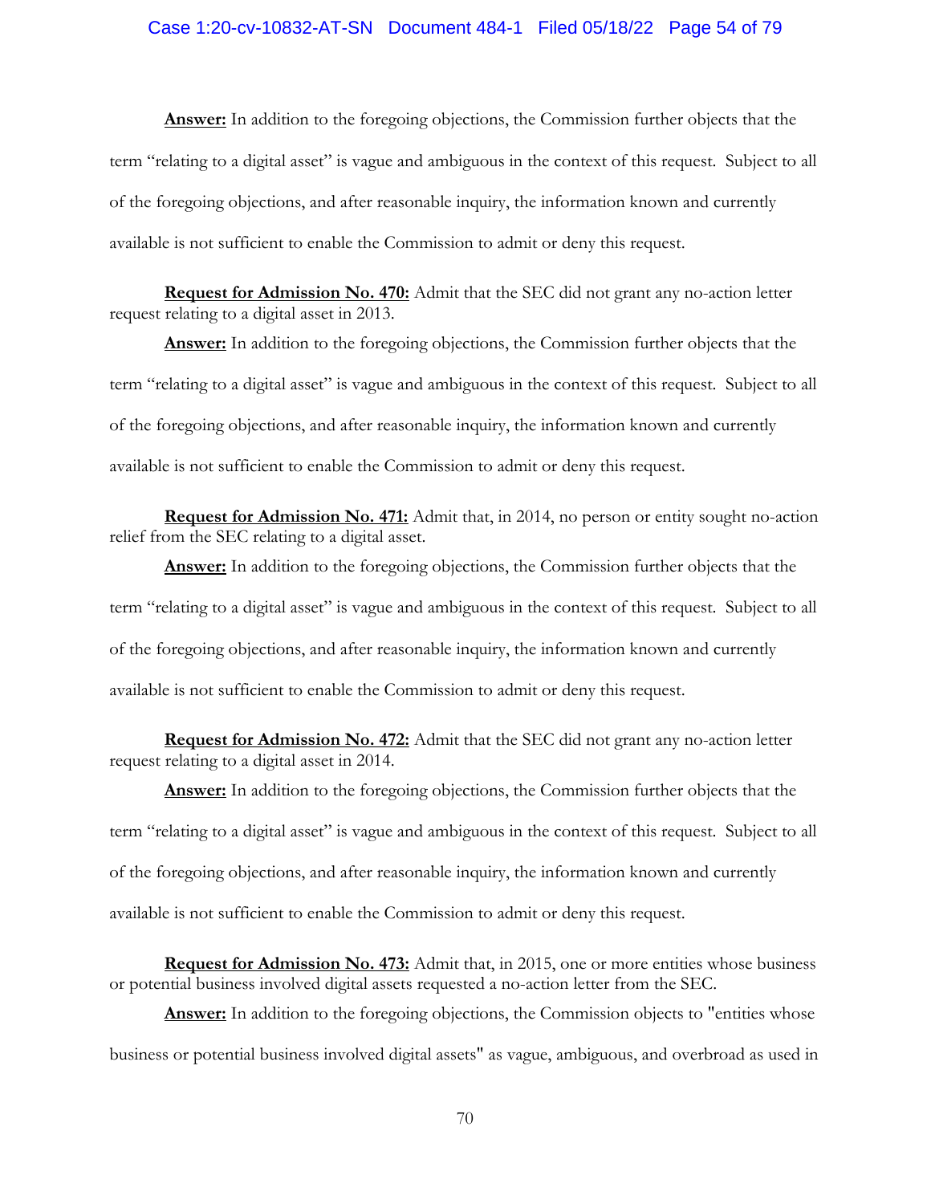**Answer:** In addition to the foregoing objections, the Commission further objects that the term "relating to a digital asset" is vague and ambiguous in the context of this request. Subject to all of the foregoing objections, and after reasonable inquiry, the information known and currently available is not sufficient to enable the Commission to admit or deny this request.

**Request for Admission No. 470:** Admit that the SEC did not grant any no-action letter request relating to a digital asset in 2013.

**Answer:** In addition to the foregoing objections, the Commission further objects that the term "relating to a digital asset" is vague and ambiguous in the context of this request. Subject to all of the foregoing objections, and after reasonable inquiry, the information known and currently available is not sufficient to enable the Commission to admit or deny this request.

**Request for Admission No. 471:** Admit that, in 2014, no person or entity sought no-action relief from the SEC relating to a digital asset.

**Answer:** In addition to the foregoing objections, the Commission further objects that the term "relating to a digital asset" is vague and ambiguous in the context of this request. Subject to all of the foregoing objections, and after reasonable inquiry, the information known and currently available is not sufficient to enable the Commission to admit or deny this request.

**Request for Admission No. 472:** Admit that the SEC did not grant any no-action letter request relating to a digital asset in 2014.

**Answer:** In addition to the foregoing objections, the Commission further objects that the term "relating to a digital asset" is vague and ambiguous in the context of this request. Subject to all of the foregoing objections, and after reasonable inquiry, the information known and currently available is not sufficient to enable the Commission to admit or deny this request.

**Request for Admission No. 473:** Admit that, in 2015, one or more entities whose business or potential business involved digital assets requested a no-action letter from the SEC.

**Answer:** In addition to the foregoing objections, the Commission objects to "entities whose business or potential business involved digital assets" as vague, ambiguous, and overbroad as used in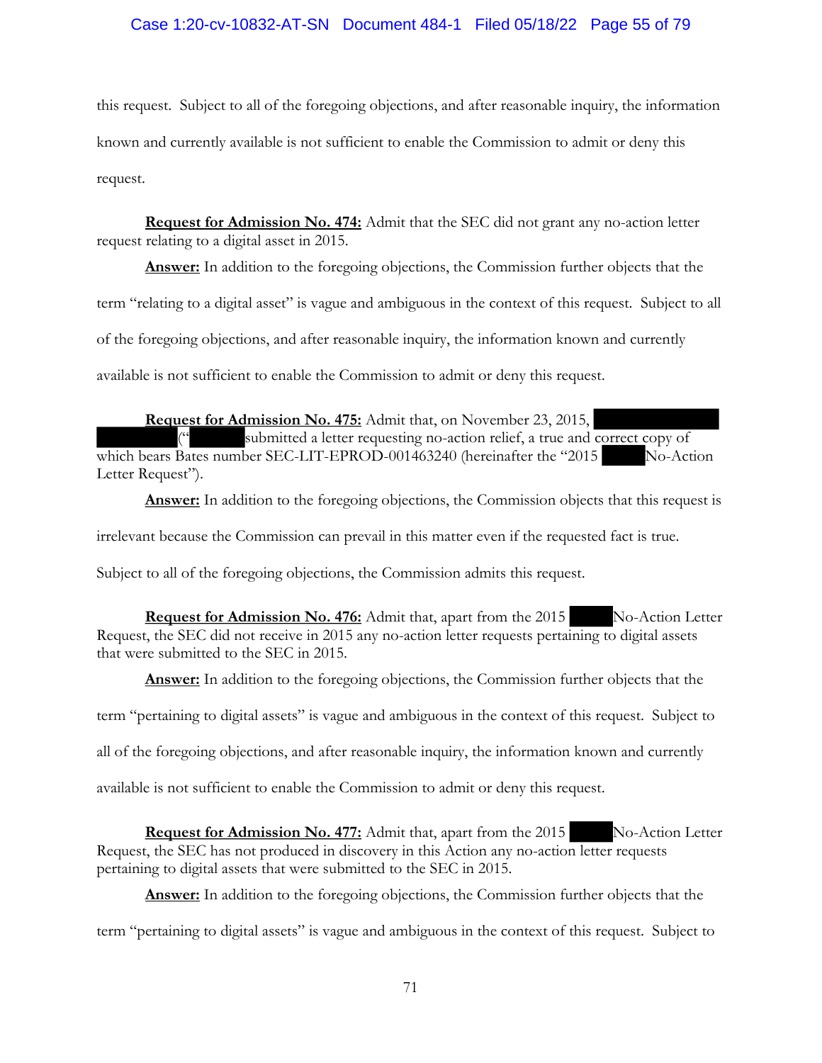this request. Subject to all of the foregoing objections, and after reasonable inquiry, the information known and currently available is not sufficient to enable the Commission to admit or deny this request.

**Request for Admission No. 474:** Admit that the SEC did not grant any no-action letter request relating to a digital asset in 2015.

**Answer:** In addition to the foregoing objections, the Commission further objects that the term "relating to a digital asset" is vague and ambiguous in the context of this request. Subject to all of the foregoing objections, and after reasonable inquiry, the information known and currently available is not sufficient to enable the Commission to admit or deny this request.

**Request for Admission No. 475:** Admit that, on November 23, 2015, ████████ ("████ submitted a letter requesting no-action relief, a true and correct copy of which bears Bates number SEC-LIT-EPROD-001463240 (hereinafter the "2015 ████ No-Action Letter Request").

**Answer:** In addition to the foregoing objections, the Commission objects that this request is irrelevant because the Commission can prevail in this matter even if the requested fact is true. Subject to all of the foregoing objections, the Commission admits this request.

**Request for Admission No. 476:** Admit that, apart from the 2015 ████ No-Action Letter Request, the SEC did not receive in 2015 any no-action letter requests pertaining to digital assets that were submitted to the SEC in 2015.

**Answer:** In addition to the foregoing objections, the Commission further objects that the term "pertaining to digital assets" is vague and ambiguous in the context of this request. Subject to all of the foregoing objections, and after reasonable inquiry, the information known and currently available is not sufficient to enable the Commission to admit or deny this request.

**Request for Admission No. 477:** Admit that, apart from the 2015 ████ No-Action Letter Request, the SEC has not produced in discovery in this Action any no-action letter requests pertaining to digital assets that were submitted to the SEC in 2015.

**Answer:** In addition to the foregoing objections, the Commission further objects that the term "pertaining to digital assets" is vague and ambiguous in the context of this request. Subject to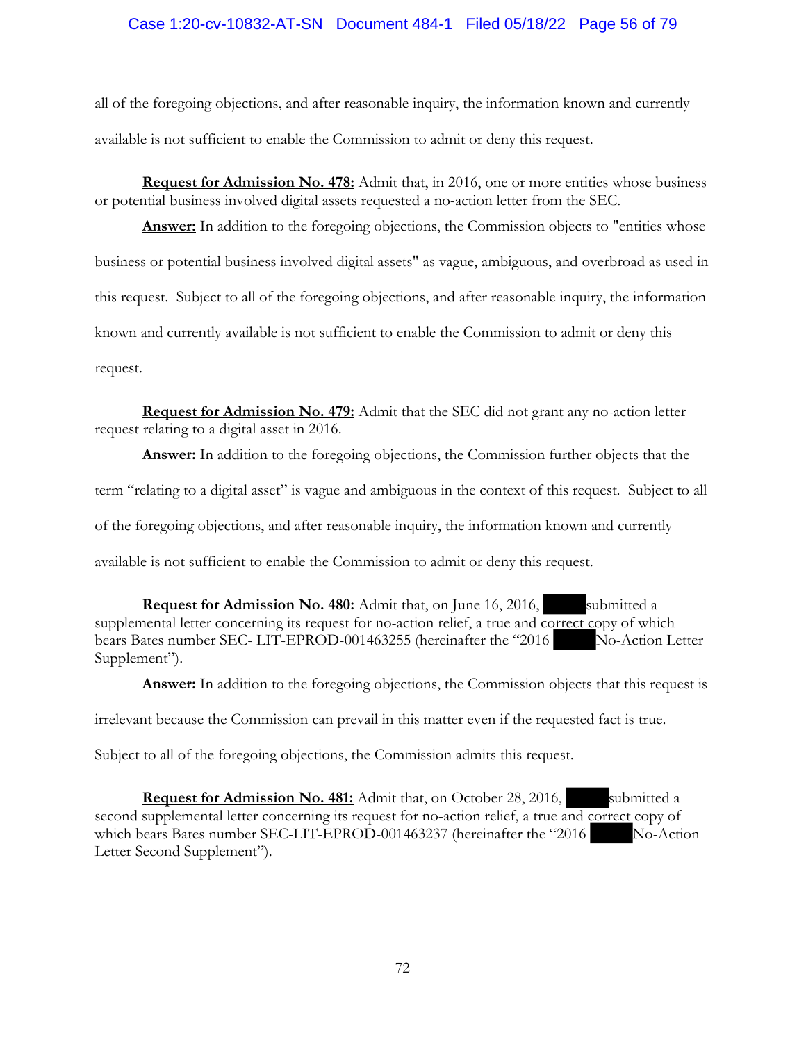all of the foregoing objections, and after reasonable inquiry, the information known and currently available is not sufficient to enable the Commission to admit or deny this request.

**Request for Admission No. 478:** Admit that, in 2016, one or more entities whose business or potential business involved digital assets requested a no-action letter from the SEC.

**Answer:** In addition to the foregoing objections, the Commission objects to "entities whose business or potential business involved digital assets" as vague, ambiguous, and overbroad as used in this request. Subject to all of the foregoing objections, and after reasonable inquiry, the information known and currently available is not sufficient to enable the Commission to admit or deny this request.

**Request for Admission No. 479:** Admit that the SEC did not grant any no-action letter request relating to a digital asset in 2016.

**Answer:** In addition to the foregoing objections, the Commission further objects that the term "relating to a digital asset" is vague and ambiguous in the context of this request. Subject to all of the foregoing objections, and after reasonable inquiry, the information known and currently available is not sufficient to enable the Commission to admit or deny this request.

**Request for Admission No. 480:** Admit that, on June 16, 2016, [REDACTED] submitted a supplemental letter concerning its request for no-action relief, a true and correct copy of which bears Bates number SEC- LIT-EPROD-001463255 (hereinafter the "2016 [REDACTED] No-Action Letter Supplement").

**Answer:** In addition to the foregoing objections, the Commission objects that this request is irrelevant because the Commission can prevail in this matter even if the requested fact is true. Subject to all of the foregoing objections, the Commission admits this request.

**Request for Admission No. 481:** Admit that, on October 28, 2016, [REDACTED] submitted a second supplemental letter concerning its request for no-action relief, a true and correct copy of which bears Bates number SEC-LIT-EPROD-001463237 (hereinafter the "2016 [REDACTED] No-Action Letter Second Supplement").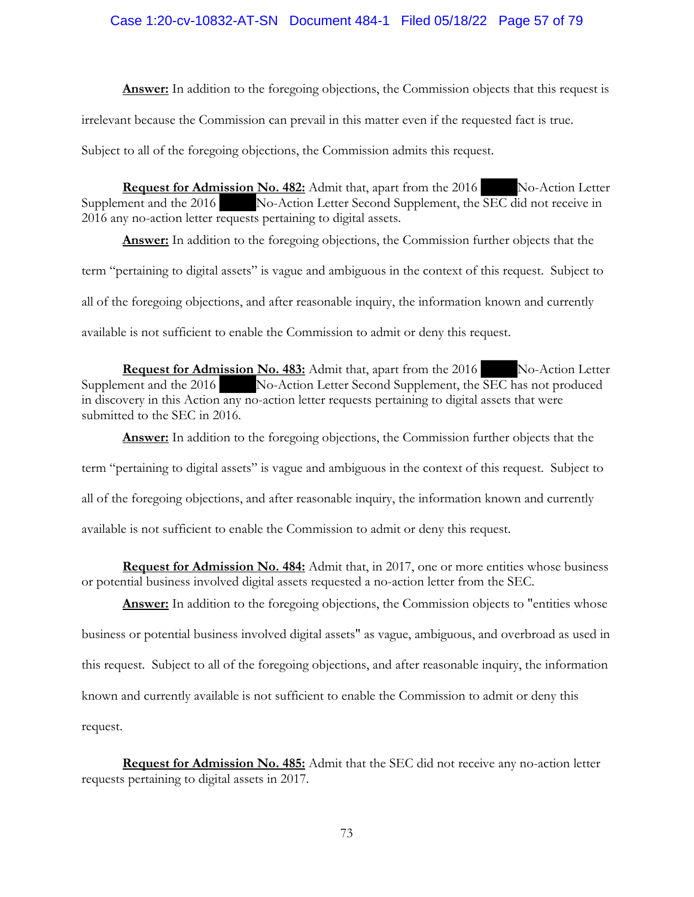**Answer:** In addition to the foregoing objections, the Commission objects that this request is irrelevant because the Commission can prevail in this matter even if the requested fact is true. Subject to all of the foregoing objections, the Commission admits this request.

**Request for Admission No. 482:** Admit that, apart from the 2016 ██████ No-Action Letter Supplement and the 2016 ██████ No-Action Letter Second Supplement, the SEC did not receive in 2016 any no-action letter requests pertaining to digital assets.

**Answer:** In addition to the foregoing objections, the Commission further objects that the term "pertaining to digital assets" is vague and ambiguous in the context of this request. Subject to all of the foregoing objections, and after reasonable inquiry, the information known and currently available is not sufficient to enable the Commission to admit or deny this request.

**Request for Admission No. 483:** Admit that, apart from the 2016 ██████ No-Action Letter Supplement and the 2016 ██████ No-Action Letter Second Supplement, the SEC has not produced in discovery in this Action any no-action letter requests pertaining to digital assets that were submitted to the SEC in 2016.

**Answer:** In addition to the foregoing objections, the Commission further objects that the term "pertaining to digital assets" is vague and ambiguous in the context of this request. Subject to all of the foregoing objections, and after reasonable inquiry, the information known and currently available is not sufficient to enable the Commission to admit or deny this request.

**Request for Admission No. 484:** Admit that, in 2017, one or more entities whose business or potential business involved digital assets requested a no-action letter from the SEC.

**Answer:** In addition to the foregoing objections, the Commission objects to "entities whose business or potential business involved digital assets" as vague, ambiguous, and overbroad as used in this request. Subject to all of the foregoing objections, and after reasonable inquiry, the information known and currently available is not sufficient to enable the Commission to admit or deny this request.

**Request for Admission No. 485:** Admit that the SEC did not receive any no-action letter requests pertaining to digital assets in 2017.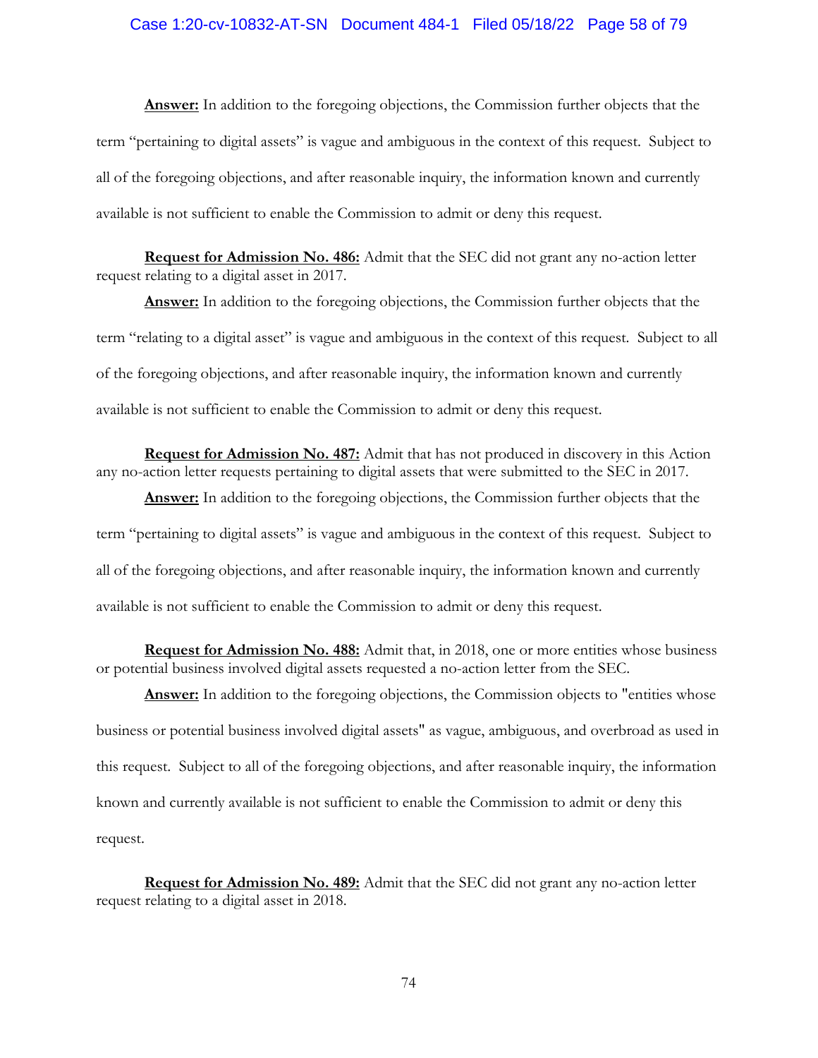**Answer:** In addition to the foregoing objections, the Commission further objects that the term "pertaining to digital assets" is vague and ambiguous in the context of this request. Subject to all of the foregoing objections, and after reasonable inquiry, the information known and currently available is not sufficient to enable the Commission to admit or deny this request.

**Request for Admission No. 486:** Admit that the SEC did not grant any no-action letter request relating to a digital asset in 2017.

**Answer:** In addition to the foregoing objections, the Commission further objects that the term "relating to a digital asset" is vague and ambiguous in the context of this request. Subject to all of the foregoing objections, and after reasonable inquiry, the information known and currently available is not sufficient to enable the Commission to admit or deny this request.

**Request for Admission No. 487:** Admit that has not produced in discovery in this Action any no-action letter requests pertaining to digital assets that were submitted to the SEC in 2017.

**Answer:** In addition to the foregoing objections, the Commission further objects that the term "pertaining to digital assets" is vague and ambiguous in the context of this request. Subject to all of the foregoing objections, and after reasonable inquiry, the information known and currently available is not sufficient to enable the Commission to admit or deny this request.

**Request for Admission No. 488:** Admit that, in 2018, one or more entities whose business or potential business involved digital assets requested a no-action letter from the SEC.

**Answer:** In addition to the foregoing objections, the Commission objects to "entities whose business or potential business involved digital assets" as vague, ambiguous, and overbroad as used in this request. Subject to all of the foregoing objections, and after reasonable inquiry, the information known and currently available is not sufficient to enable the Commission to admit or deny this request.

**Request for Admission No. 489:** Admit that the SEC did not grant any no-action letter request relating to a digital asset in 2018.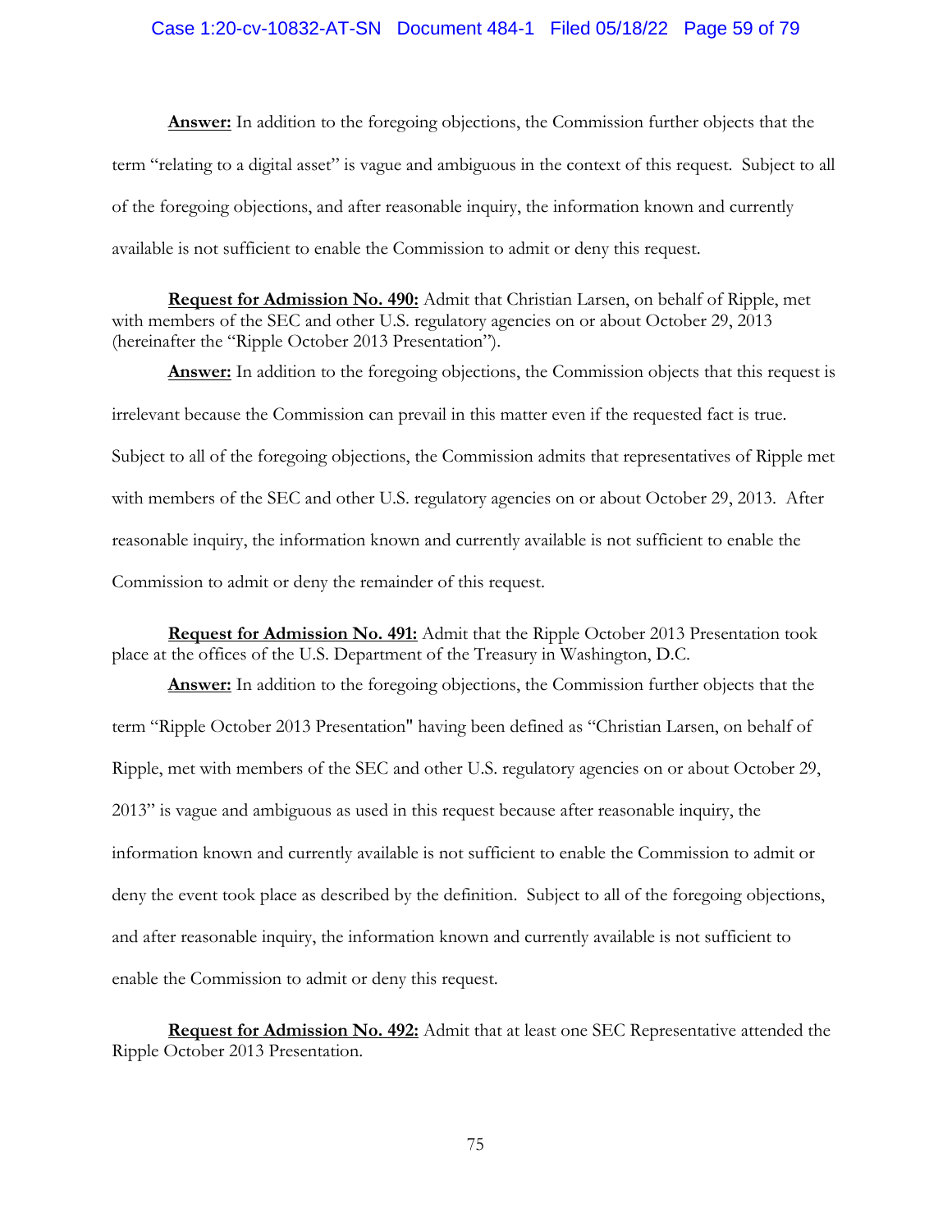**Answer:** In addition to the foregoing objections, the Commission further objects that the term "relating to a digital asset" is vague and ambiguous in the context of this request. Subject to all of the foregoing objections, and after reasonable inquiry, the information known and currently available is not sufficient to enable the Commission to admit or deny this request.

**Request for Admission No. 490:** Admit that Christian Larsen, on behalf of Ripple, met with members of the SEC and other U.S. regulatory agencies on or about October 29, 2013 (hereinafter the "Ripple October 2013 Presentation").

**Answer:** In addition to the foregoing objections, the Commission objects that this request is irrelevant because the Commission can prevail in this matter even if the requested fact is true. Subject to all of the foregoing objections, the Commission admits that representatives of Ripple met with members of the SEC and other U.S. regulatory agencies on or about October 29, 2013. After reasonable inquiry, the information known and currently available is not sufficient to enable the Commission to admit or deny the remainder of this request.

**Request for Admission No. 491:** Admit that the Ripple October 2013 Presentation took place at the offices of the U.S. Department of the Treasury in Washington, D.C.

**Answer:** In addition to the foregoing objections, the Commission further objects that the term "Ripple October 2013 Presentation" having been defined as "Christian Larsen, on behalf of Ripple, met with members of the SEC and other U.S. regulatory agencies on or about October 29, 2013" is vague and ambiguous as used in this request because after reasonable inquiry, the information known and currently available is not sufficient to enable the Commission to admit or deny the event took place as described by the definition. Subject to all of the foregoing objections, and after reasonable inquiry, the information known and currently available is not sufficient to enable the Commission to admit or deny this request.

**Request for Admission No. 492:** Admit that at least one SEC Representative attended the Ripple October 2013 Presentation.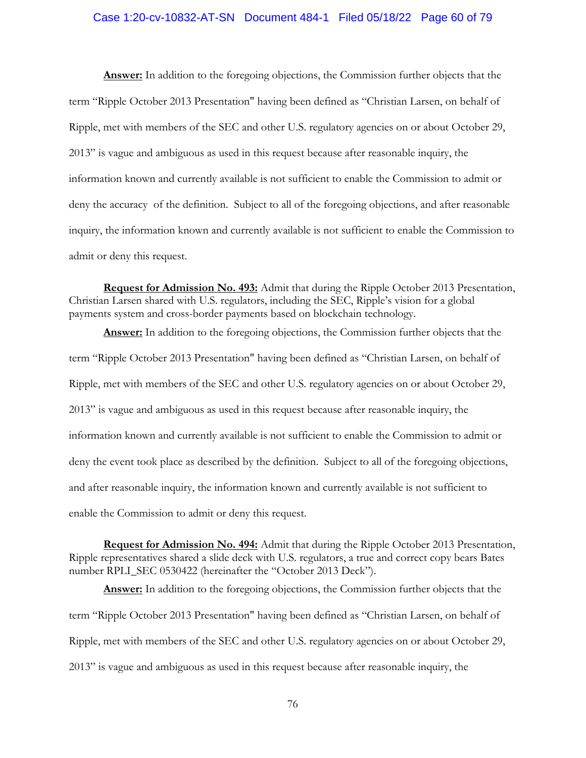**Answer:** In addition to the foregoing objections, the Commission further objects that the term "Ripple October 2013 Presentation" having been defined as "Christian Larsen, on behalf of Ripple, met with members of the SEC and other U.S. regulatory agencies on or about October 29, 2013" is vague and ambiguous as used in this request because after reasonable inquiry, the information known and currently available is not sufficient to enable the Commission to admit or deny the accuracy of the definition. Subject to all of the foregoing objections, and after reasonable inquiry, the information known and currently available is not sufficient to enable the Commission to admit or deny this request.

**Request for Admission No. 493:** Admit that during the Ripple October 2013 Presentation, Christian Larsen shared with U.S. regulators, including the SEC, Ripple's vision for a global payments system and cross-border payments based on blockchain technology.

**Answer:** In addition to the foregoing objections, the Commission further objects that the term "Ripple October 2013 Presentation" having been defined as "Christian Larsen, on behalf of Ripple, met with members of the SEC and other U.S. regulatory agencies on or about October 29, 2013" is vague and ambiguous as used in this request because after reasonable inquiry, the information known and currently available is not sufficient to enable the Commission to admit or deny the event took place as described by the definition. Subject to all of the foregoing objections, and after reasonable inquiry, the information known and currently available is not sufficient to enable the Commission to admit or deny this request.

**Request for Admission No. 494:** Admit that during the Ripple October 2013 Presentation, Ripple representatives shared a slide deck with U.S. regulators, a true and correct copy bears Bates number RPLI_SEC 0530422 (hereinafter the "October 2013 Deck").

**Answer:** In addition to the foregoing objections, the Commission further objects that the term "Ripple October 2013 Presentation" having been defined as "Christian Larsen, on behalf of Ripple, met with members of the SEC and other U.S. regulatory agencies on or about October 29, 2013" is vague and ambiguous as used in this request because after reasonable inquiry, the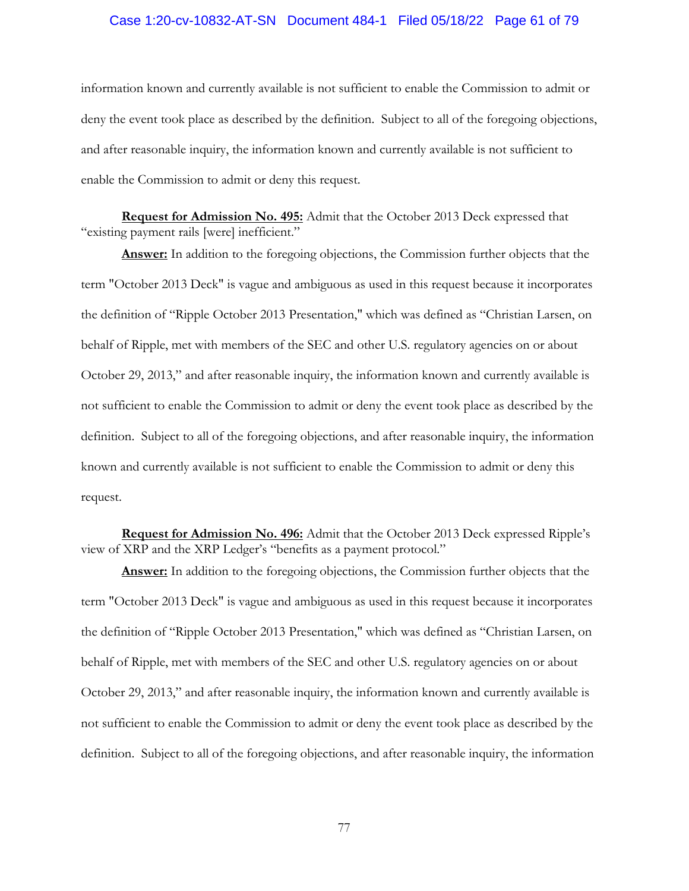information known and currently available is not sufficient to enable the Commission to admit or deny the event took place as described by the definition. Subject to all of the foregoing objections, and after reasonable inquiry, the information known and currently available is not sufficient to enable the Commission to admit or deny this request.

**Request for Admission No. 495:** Admit that the October 2013 Deck expressed that "existing payment rails [were] inefficient."

**Answer:** In addition to the foregoing objections, the Commission further objects that the term "October 2013 Deck" is vague and ambiguous as used in this request because it incorporates the definition of "Ripple October 2013 Presentation," which was defined as "Christian Larsen, on behalf of Ripple, met with members of the SEC and other U.S. regulatory agencies on or about October 29, 2013," and after reasonable inquiry, the information known and currently available is not sufficient to enable the Commission to admit or deny the event took place as described by the definition. Subject to all of the foregoing objections, and after reasonable inquiry, the information known and currently available is not sufficient to enable the Commission to admit or deny this request.

**Request for Admission No. 496:** Admit that the October 2013 Deck expressed Ripple's view of XRP and the XRP Ledger's "benefits as a payment protocol."

**Answer:** In addition to the foregoing objections, the Commission further objects that the term "October 2013 Deck" is vague and ambiguous as used in this request because it incorporates the definition of "Ripple October 2013 Presentation," which was defined as "Christian Larsen, on behalf of Ripple, met with members of the SEC and other U.S. regulatory agencies on or about October 29, 2013," and after reasonable inquiry, the information known and currently available is not sufficient to enable the Commission to admit or deny the event took place as described by the definition. Subject to all of the foregoing objections, and after reasonable inquiry, the information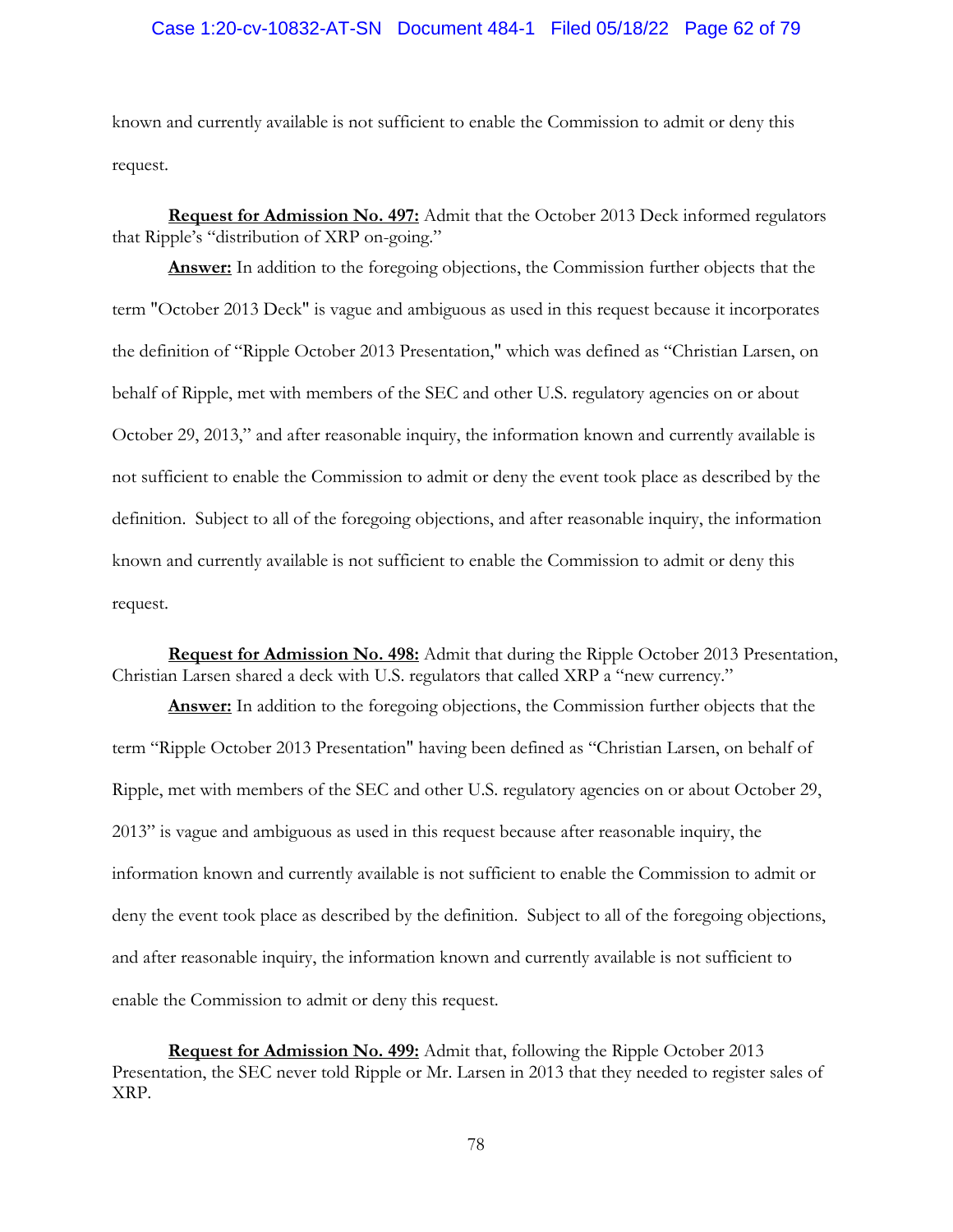known and currently available is not sufficient to enable the Commission to admit or deny this request.

**Request for Admission No. 497:** Admit that the October 2013 Deck informed regulators that Ripple's "distribution of XRP on-going."

**Answer:** In addition to the foregoing objections, the Commission further objects that the term "October 2013 Deck" is vague and ambiguous as used in this request because it incorporates the definition of "Ripple October 2013 Presentation," which was defined as "Christian Larsen, on behalf of Ripple, met with members of the SEC and other U.S. regulatory agencies on or about October 29, 2013," and after reasonable inquiry, the information known and currently available is not sufficient to enable the Commission to admit or deny the event took place as described by the definition. Subject to all of the foregoing objections, and after reasonable inquiry, the information known and currently available is not sufficient to enable the Commission to admit or deny this request.

**Request for Admission No. 498:** Admit that during the Ripple October 2013 Presentation, Christian Larsen shared a deck with U.S. regulators that called XRP a "new currency."

**Answer:** In addition to the foregoing objections, the Commission further objects that the term "Ripple October 2013 Presentation" having been defined as "Christian Larsen, on behalf of Ripple, met with members of the SEC and other U.S. regulatory agencies on or about October 29, 2013" is vague and ambiguous as used in this request because after reasonable inquiry, the information known and currently available is not sufficient to enable the Commission to admit or deny the event took place as described by the definition. Subject to all of the foregoing objections, and after reasonable inquiry, the information known and currently available is not sufficient to enable the Commission to admit or deny this request.

**Request for Admission No. 499:** Admit that, following the Ripple October 2013 Presentation, the SEC never told Ripple or Mr. Larsen in 2013 that they needed to register sales of XRP.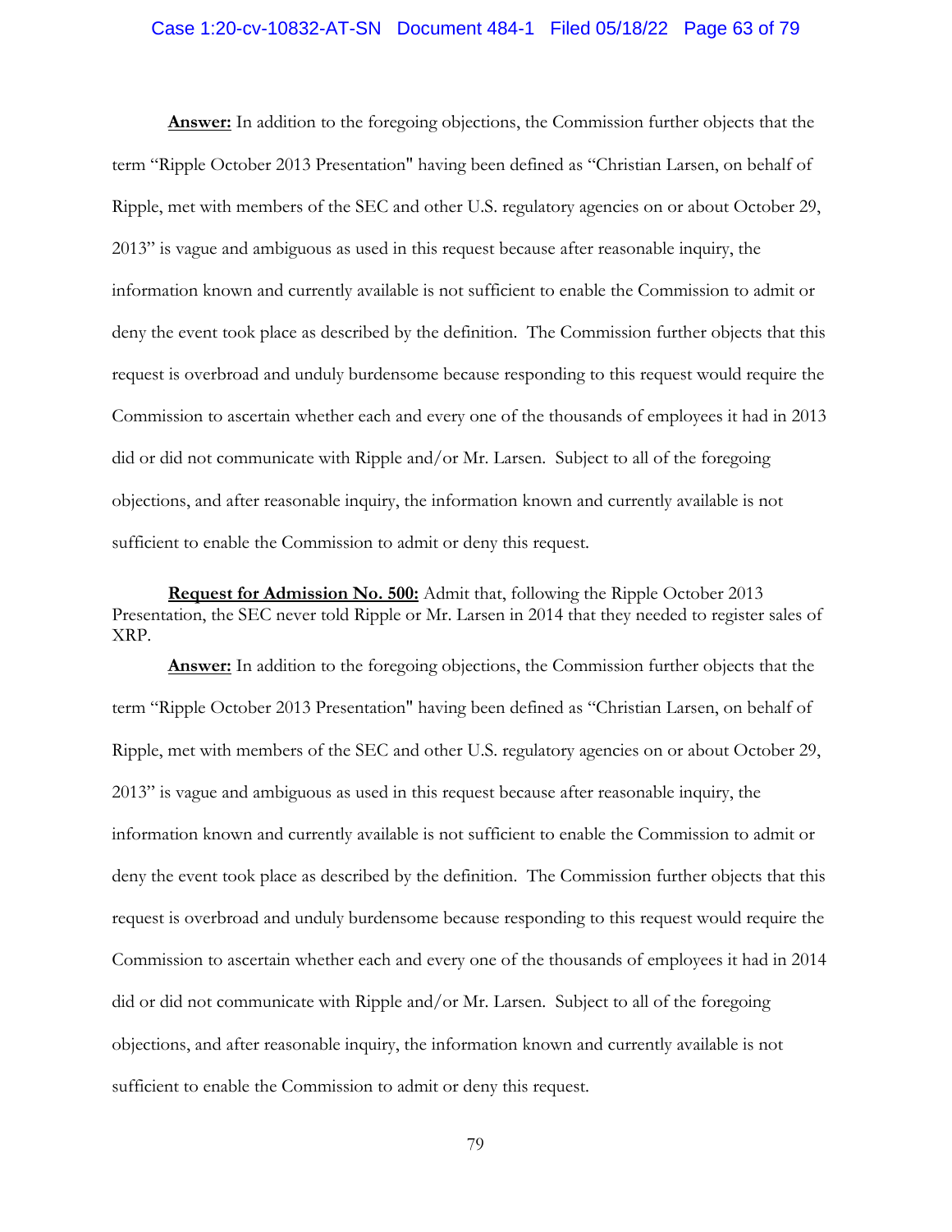**Answer:** In addition to the foregoing objections, the Commission further objects that the term "Ripple October 2013 Presentation" having been defined as "Christian Larsen, on behalf of Ripple, met with members of the SEC and other U.S. regulatory agencies on or about October 29, 2013" is vague and ambiguous as used in this request because after reasonable inquiry, the information known and currently available is not sufficient to enable the Commission to admit or deny the event took place as described by the definition. The Commission further objects that this request is overbroad and unduly burdensome because responding to this request would require the Commission to ascertain whether each and every one of the thousands of employees it had in 2013 did or did not communicate with Ripple and/or Mr. Larsen. Subject to all of the foregoing objections, and after reasonable inquiry, the information known and currently available is not sufficient to enable the Commission to admit or deny this request.

**Request for Admission No. 500:** Admit that, following the Ripple October 2013 Presentation, the SEC never told Ripple or Mr. Larsen in 2014 that they needed to register sales of XRP.

**Answer:** In addition to the foregoing objections, the Commission further objects that the term "Ripple October 2013 Presentation" having been defined as "Christian Larsen, on behalf of Ripple, met with members of the SEC and other U.S. regulatory agencies on or about October 29, 2013" is vague and ambiguous as used in this request because after reasonable inquiry, the information known and currently available is not sufficient to enable the Commission to admit or deny the event took place as described by the definition. The Commission further objects that this request is overbroad and unduly burdensome because responding to this request would require the Commission to ascertain whether each and every one of the thousands of employees it had in 2014 did or did not communicate with Ripple and/or Mr. Larsen. Subject to all of the foregoing objections, and after reasonable inquiry, the information known and currently available is not sufficient to enable the Commission to admit or deny this request.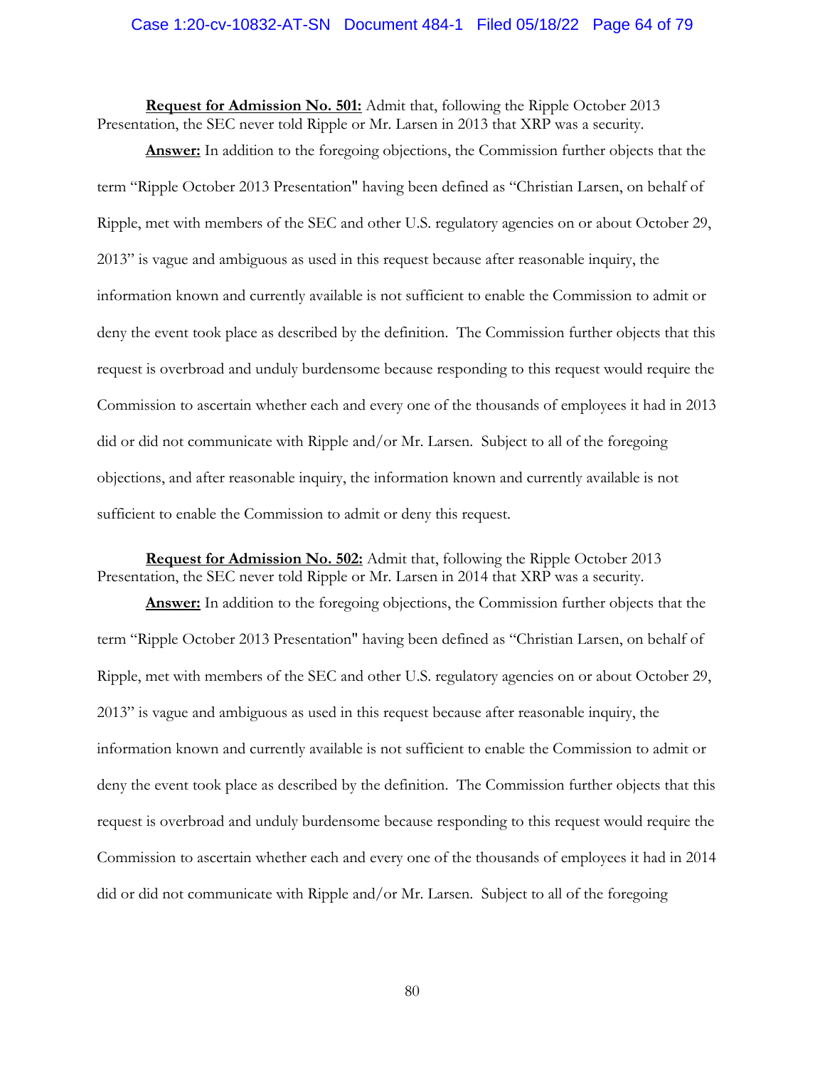**Request for Admission No. 501:** Admit that, following the Ripple October 2013 Presentation, the SEC never told Ripple or Mr. Larsen in 2013 that XRP was a security.

**Answer:** In addition to the foregoing objections, the Commission further objects that the term "Ripple October 2013 Presentation" having been defined as "Christian Larsen, on behalf of Ripple, met with members of the SEC and other U.S. regulatory agencies on or about October 29, 2013" is vague and ambiguous as used in this request because after reasonable inquiry, the information known and currently available is not sufficient to enable the Commission to admit or deny the event took place as described by the definition. The Commission further objects that this request is overbroad and unduly burdensome because responding to this request would require the Commission to ascertain whether each and every one of the thousands of employees it had in 2013 did or did not communicate with Ripple and/or Mr. Larsen. Subject to all of the foregoing objections, and after reasonable inquiry, the information known and currently available is not sufficient to enable the Commission to admit or deny this request.

**Request for Admission No. 502:** Admit that, following the Ripple October 2013 Presentation, the SEC never told Ripple or Mr. Larsen in 2014 that XRP was a security.

**Answer:** In addition to the foregoing objections, the Commission further objects that the term "Ripple October 2013 Presentation" having been defined as "Christian Larsen, on behalf of Ripple, met with members of the SEC and other U.S. regulatory agencies on or about October 29, 2013" is vague and ambiguous as used in this request because after reasonable inquiry, the information known and currently available is not sufficient to enable the Commission to admit or deny the event took place as described by the definition. The Commission further objects that this request is overbroad and unduly burdensome because responding to this request would require the Commission to ascertain whether each and every one of the thousands of employees it had in 2014 did or did not communicate with Ripple and/or Mr. Larsen. Subject to all of the foregoing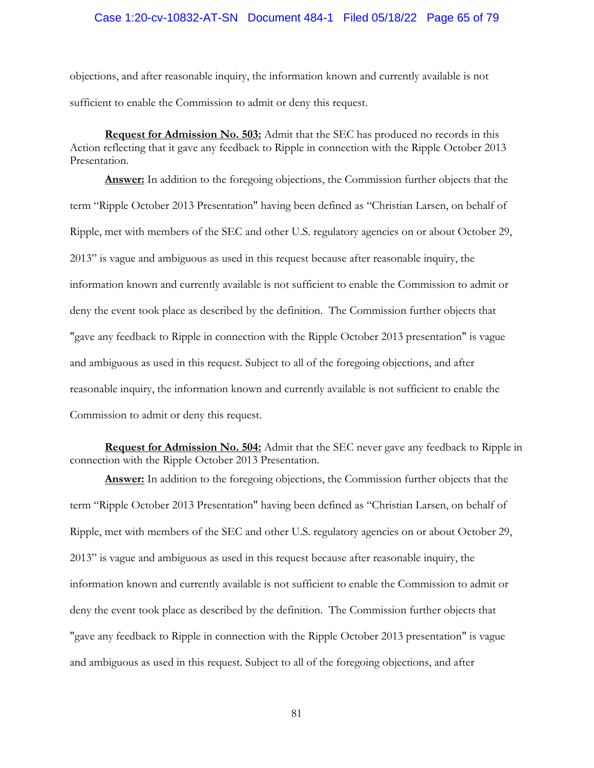objections, and after reasonable inquiry, the information known and currently available is not sufficient to enable the Commission to admit or deny this request.

**Request for Admission No. 503:** Admit that the SEC has produced no records in this Action reflecting that it gave any feedback to Ripple in connection with the Ripple October 2013 Presentation.

**Answer:** In addition to the foregoing objections, the Commission further objects that the term "Ripple October 2013 Presentation" having been defined as "Christian Larsen, on behalf of Ripple, met with members of the SEC and other U.S. regulatory agencies on or about October 29, 2013" is vague and ambiguous as used in this request because after reasonable inquiry, the information known and currently available is not sufficient to enable the Commission to admit or deny the event took place as described by the definition. The Commission further objects that "gave any feedback to Ripple in connection with the Ripple October 2013 presentation" is vague and ambiguous as used in this request. Subject to all of the foregoing objections, and after reasonable inquiry, the information known and currently available is not sufficient to enable the Commission to admit or deny this request.

**Request for Admission No. 504:** Admit that the SEC never gave any feedback to Ripple in connection with the Ripple October 2013 Presentation.

**Answer:** In addition to the foregoing objections, the Commission further objects that the term "Ripple October 2013 Presentation" having been defined as "Christian Larsen, on behalf of Ripple, met with members of the SEC and other U.S. regulatory agencies on or about October 29, 2013" is vague and ambiguous as used in this request because after reasonable inquiry, the information known and currently available is not sufficient to enable the Commission to admit or deny the event took place as described by the definition. The Commission further objects that "gave any feedback to Ripple in connection with the Ripple October 2013 presentation" is vague and ambiguous as used in this request. Subject to all of the foregoing objections, and after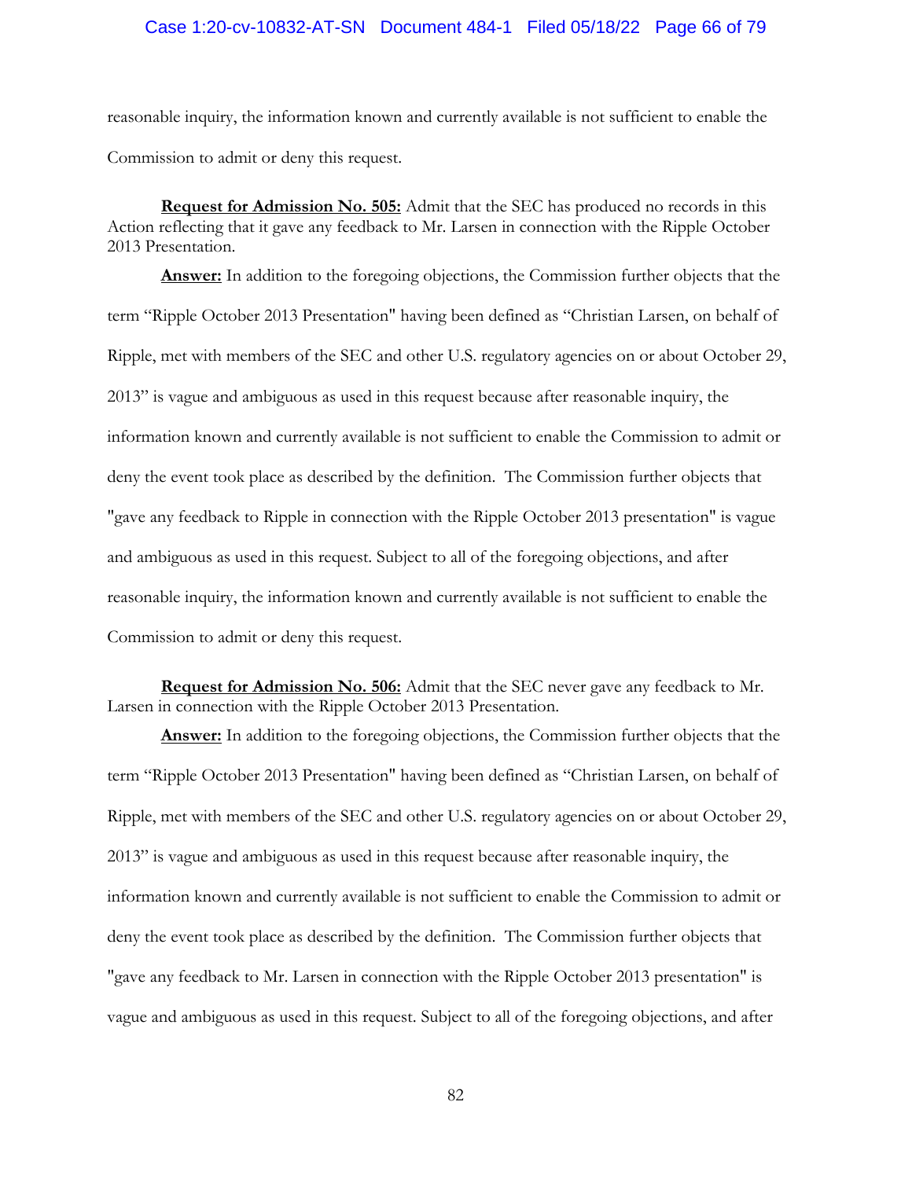reasonable inquiry, the information known and currently available is not sufficient to enable the Commission to admit or deny this request.

**Request for Admission No. 505:** Admit that the SEC has produced no records in this Action reflecting that it gave any feedback to Mr. Larsen in connection with the Ripple October 2013 Presentation.

**Answer:** In addition to the foregoing objections, the Commission further objects that the term "Ripple October 2013 Presentation" having been defined as "Christian Larsen, on behalf of Ripple, met with members of the SEC and other U.S. regulatory agencies on or about October 29, 2013" is vague and ambiguous as used in this request because after reasonable inquiry, the information known and currently available is not sufficient to enable the Commission to admit or deny the event took place as described by the definition. The Commission further objects that "gave any feedback to Ripple in connection with the Ripple October 2013 presentation" is vague and ambiguous as used in this request. Subject to all of the foregoing objections, and after reasonable inquiry, the information known and currently available is not sufficient to enable the Commission to admit or deny this request.

**Request for Admission No. 506:** Admit that the SEC never gave any feedback to Mr. Larsen in connection with the Ripple October 2013 Presentation.

**Answer:** In addition to the foregoing objections, the Commission further objects that the term "Ripple October 2013 Presentation" having been defined as "Christian Larsen, on behalf of Ripple, met with members of the SEC and other U.S. regulatory agencies on or about October 29, 2013" is vague and ambiguous as used in this request because after reasonable inquiry, the information known and currently available is not sufficient to enable the Commission to admit or deny the event took place as described by the definition. The Commission further objects that "gave any feedback to Mr. Larsen in connection with the Ripple October 2013 presentation" is vague and ambiguous as used in this request. Subject to all of the foregoing objections, and after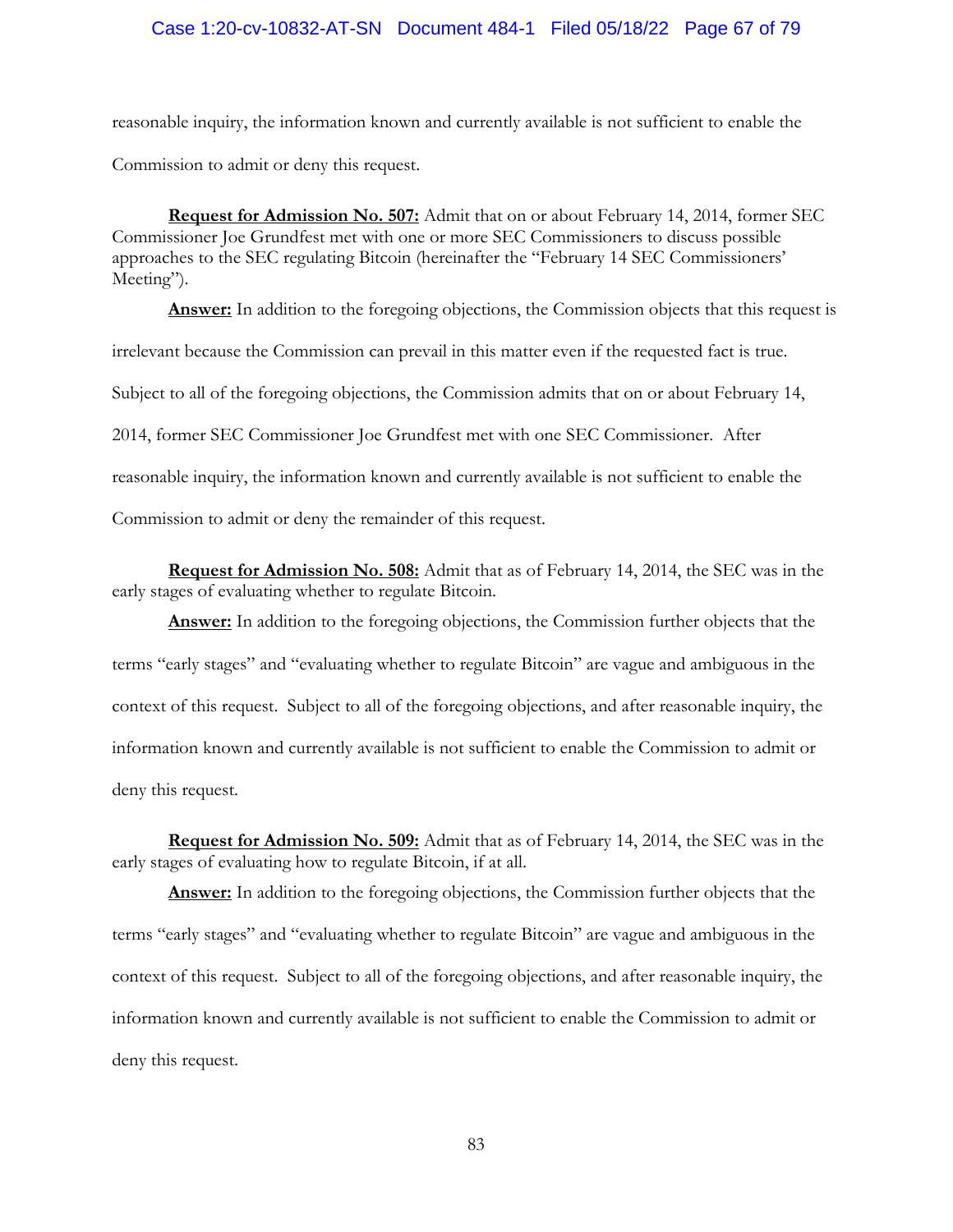reasonable inquiry, the information known and currently available is not sufficient to enable the Commission to admit or deny this request.

**Request for Admission No. 507:** Admit that on or about February 14, 2014, former SEC Commissioner Joe Grundfest met with one or more SEC Commissioners to discuss possible approaches to the SEC regulating Bitcoin (hereinafter the "February 14 SEC Commissioners' Meeting").

**Answer:** In addition to the foregoing objections, the Commission objects that this request is irrelevant because the Commission can prevail in this matter even if the requested fact is true. Subject to all of the foregoing objections, the Commission admits that on or about February 14, 2014, former SEC Commissioner Joe Grundfest met with one SEC Commissioner. After reasonable inquiry, the information known and currently available is not sufficient to enable the Commission to admit or deny the remainder of this request.

**Request for Admission No. 508:** Admit that as of February 14, 2014, the SEC was in the early stages of evaluating whether to regulate Bitcoin.

**Answer:** In addition to the foregoing objections, the Commission further objects that the terms "early stages" and "evaluating whether to regulate Bitcoin" are vague and ambiguous in the context of this request. Subject to all of the foregoing objections, and after reasonable inquiry, the information known and currently available is not sufficient to enable the Commission to admit or deny this request.

**Request for Admission No. 509:** Admit that as of February 14, 2014, the SEC was in the early stages of evaluating how to regulate Bitcoin, if at all.

**Answer:** In addition to the foregoing objections, the Commission further objects that the terms "early stages" and "evaluating whether to regulate Bitcoin" are vague and ambiguous in the context of this request. Subject to all of the foregoing objections, and after reasonable inquiry, the information known and currently available is not sufficient to enable the Commission to admit or deny this request.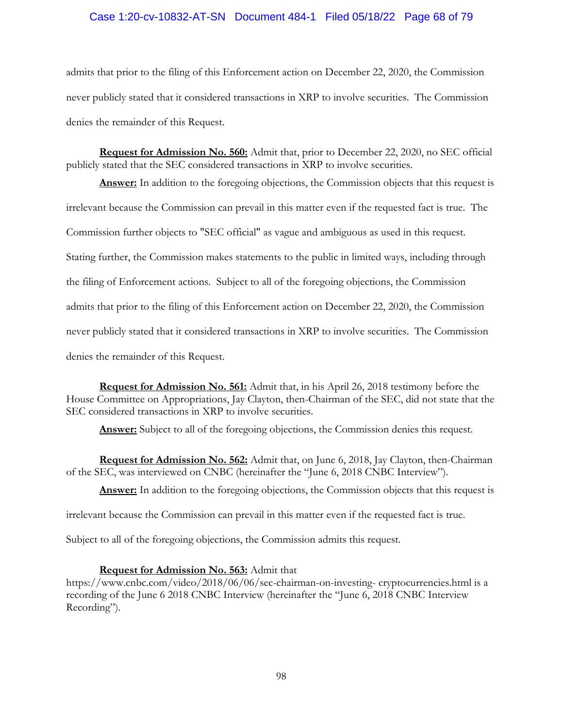admits that prior to the filing of this Enforcement action on December 22, 2020, the Commission never publicly stated that it considered transactions in XRP to involve securities. The Commission denies the remainder of this Request.

**Request for Admission No. 560:** Admit that, prior to December 22, 2020, no SEC official publicly stated that the SEC considered transactions in XRP to involve securities.

**Answer:** In addition to the foregoing objections, the Commission objects that this request is irrelevant because the Commission can prevail in this matter even if the requested fact is true. The Commission further objects to "SEC official" as vague and ambiguous as used in this request. Stating further, the Commission makes statements to the public in limited ways, including through the filing of Enforcement actions. Subject to all of the foregoing objections, the Commission admits that prior to the filing of this Enforcement action on December 22, 2020, the Commission never publicly stated that it considered transactions in XRP to involve securities. The Commission denies the remainder of this Request.

**Request for Admission No. 561:** Admit that, in his April 26, 2018 testimony before the House Committee on Appropriations, Jay Clayton, then-Chairman of the SEC, did not state that the SEC considered transactions in XRP to involve securities.

**Answer:** Subject to all of the foregoing objections, the Commission denies this request.

**Request for Admission No. 562:** Admit that, on June 6, 2018, Jay Clayton, then-Chairman of the SEC, was interviewed on CNBC (hereinafter the "June 6, 2018 CNBC Interview").

**Answer:** In addition to the foregoing objections, the Commission objects that this request is irrelevant because the Commission can prevail in this matter even if the requested fact is true. Subject to all of the foregoing objections, the Commission admits this request.

**Request for Admission No. 563:** Admit that https://www.cnbc.com/video/2018/06/06/sec-chairman-on-investing- cryptocurrencies.html is a recording of the June 6 2018 CNBC Interview (hereinafter the "June 6, 2018 CNBC Interview Recording").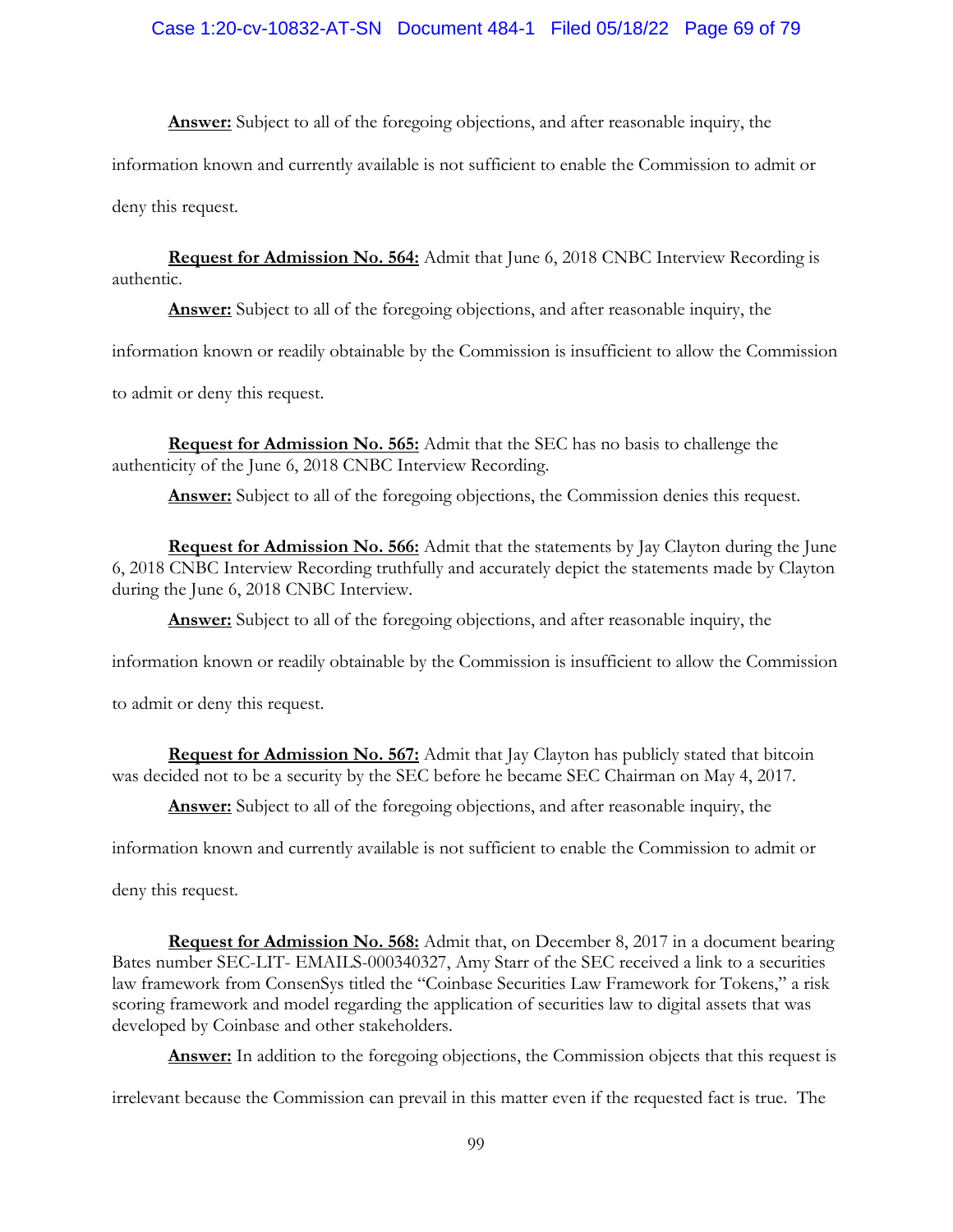**Answer:** Subject to all of the foregoing objections, and after reasonable inquiry, the information known and currently available is not sufficient to enable the Commission to admit or deny this request.

**Request for Admission No. 564:** Admit that June 6, 2018 CNBC Interview Recording is authentic.

**Answer:** Subject to all of the foregoing objections, and after reasonable inquiry, the information known or readily obtainable by the Commission is insufficient to allow the Commission to admit or deny this request.

**Request for Admission No. 565:** Admit that the SEC has no basis to challenge the authenticity of the June 6, 2018 CNBC Interview Recording.

**Answer:** Subject to all of the foregoing objections, the Commission denies this request.

**Request for Admission No. 566:** Admit that the statements by Jay Clayton during the June 6, 2018 CNBC Interview Recording truthfully and accurately depict the statements made by Clayton during the June 6, 2018 CNBC Interview.

**Answer:** Subject to all of the foregoing objections, and after reasonable inquiry, the information known or readily obtainable by the Commission is insufficient to allow the Commission to admit or deny this request.

**Request for Admission No. 567:** Admit that Jay Clayton has publicly stated that bitcoin was decided not to be a security by the SEC before he became SEC Chairman on May 4, 2017.

**Answer:** Subject to all of the foregoing objections, and after reasonable inquiry, the information known and currently available is not sufficient to enable the Commission to admit or deny this request.

**Request for Admission No. 568:** Admit that, on December 8, 2017 in a document bearing Bates number SEC-LIT- EMAILS-000340327, Amy Starr of the SEC received a link to a securities law framework from ConsenSys titled the "Coinbase Securities Law Framework for Tokens," a risk scoring framework and model regarding the application of securities law to digital assets that was developed by Coinbase and other stakeholders.

**Answer:** In addition to the foregoing objections, the Commission objects that this request is irrelevant because the Commission can prevail in this matter even if the requested fact is true. The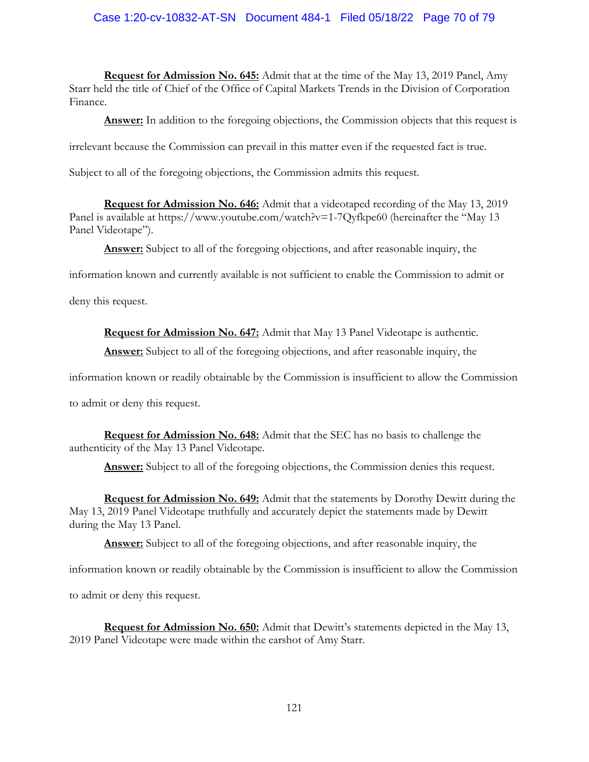**Request for Admission No. 645:** Admit that at the time of the May 13, 2019 Panel, Amy Starr held the title of Chief of the Office of Capital Markets Trends in the Division of Corporation Finance.

**Answer:** In addition to the foregoing objections, the Commission objects that this request is irrelevant because the Commission can prevail in this matter even if the requested fact is true. Subject to all of the foregoing objections, the Commission admits this request.

**Request for Admission No. 646:** Admit that a videotaped recording of the May 13, 2019 Panel is available at https://www.youtube.com/watch?v=1-7Qyfkpe60 (hereinafter the "May 13 Panel Videotape").

**Answer:** Subject to all of the foregoing objections, and after reasonable inquiry, the information known and currently available is not sufficient to enable the Commission to admit or deny this request.

**Request for Admission No. 647:** Admit that May 13 Panel Videotape is authentic.

**Answer:** Subject to all of the foregoing objections, and after reasonable inquiry, the information known or readily obtainable by the Commission is insufficient to allow the Commission to admit or deny this request.

**Request for Admission No. 648:** Admit that the SEC has no basis to challenge the authenticity of the May 13 Panel Videotape.

**Answer:** Subject to all of the foregoing objections, the Commission denies this request.

**Request for Admission No. 649:** Admit that the statements by Dorothy Dewitt during the May 13, 2019 Panel Videotape truthfully and accurately depict the statements made by Dewitt during the May 13 Panel.

**Answer:** Subject to all of the foregoing objections, and after reasonable inquiry, the information known or readily obtainable by the Commission is insufficient to allow the Commission to admit or deny this request.

**Request for Admission No. 650:** Admit that Dewitt's statements depicted in the May 13, 2019 Panel Videotape were made within the earshot of Amy Starr.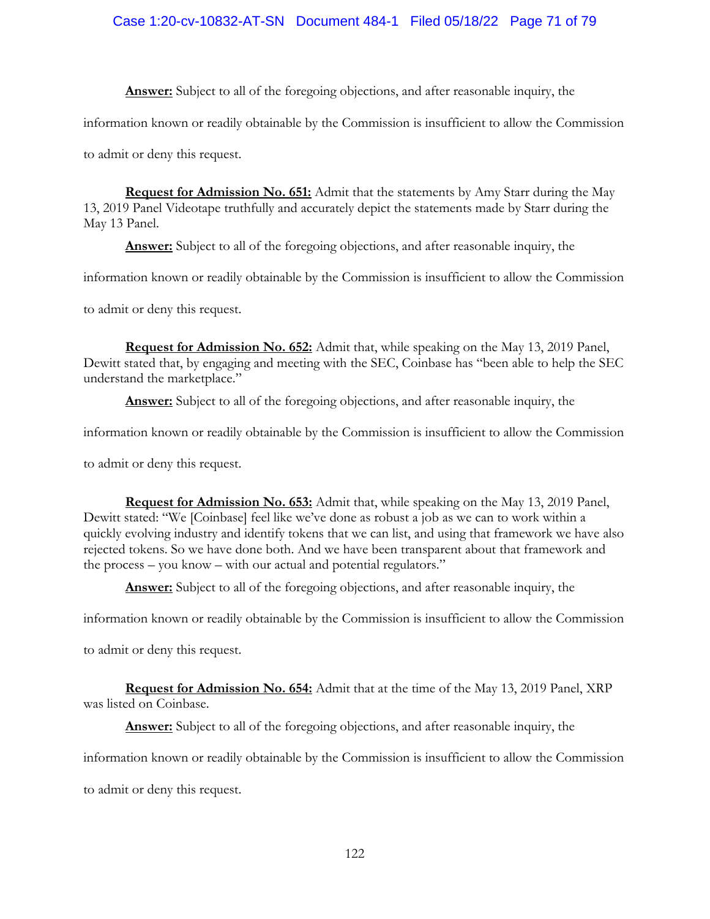**Answer:** Subject to all of the foregoing objections, and after reasonable inquiry, the information known or readily obtainable by the Commission is insufficient to allow the Commission to admit or deny this request.

**Request for Admission No. 651:** Admit that the statements by Amy Starr during the May 13, 2019 Panel Videotape truthfully and accurately depict the statements made by Starr during the May 13 Panel.

**Answer:** Subject to all of the foregoing objections, and after reasonable inquiry, the information known or readily obtainable by the Commission is insufficient to allow the Commission to admit or deny this request.

**Request for Admission No. 652:** Admit that, while speaking on the May 13, 2019 Panel, Dewitt stated that, by engaging and meeting with the SEC, Coinbase has "been able to help the SEC understand the marketplace."

**Answer:** Subject to all of the foregoing objections, and after reasonable inquiry, the information known or readily obtainable by the Commission is insufficient to allow the Commission to admit or deny this request.

**Request for Admission No. 653:** Admit that, while speaking on the May 13, 2019 Panel, Dewitt stated: "We [Coinbase] feel like we've done as robust a job as we can to work within a quickly evolving industry and identify tokens that we can list, and using that framework we have also rejected tokens. So we have done both. And we have been transparent about that framework and the process – you know – with our actual and potential regulators."

**Answer:** Subject to all of the foregoing objections, and after reasonable inquiry, the information known or readily obtainable by the Commission is insufficient to allow the Commission to admit or deny this request.

**Request for Admission No. 654:** Admit that at the time of the May 13, 2019 Panel, XRP was listed on Coinbase.

**Answer:** Subject to all of the foregoing objections, and after reasonable inquiry, the information known or readily obtainable by the Commission is insufficient to allow the Commission to admit or deny this request.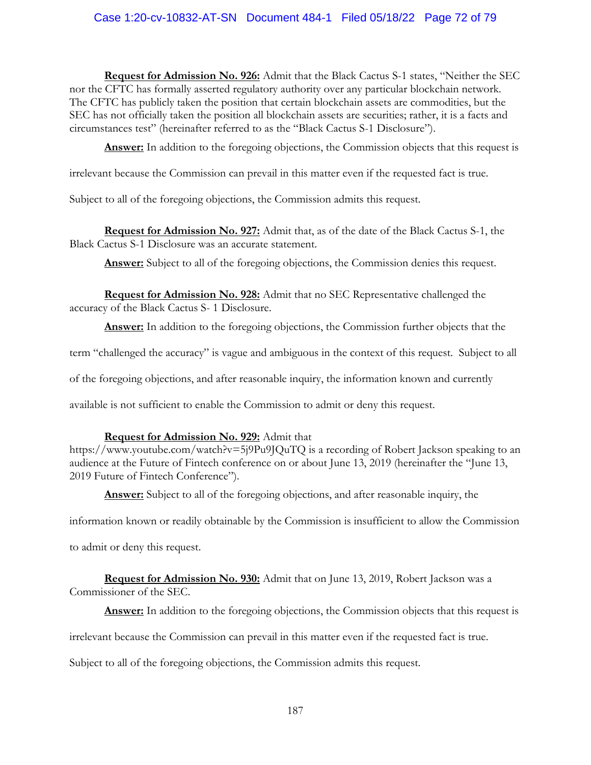**Request for Admission No. 926:** Admit that the Black Cactus S-1 states, "Neither the SEC nor the CFTC has formally asserted regulatory authority over any particular blockchain network. The CFTC has publicly taken the position that certain blockchain assets are commodities, but the SEC has not officially taken the position all blockchain assets are securities; rather, it is a facts and circumstances test" (hereinafter referred to as the "Black Cactus S-1 Disclosure").

**Answer:** In addition to the foregoing objections, the Commission objects that this request is irrelevant because the Commission can prevail in this matter even if the requested fact is true. Subject to all of the foregoing objections, the Commission admits this request.

**Request for Admission No. 927:** Admit that, as of the date of the Black Cactus S-1, the Black Cactus S-1 Disclosure was an accurate statement.

**Answer:** Subject to all of the foregoing objections, the Commission denies this request.

**Request for Admission No. 928:** Admit that no SEC Representative challenged the accuracy of the Black Cactus S- 1 Disclosure.

**Answer:** In addition to the foregoing objections, the Commission further objects that the term "challenged the accuracy" is vague and ambiguous in the context of this request. Subject to all of the foregoing objections, and after reasonable inquiry, the information known and currently available is not sufficient to enable the Commission to admit or deny this request.

**Request for Admission No. 929:** Admit that https://www.youtube.com/watch?v=5j9Pu9JQuTQ is a recording of Robert Jackson speaking to an audience at the Future of Fintech conference on or about June 13, 2019 (hereinafter the "June 13, 2019 Future of Fintech Conference").

**Answer:** Subject to all of the foregoing objections, and after reasonable inquiry, the information known or readily obtainable by the Commission is insufficient to allow the Commission to admit or deny this request.

**Request for Admission No. 930:** Admit that on June 13, 2019, Robert Jackson was a Commissioner of the SEC.

**Answer:** In addition to the foregoing objections, the Commission objects that this request is irrelevant because the Commission can prevail in this matter even if the requested fact is true. Subject to all of the foregoing objections, the Commission admits this request.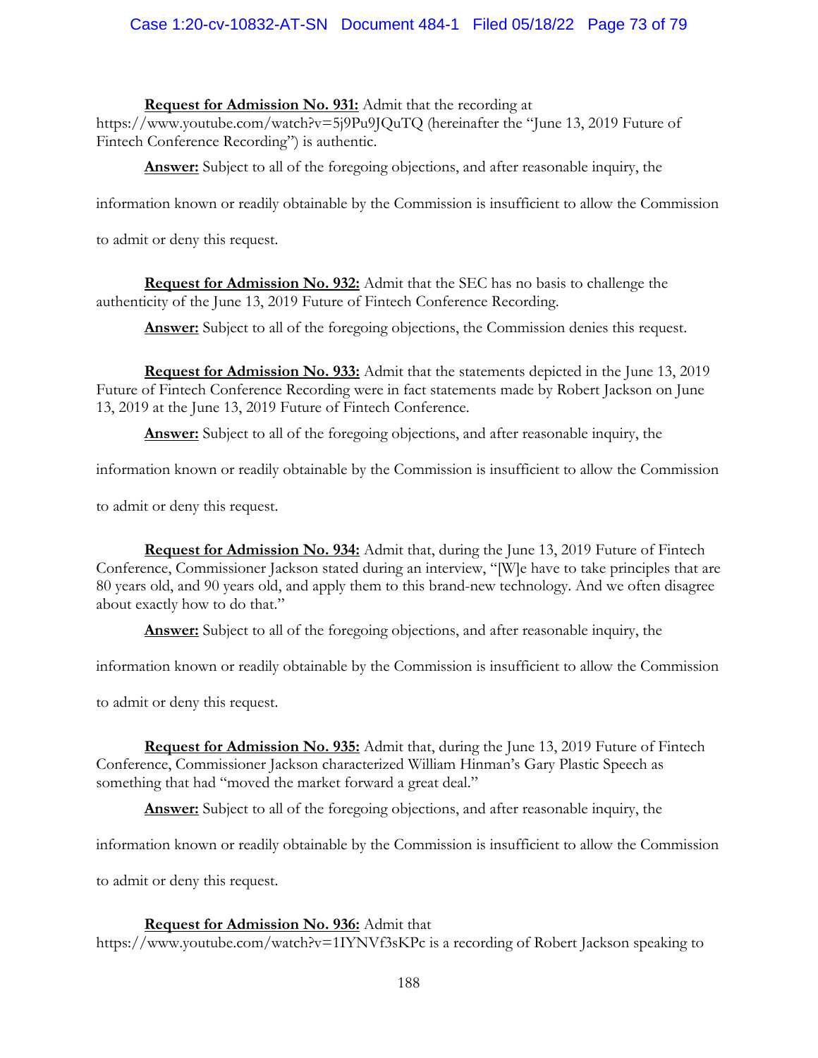**<u>Request for Admission No. 931:</u>** Admit that the recording at https://www.youtube.com/watch?v=5j9Pu9JQuTQ (hereinafter the "June 13, 2019 Future of Fintech Conference Recording") is authentic.

**<u>Answer:</u>** Subject to all of the foregoing objections, and after reasonable inquiry, the information known or readily obtainable by the Commission is insufficient to allow the Commission to admit or deny this request.

**<u>Request for Admission No. 932:</u>** Admit that the SEC has no basis to challenge the authenticity of the June 13, 2019 Future of Fintech Conference Recording.

**<u>Answer:</u>** Subject to all of the foregoing objections, the Commission denies this request.

**<u>Request for Admission No. 933:</u>** Admit that the statements depicted in the June 13, 2019 Future of Fintech Conference Recording were in fact statements made by Robert Jackson on June 13, 2019 at the June 13, 2019 Future of Fintech Conference.

**<u>Answer:</u>** Subject to all of the foregoing objections, and after reasonable inquiry, the information known or readily obtainable by the Commission is insufficient to allow the Commission to admit or deny this request.

**<u>Request for Admission No. 934:</u>** Admit that, during the June 13, 2019 Future of Fintech Conference, Commissioner Jackson stated during an interview, "[W]e have to take principles that are 80 years old, and 90 years old, and apply them to this brand-new technology. And we often disagree about exactly how to do that."

**<u>Answer:</u>** Subject to all of the foregoing objections, and after reasonable inquiry, the information known or readily obtainable by the Commission is insufficient to allow the Commission to admit or deny this request.

**<u>Request for Admission No. 935:</u>** Admit that, during the June 13, 2019 Future of Fintech Conference, Commissioner Jackson characterized William Hinman's Gary Plastic Speech as something that had "moved the market forward a great deal."

**<u>Answer:</u>** Subject to all of the foregoing objections, and after reasonable inquiry, the information known or readily obtainable by the Commission is insufficient to allow the Commission to admit or deny this request.

**<u>Request for Admission No. 936:</u>** Admit that https://www.youtube.com/watch?v=1IYNVf3sKPc is a recording of Robert Jackson speaking to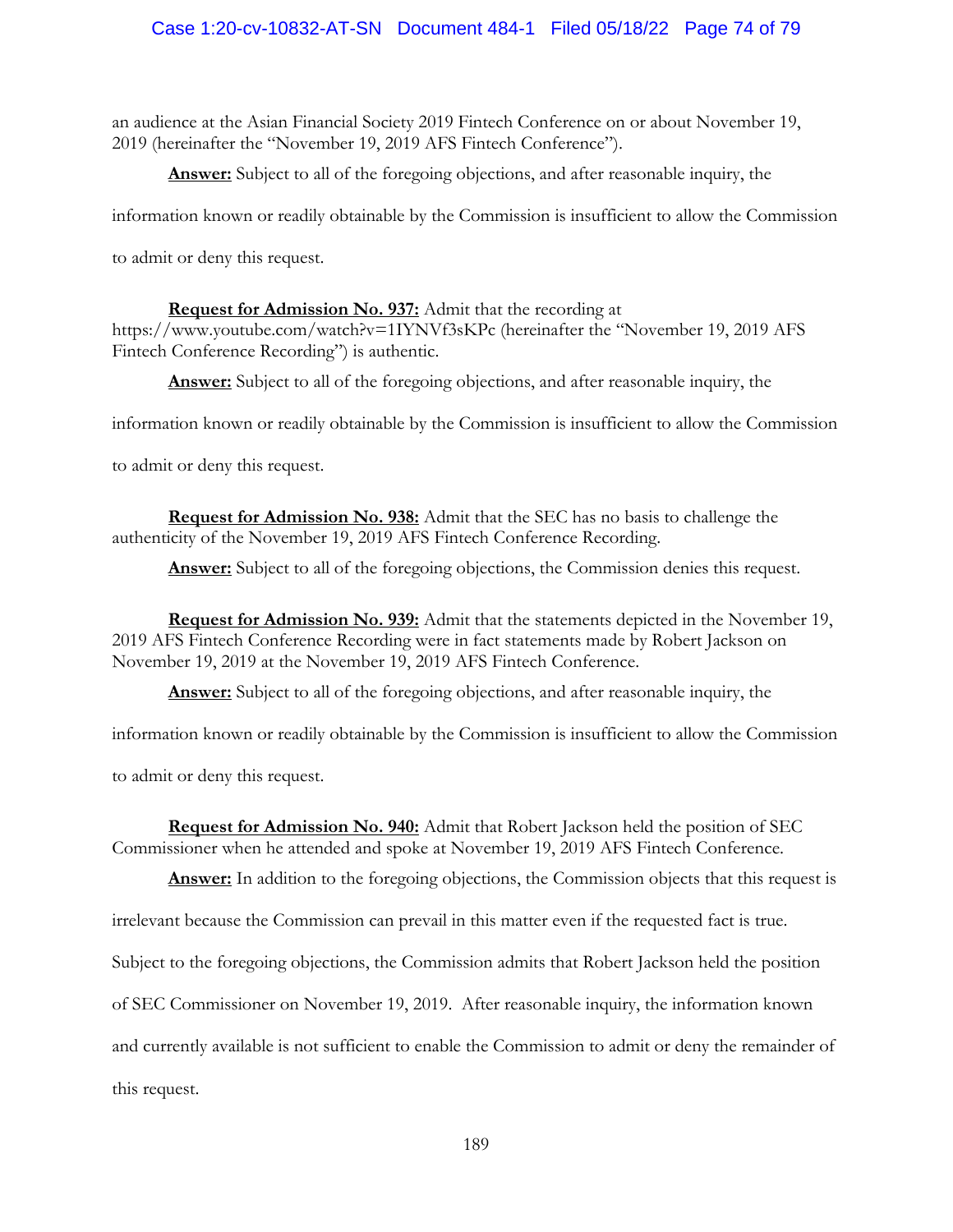an audience at the Asian Financial Society 2019 Fintech Conference on or about November 19, 2019 (hereinafter the "November 19, 2019 AFS Fintech Conference").

**Answer:** Subject to all of the foregoing objections, and after reasonable inquiry, the information known or readily obtainable by the Commission is insufficient to allow the Commission to admit or deny this request.

**Request for Admission No. 937:** Admit that the recording at https://www.youtube.com/watch?v=1IYNVf3sKPc (hereinafter the "November 19, 2019 AFS Fintech Conference Recording") is authentic.

**Answer:** Subject to all of the foregoing objections, and after reasonable inquiry, the information known or readily obtainable by the Commission is insufficient to allow the Commission to admit or deny this request.

**Request for Admission No. 938:** Admit that the SEC has no basis to challenge the authenticity of the November 19, 2019 AFS Fintech Conference Recording.

**Answer:** Subject to all of the foregoing objections, the Commission denies this request.

**Request for Admission No. 939:** Admit that the statements depicted in the November 19, 2019 AFS Fintech Conference Recording were in fact statements made by Robert Jackson on November 19, 2019 at the November 19, 2019 AFS Fintech Conference.

**Answer:** Subject to all of the foregoing objections, and after reasonable inquiry, the information known or readily obtainable by the Commission is insufficient to allow the Commission to admit or deny this request.

**Request for Admission No. 940:** Admit that Robert Jackson held the position of SEC Commissioner when he attended and spoke at November 19, 2019 AFS Fintech Conference.

**Answer:** In addition to the foregoing objections, the Commission objects that this request is irrelevant because the Commission can prevail in this matter even if the requested fact is true. Subject to the foregoing objections, the Commission admits that Robert Jackson held the position of SEC Commissioner on November 19, 2019. After reasonable inquiry, the information known and currently available is not sufficient to enable the Commission to admit or deny the remainder of this request.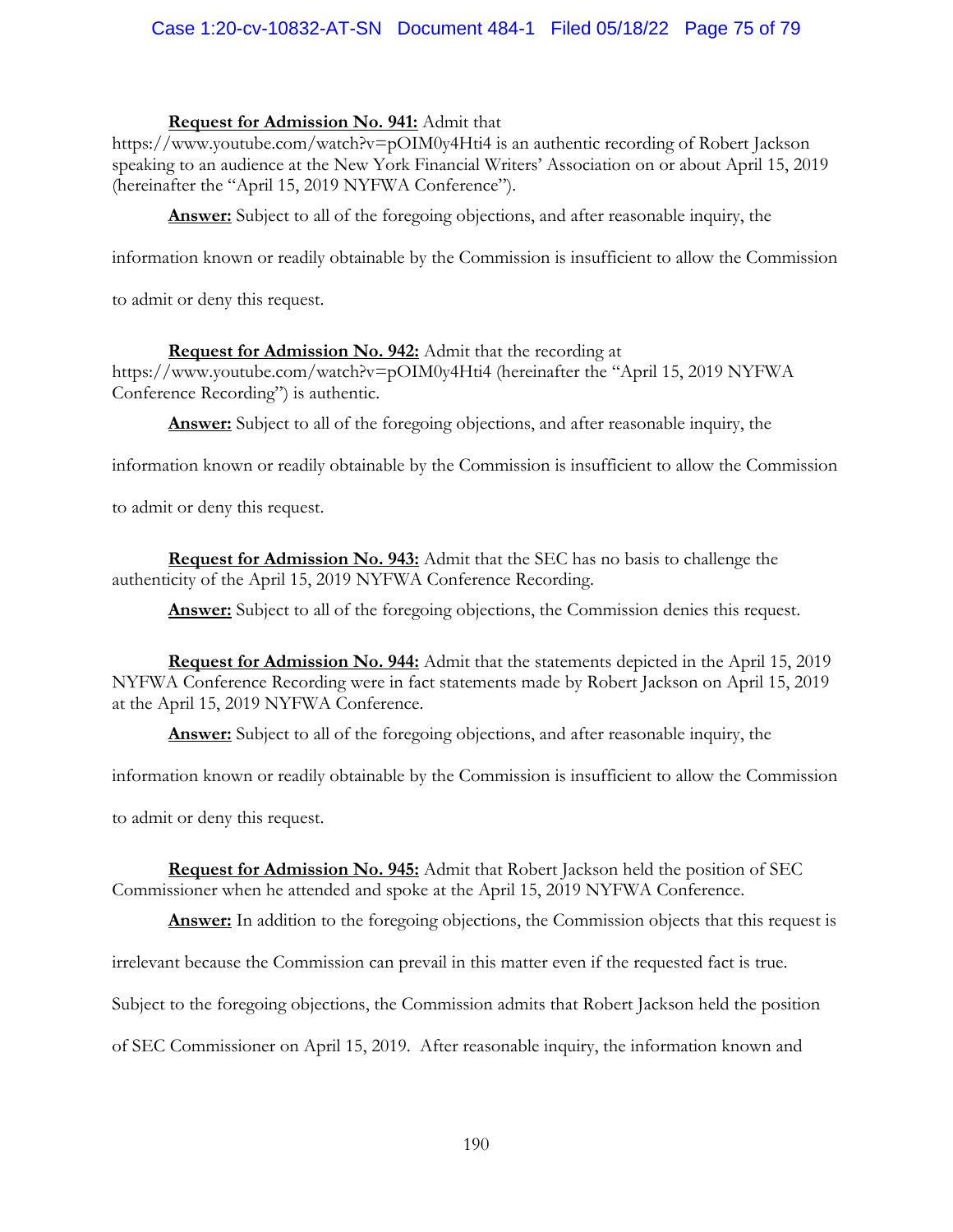**Request for Admission No. 941:** Admit that https://www.youtube.com/watch?v=pOIM0y4Hti4 is an authentic recording of Robert Jackson speaking to an audience at the New York Financial Writers' Association on or about April 15, 2019 (hereinafter the "April 15, 2019 NYFWA Conference").

**Answer:** Subject to all of the foregoing objections, and after reasonable inquiry, the information known or readily obtainable by the Commission is insufficient to allow the Commission to admit or deny this request.

**Request for Admission No. 942:** Admit that the recording at https://www.youtube.com/watch?v=pOIM0y4Hti4 (hereinafter the "April 15, 2019 NYFWA Conference Recording") is authentic.

**Answer:** Subject to all of the foregoing objections, and after reasonable inquiry, the information known or readily obtainable by the Commission is insufficient to allow the Commission to admit or deny this request.

**Request for Admission No. 943:** Admit that the SEC has no basis to challenge the authenticity of the April 15, 2019 NYFWA Conference Recording.

**Answer:** Subject to all of the foregoing objections, the Commission denies this request.

**Request for Admission No. 944:** Admit that the statements depicted in the April 15, 2019 NYFWA Conference Recording were in fact statements made by Robert Jackson on April 15, 2019 at the April 15, 2019 NYFWA Conference.

**Answer:** Subject to all of the foregoing objections, and after reasonable inquiry, the information known or readily obtainable by the Commission is insufficient to allow the Commission to admit or deny this request.

**Request for Admission No. 945:** Admit that Robert Jackson held the position of SEC Commissioner when he attended and spoke at the April 15, 2019 NYFWA Conference.

**Answer:** In addition to the foregoing objections, the Commission objects that this request is irrelevant because the Commission can prevail in this matter even if the requested fact is true. Subject to the foregoing objections, the Commission admits that Robert Jackson held the position of SEC Commissioner on April 15, 2019. After reasonable inquiry, the information known and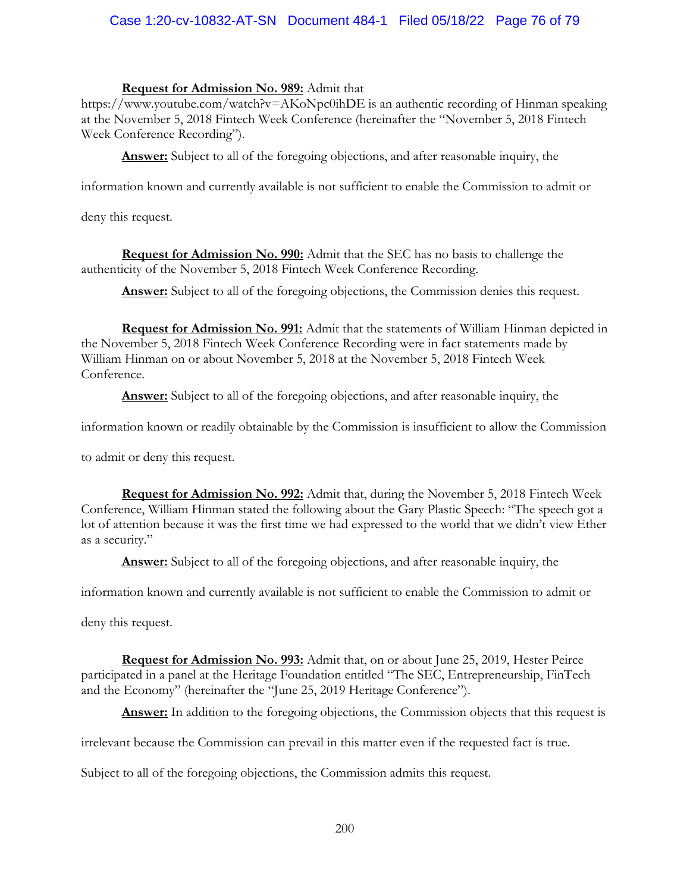**Request for Admission No. 989:** Admit that https://www.youtube.com/watch?v=AKoNpc0ihDE is an authentic recording of Hinman speaking at the November 5, 2018 Fintech Week Conference (hereinafter the "November 5, 2018 Fintech Week Conference Recording").

**Answer:** Subject to all of the foregoing objections, and after reasonable inquiry, the information known and currently available is not sufficient to enable the Commission to admit or deny this request.

**Request for Admission No. 990:** Admit that the SEC has no basis to challenge the authenticity of the November 5, 2018 Fintech Week Conference Recording.

**Answer:** Subject to all of the foregoing objections, the Commission denies this request.

**Request for Admission No. 991:** Admit that the statements of William Hinman depicted in the November 5, 2018 Fintech Week Conference Recording were in fact statements made by William Hinman on or about November 5, 2018 at the November 5, 2018 Fintech Week Conference.

**Answer:** Subject to all of the foregoing objections, and after reasonable inquiry, the information known or readily obtainable by the Commission is insufficient to allow the Commission to admit or deny this request.

**Request for Admission No. 992:** Admit that, during the November 5, 2018 Fintech Week Conference, William Hinman stated the following about the Gary Plastic Speech: "The speech got a lot of attention because it was the first time we had expressed to the world that we didn't view Ether as a security."

**Answer:** Subject to all of the foregoing objections, and after reasonable inquiry, the information known and currently available is not sufficient to enable the Commission to admit or deny this request.

**Request for Admission No. 993:** Admit that, on or about June 25, 2019, Hester Peirce participated in a panel at the Heritage Foundation entitled "The SEC, Entrepreneurship, FinTech and the Economy" (hereinafter the "June 25, 2019 Heritage Conference").

**Answer:** In addition to the foregoing objections, the Commission objects that this request is irrelevant because the Commission can prevail in this matter even if the requested fact is true. Subject to all of the foregoing objections, the Commission admits this request.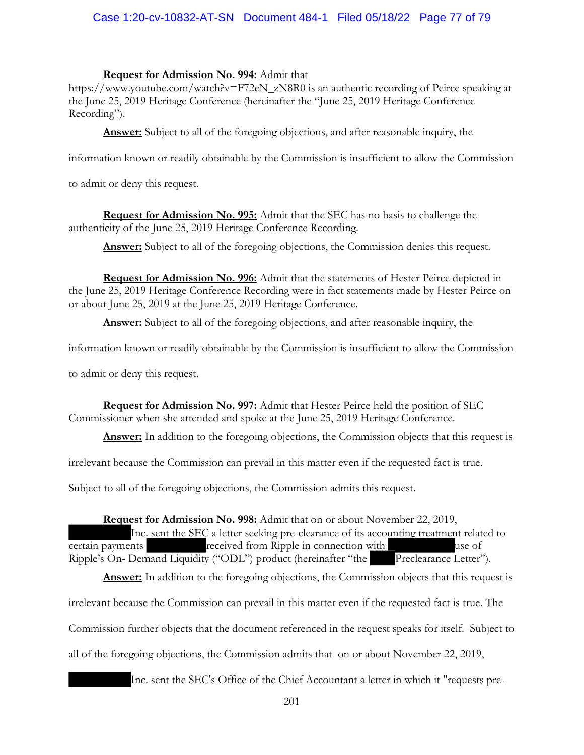**Request for Admission No. 994:** Admit that https://www.youtube.com/watch?v=F72eN_zN8R0 is an authentic recording of Peirce speaking at the June 25, 2019 Heritage Conference (hereinafter the "June 25, 2019 Heritage Conference Recording").

**Answer:** Subject to all of the foregoing objections, and after reasonable inquiry, the information known or readily obtainable by the Commission is insufficient to allow the Commission to admit or deny this request.

**Request for Admission No. 995:** Admit that the SEC has no basis to challenge the authenticity of the June 25, 2019 Heritage Conference Recording.

**Answer:** Subject to all of the foregoing objections, the Commission denies this request.

**Request for Admission No. 996:** Admit that the statements of Hester Peirce depicted in the June 25, 2019 Heritage Conference Recording were in fact statements made by Hester Peirce on or about June 25, 2019 at the June 25, 2019 Heritage Conference.

**Answer:** Subject to all of the foregoing objections, and after reasonable inquiry, the information known or readily obtainable by the Commission is insufficient to allow the Commission to admit or deny this request.

**Request for Admission No. 997:** Admit that Hester Peirce held the position of SEC Commissioner when she attended and spoke at the June 25, 2019 Heritage Conference.

**Answer:** In addition to the foregoing objections, the Commission objects that this request is irrelevant because the Commission can prevail in this matter even if the requested fact is true. Subject to all of the foregoing objections, the Commission admits this request.

**Request for Admission No. 998:** Admit that on or about November 22, 2019, [REDACTED] Inc. sent the SEC a letter seeking pre-clearance of its accounting treatment related to certain payments [REDACTED] received from Ripple in connection with [REDACTED] use of Ripple's On- Demand Liquidity ("ODL") product (hereinafter "the [REDACTED] Preclearance Letter").

**Answer:** In addition to the foregoing objections, the Commission objects that this request is irrelevant because the Commission can prevail in this matter even if the requested fact is true. The Commission further objects that the document referenced in the request speaks for itself. Subject to all of the foregoing objections, the Commission admits that on or about November 22, 2019, [REDACTED] Inc. sent the SEC's Office of the Chief Accountant a letter in which it "requests pre-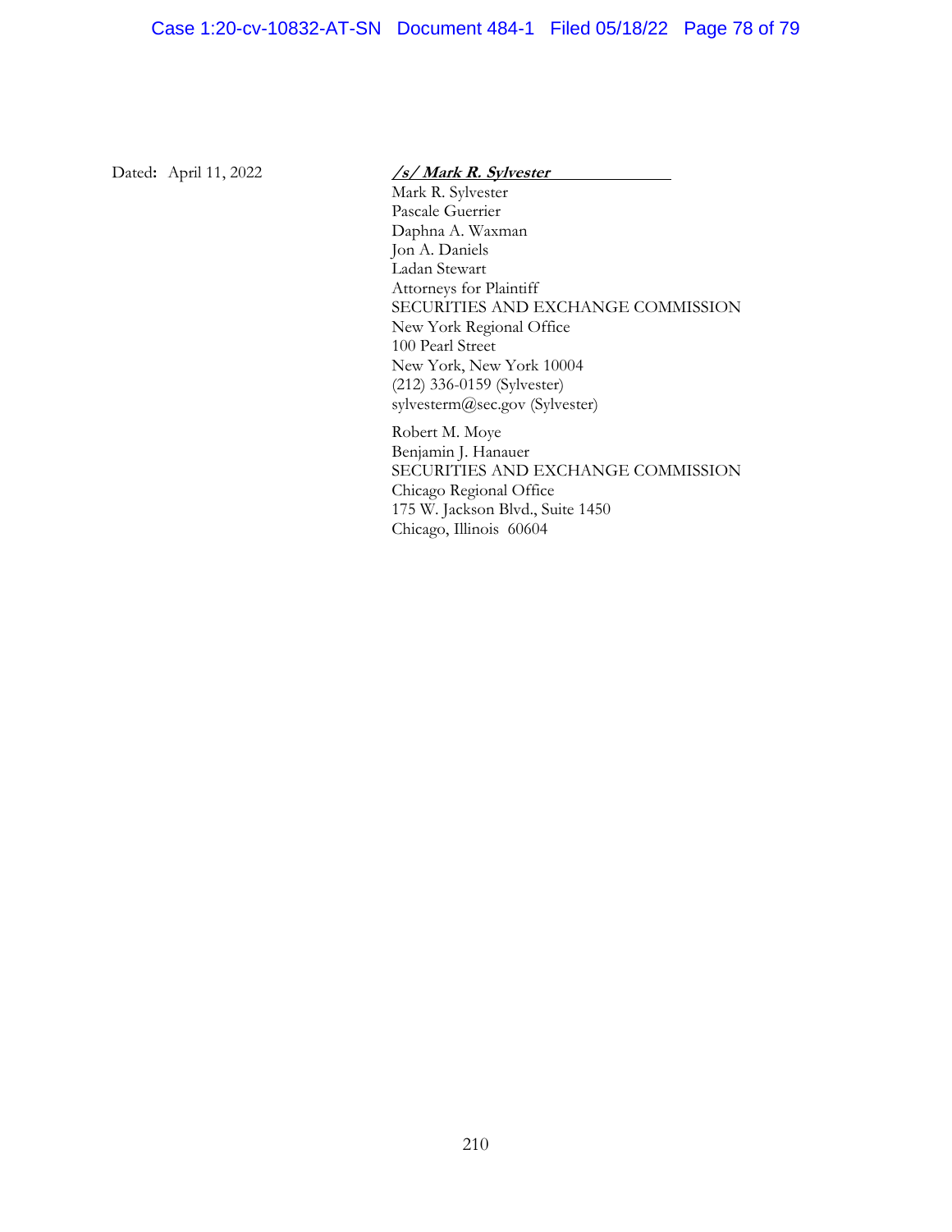Dated: April 11, 2022

***/s/ Mark R. Sylvester***

Mark R. Sylvester
Pascale Guerrier
Daphna A. Waxman
Jon A. Daniels
Ladan Stewart
Attorneys for Plaintiff
SECURITIES AND EXCHANGE COMMISSION
New York Regional Office
100 Pearl Street
New York, New York 10004
(212) 336-0159 (Sylvester)
sylvesterm@sec.gov (Sylvester)

Robert M. Moye
Benjamin J. Hanauer
SECURITIES AND EXCHANGE COMMISSION
Chicago Regional Office
175 W. Jackson Blvd., Suite 1450
Chicago, Illinois 60604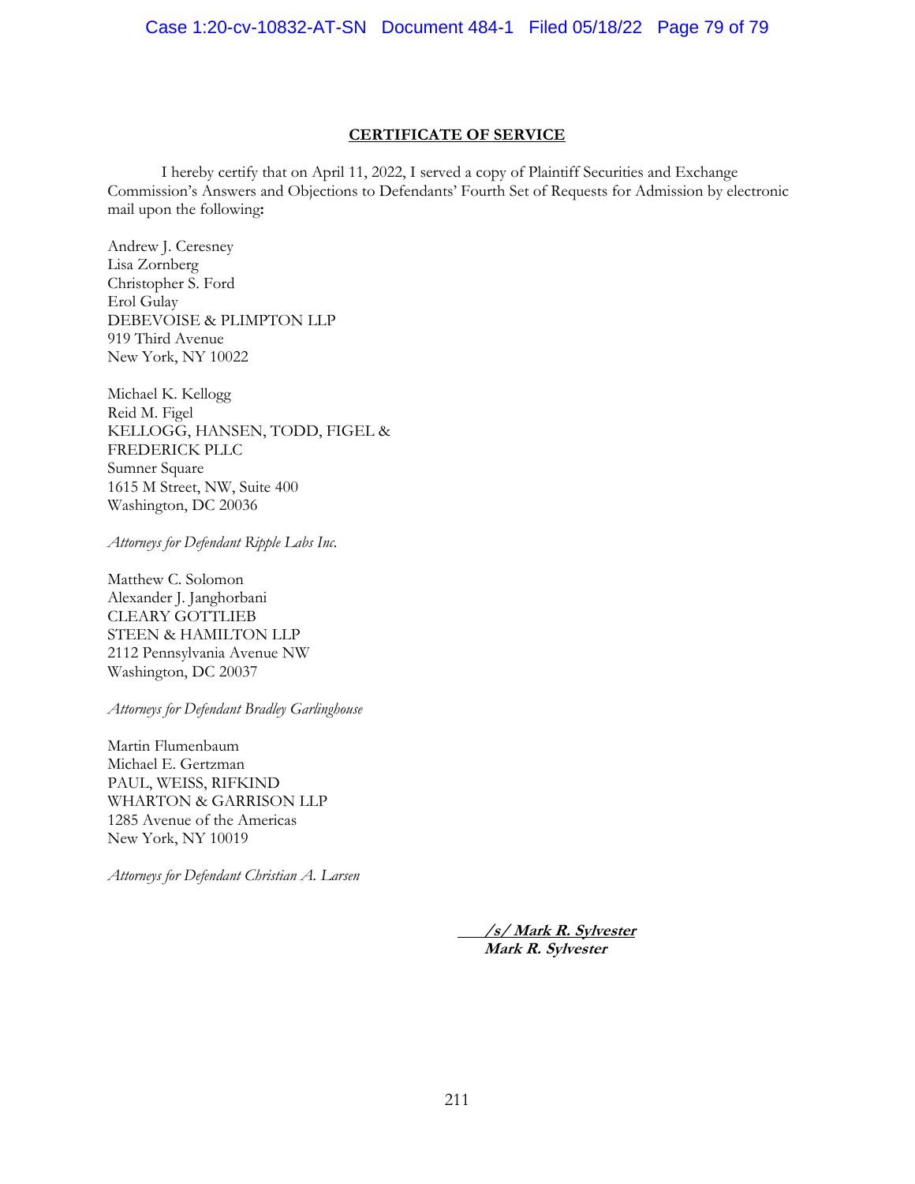## CERTIFICATE OF SERVICE

I hereby certify that on April 11, 2022, I served a copy of Plaintiff Securities and Exchange Commission's Answers and Objections to Defendants' Fourth Set of Requests for Admission by electronic mail upon the following**:**

Andrew J. Ceresney
Lisa Zornberg
Christopher S. Ford
Erol Gulay
DEBEVOISE & PLIMPTON LLP
919 Third Avenue
New York, NY 10022

Michael K. Kellogg
Reid M. Figel
KELLOGG, HANSEN, TODD, FIGEL &
FREDERICK PLLC
Sumner Square
1615 M Street, NW, Suite 400
Washington, DC 20036

*Attorneys for Defendant Ripple Labs Inc.*

Matthew C. Solomon
Alexander J. Janghorbani
CLEARY GOTTLIEB
STEEN & HAMILTON LLP
2112 Pennsylvania Avenue NW
Washington, DC 20037

*Attorneys for Defendant Bradley Garlinghouse*

Martin Flumenbaum
Michael E. Gertzman
PAUL, WEISS, RIFKIND
WHARTON & GARRISON LLP
1285 Avenue of the Americas
New York, NY 10019

*Attorneys for Defendant Christian A. Larsen*

***/s/ Mark R. Sylvester***
***Mark R. Sylvester***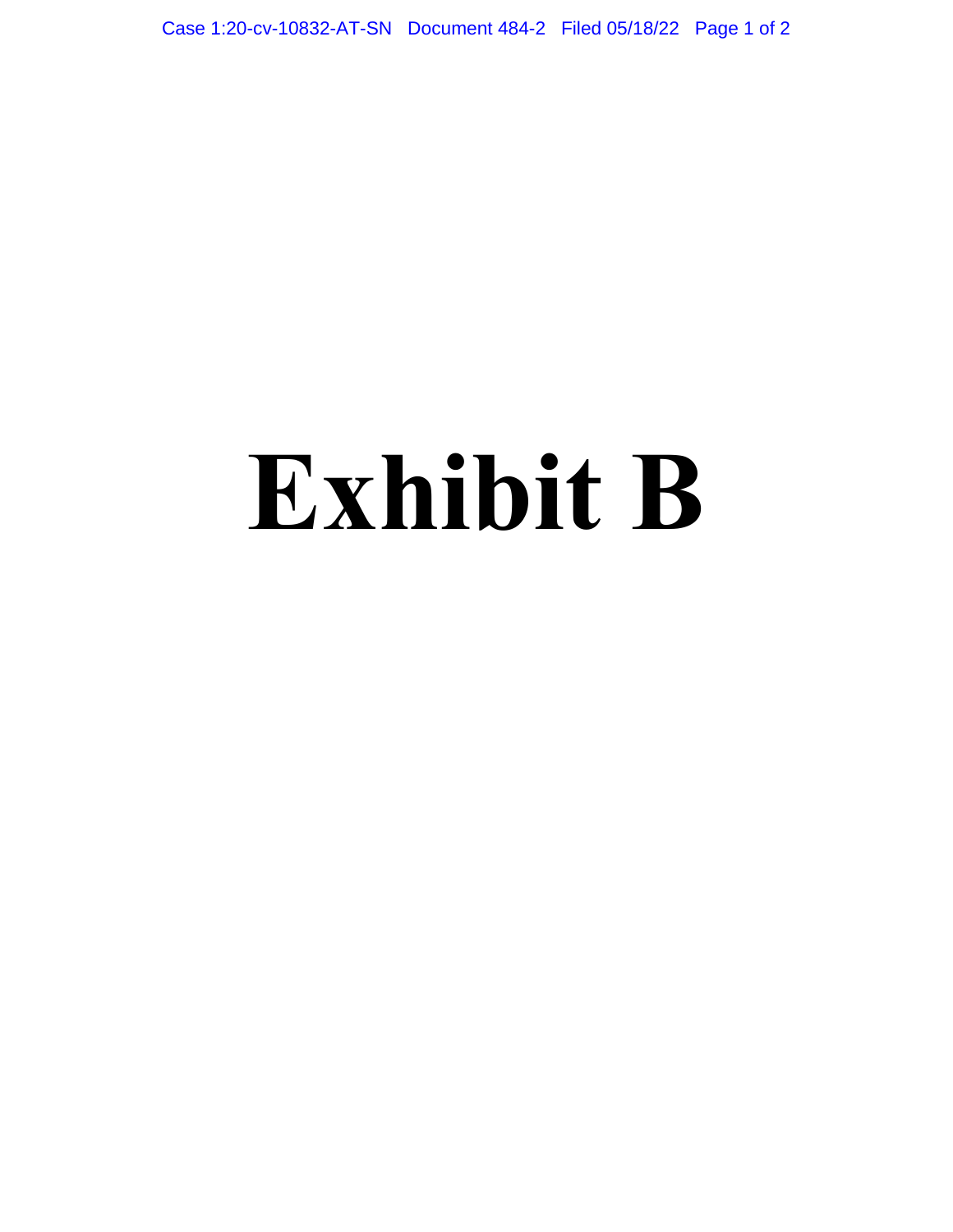# Exhibit B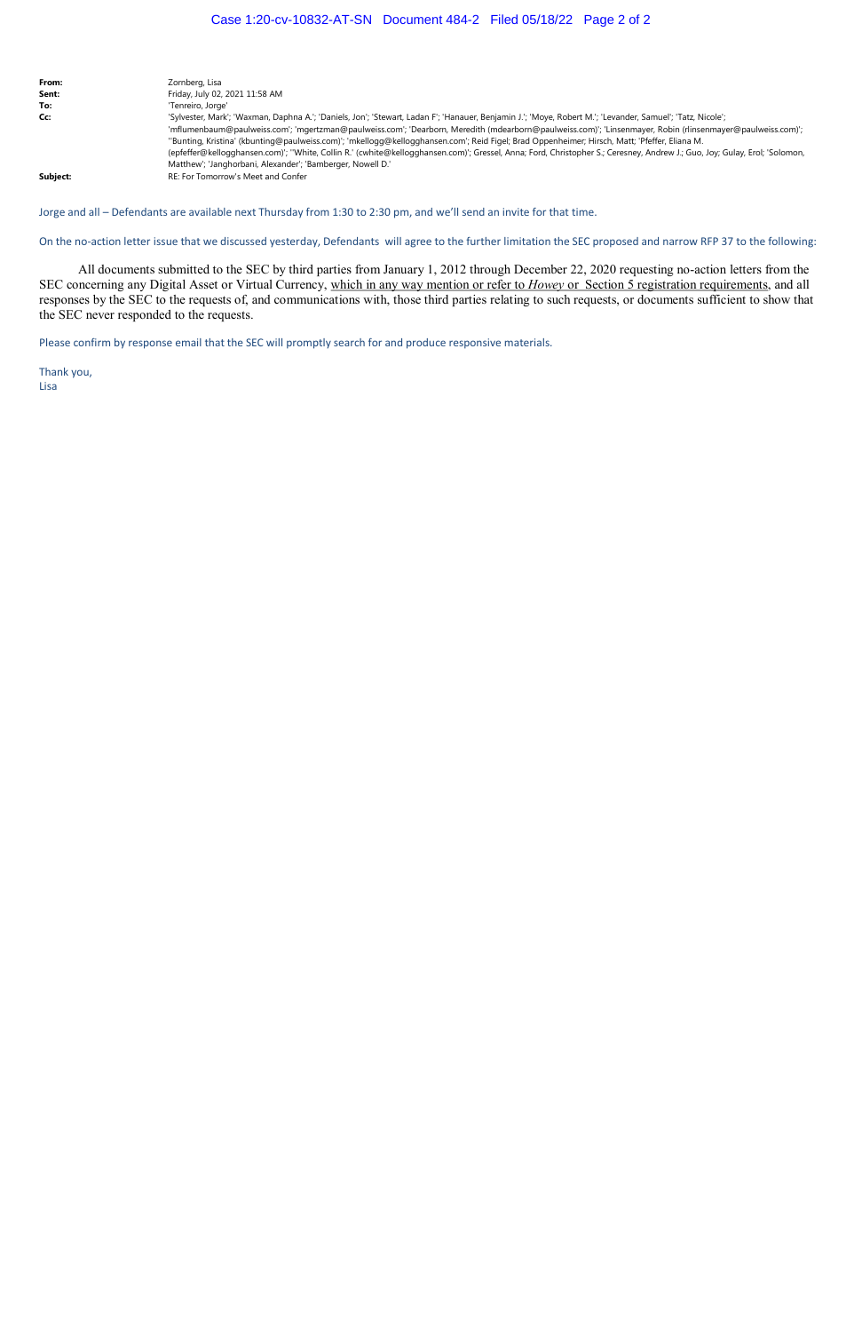**From:** Zornberg, Lisa
**Sent:** Friday, July 02, 2021 11:58 AM
**To:** 'Tenreiro, Jorge'
**Cc:** 'Sylvester, Mark'; 'Waxman, Daphna A.'; 'Daniels, Jon'; 'Stewart, Ladan F'; 'Hanauer, Benjamin J.'; 'Moye, Robert M.'; 'Levander, Samuel'; 'Tatz, Nicole'; 'mflumenbaum@paulweiss.com'; 'mgertzman@paulweiss.com'; 'Dearborn, Meredith (mdearborn@paulweiss.com)'; 'Linsenmayer, Robin (rlinsenmayer@paulweiss.com)'; ''Bunting, Kristina' (kbunting@paulweiss.com)'; 'mkellogg@kellogghansen.com'; Reid Figel; Brad Oppenheimer; Hirsch, Matt; 'Pfeffer, Eliana M. (epfeffer@kellogghansen.com)'; ''White, Collin R.' (cwhite@kellogghansen.com)'; Gressel, Anna; Ford, Christopher S.; Ceresney, Andrew J.; Guo, Joy; Gulay, Erol; 'Solomon, Matthew'; 'Janghorbani, Alexander'; 'Bamberger, Nowell D.'
**Subject:** RE: For Tomorrow's Meet and Confer

Jorge and all – Defendants are available next Thursday from 1:30 to 2:30 pm, and we'll send an invite for that time.

On the no-action letter issue that we discussed yesterday, Defendants will agree to the further limitation the SEC proposed and narrow RFP 37 to the following:

> All documents submitted to the SEC by third parties from January 1, 2012 through December 22, 2020 requesting no-action letters from the SEC concerning any Digital Asset or Virtual Currency, <u>which in any way mention or refer to *Howey* or Section 5 registration requirements</u>, and all responses by the SEC to the requests of, and communications with, those third parties relating to such requests, or documents sufficient to show that the SEC never responded to the requests.

Please confirm by response email that the SEC will promptly search for and produce responsive materials.

Thank you,
Lisa